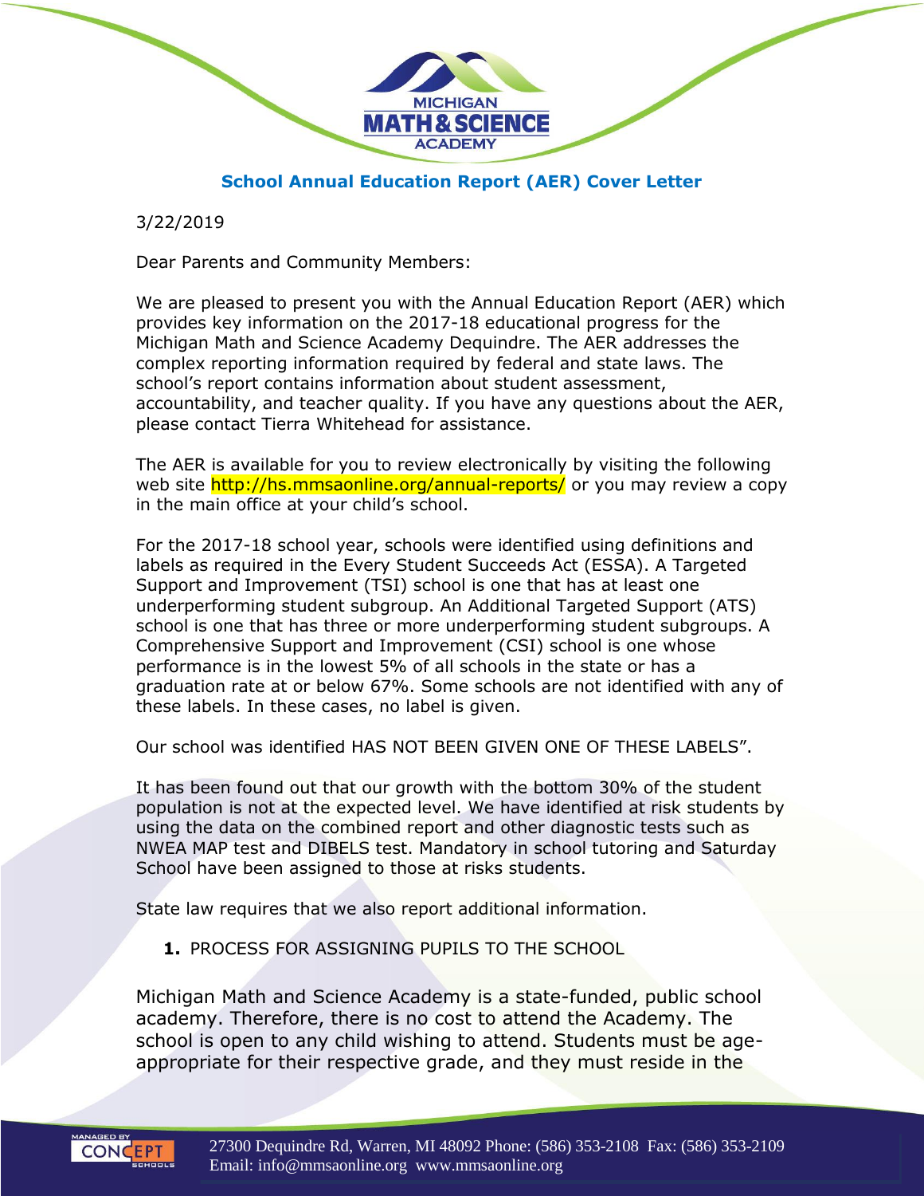## School Annual Education Report (AER) Cover Letter

3/22/2019

Dear Parents and Community Members:

We are pleased to present you with the Annual Education Report (AER) which provides key information on the 2017-18 educational progress for the Michigan Math and Science Academy Dequindre. The AER addresses the complex reporting information required by federal and state laws. The school's report contains information about student assessment, accountability, and teacher quality. If you have any questions about the AER, please contact Tierra Whitehead for assistance.

The AER is available for you to review electronically by visiting the following web site http://hs.mmsaonline.org/annual-reports/ or you may review a copy in the main office at your child's school.

For the 2017-18 school year, schools were identified using definitions and labels as required in the Every Student Succeeds Act (ESSA). A Targeted Support and Improvement (TSI) school is one that has at least one underperforming student subgroup. An Additional Targeted Support (ATS) school is one that has three or more underperforming student subgroups. A Comprehensive Support and Improvement (CSI) school is one whose performance is in the lowest 5% of all schools in the state or has a graduation rate at or below 67%. Some schools are not identified with any of these labels. In these cases, no label is given.

Our school was identified HAS NOT BEEN GIVEN ONE OF THESE LABELS".

It has been found out that our growth with the bottom 30% of the student population is not at the expected level. We have identified at risk students by using the data on the combined report and other diagnostic tests such as NWEA MAP test and DIBELS test. Mandatory in school tutoring and Saturday School have been assigned to those at risks students.

State law requires that we also report additional information.

1. PROCESS FOR ASSIGNING PUPILS TO THE SCHOOL

Michigan Math and Science Academy is a state-funded, public school academy. Therefore, there is no cost to attend the Academy. The school is open to any child wishing to attend. Students must be age-appropriate for their respective grade, and they must reside in the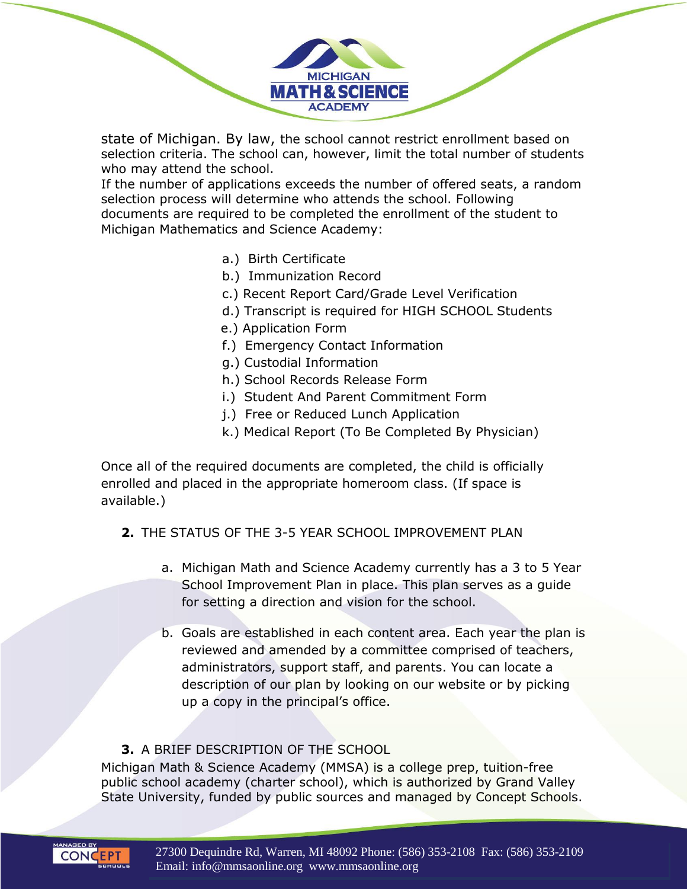state of Michigan. By law, the school cannot restrict enrollment based on selection criteria. The school can, however, limit the total number of students who may attend the school.

If the number of applications exceeds the number of offered seats, a random selection process will determine who attends the school. Following documents are required to be completed the enrollment of the student to Michigan Mathematics and Science Academy:

a.) Birth Certificate
b.) Immunization Record
c.) Recent Report Card/Grade Level Verification
d.) Transcript is required for HIGH SCHOOL Students
e.) Application Form
f.) Emergency Contact Information
g.) Custodial Information
h.) School Records Release Form
i.) Student And Parent Commitment Form
j.) Free or Reduced Lunch Application
k.) Medical Report (To Be Completed By Physician)

Once all of the required documents are completed, the child is officially enrolled and placed in the appropriate homeroom class. (If space is available.)

**2.** THE STATUS OF THE 3-5 YEAR SCHOOL IMPROVEMENT PLAN

a. Michigan Math and Science Academy currently has a 3 to 5 Year School Improvement Plan in place. This plan serves as a guide for setting a direction and vision for the school.

b. Goals are established in each content area. Each year the plan is reviewed and amended by a committee comprised of teachers, administrators, support staff, and parents. You can locate a description of our plan by looking on our website or by picking up a copy in the principal's office.

**3.** A BRIEF DESCRIPTION OF THE SCHOOL

Michigan Math & Science Academy (MMSA) is a college prep, tuition-free public school academy (charter school), which is authorized by Grand Valley State University, funded by public sources and managed by Concept Schools.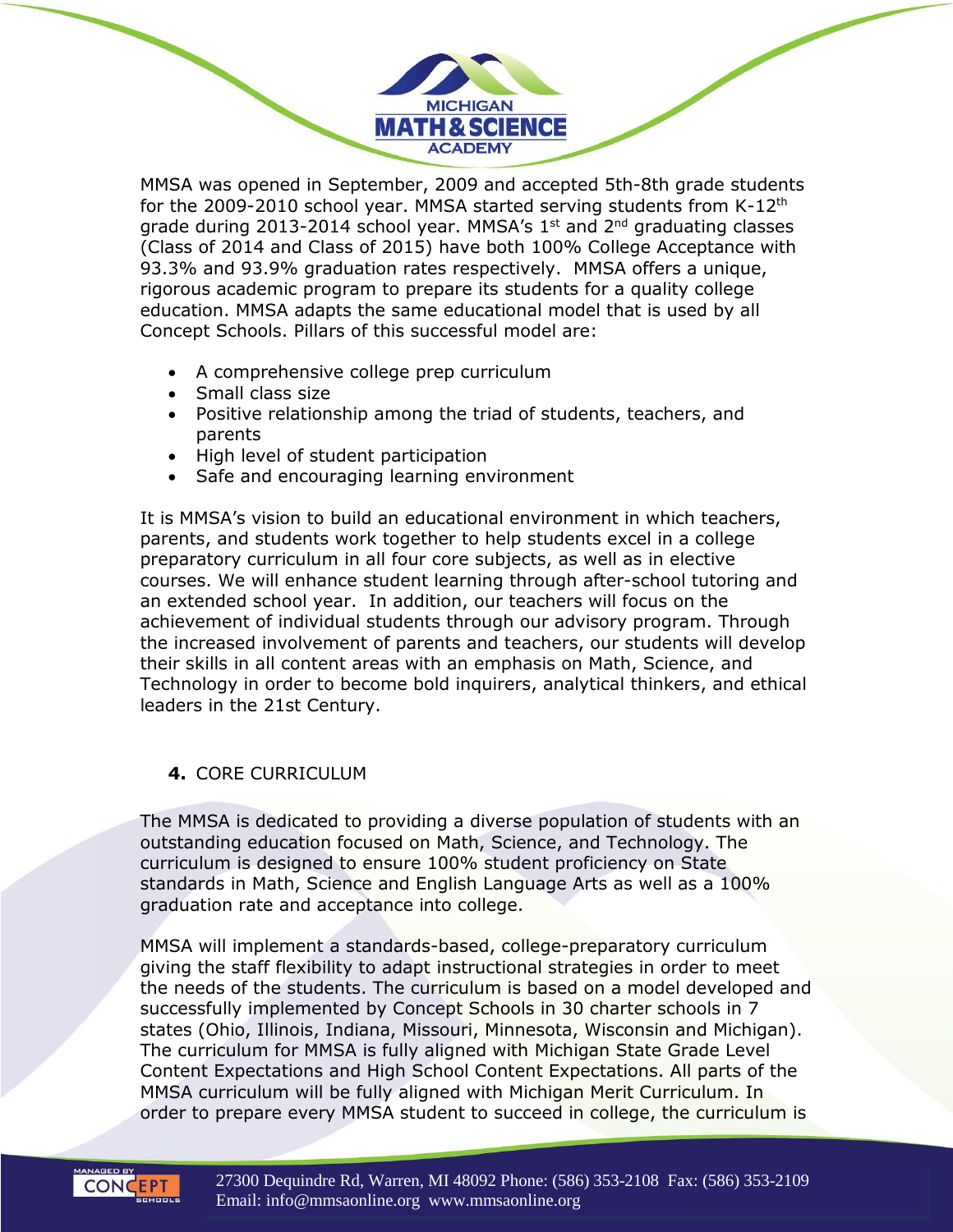MMSA was opened in September, 2009 and accepted 5th-8th grade students for the 2009-2010 school year. MMSA started serving students from K-12th grade during 2013-2014 school year. MMSA's 1st and 2nd graduating classes (Class of 2014 and Class of 2015) have both 100% College Acceptance with 93.3% and 93.9% graduation rates respectively. MMSA offers a unique, rigorous academic program to prepare its students for a quality college education. MMSA adapts the same educational model that is used by all Concept Schools. Pillars of this successful model are:

- A comprehensive college prep curriculum
- Small class size
- Positive relationship among the triad of students, teachers, and parents
- High level of student participation
- Safe and encouraging learning environment

It is MMSA's vision to build an educational environment in which teachers, parents, and students work together to help students excel in a college preparatory curriculum in all four core subjects, as well as in elective courses. We will enhance student learning through after-school tutoring and an extended school year. In addition, our teachers will focus on the achievement of individual students through our advisory program. Through the increased involvement of parents and teachers, our students will develop their skills in all content areas with an emphasis on Math, Science, and Technology in order to become bold inquirers, analytical thinkers, and ethical leaders in the 21st Century.

## 4. CORE CURRICULUM

The MMSA is dedicated to providing a diverse population of students with an outstanding education focused on Math, Science, and Technology. The curriculum is designed to ensure 100% student proficiency on State standards in Math, Science and English Language Arts as well as a 100% graduation rate and acceptance into college.

MMSA will implement a standards-based, college-preparatory curriculum giving the staff flexibility to adapt instructional strategies in order to meet the needs of the students. The curriculum is based on a model developed and successfully implemented by Concept Schools in 30 charter schools in 7 states (Ohio, Illinois, Indiana, Missouri, Minnesota, Wisconsin and Michigan). The curriculum for MMSA is fully aligned with Michigan State Grade Level Content Expectations and High School Content Expectations. All parts of the MMSA curriculum will be fully aligned with Michigan Merit Curriculum. In order to prepare every MMSA student to succeed in college, the curriculum is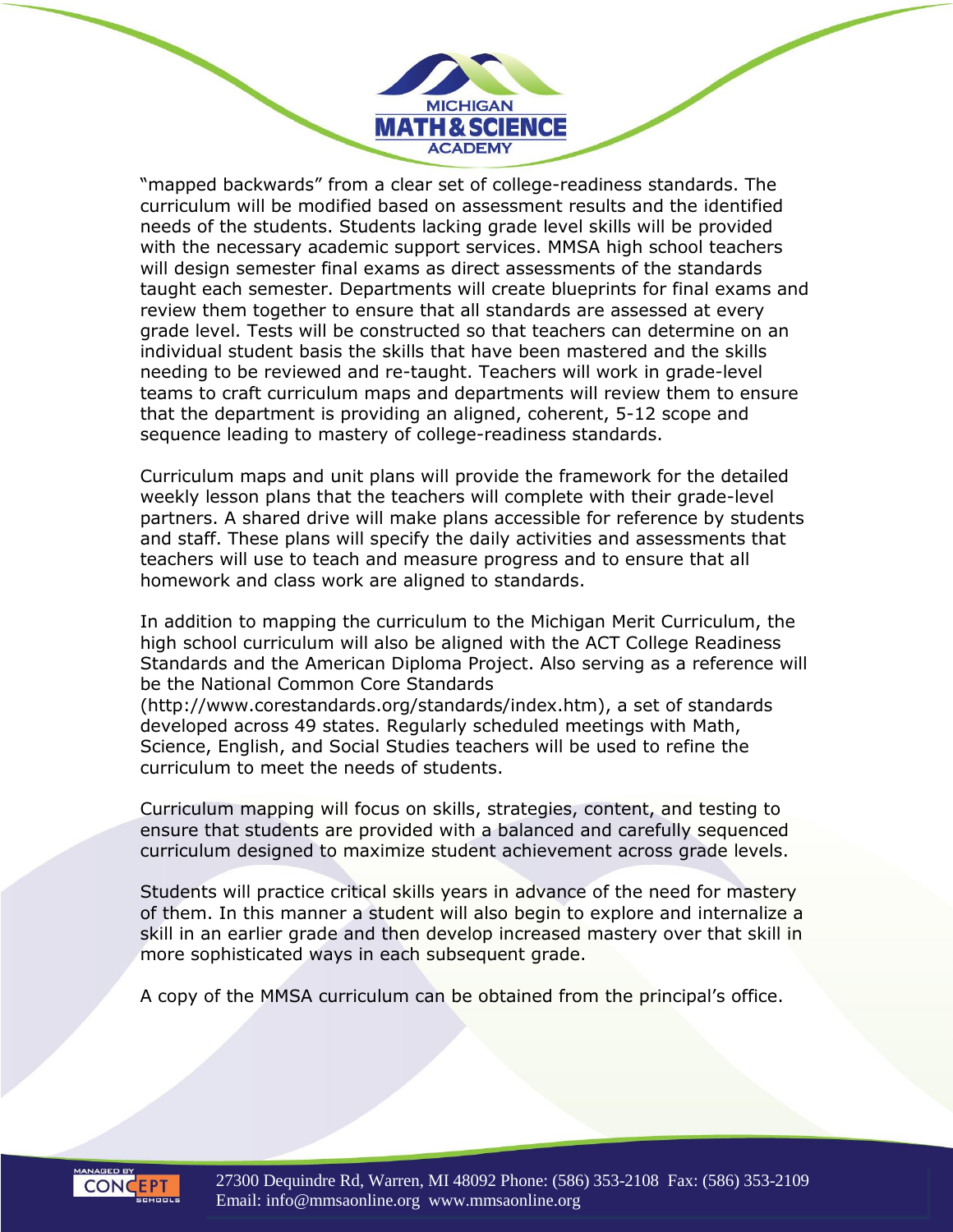"mapped backwards" from a clear set of college-readiness standards. The curriculum will be modified based on assessment results and the identified needs of the students. Students lacking grade level skills will be provided with the necessary academic support services. MMSA high school teachers will design semester final exams as direct assessments of the standards taught each semester. Departments will create blueprints for final exams and review them together to ensure that all standards are assessed at every grade level. Tests will be constructed so that teachers can determine on an individual student basis the skills that have been mastered and the skills needing to be reviewed and re-taught. Teachers will work in grade-level teams to craft curriculum maps and departments will review them to ensure that the department is providing an aligned, coherent, 5-12 scope and sequence leading to mastery of college-readiness standards.

Curriculum maps and unit plans will provide the framework for the detailed weekly lesson plans that the teachers will complete with their grade-level partners. A shared drive will make plans accessible for reference by students and staff. These plans will specify the daily activities and assessments that teachers will use to teach and measure progress and to ensure that all homework and class work are aligned to standards.

In addition to mapping the curriculum to the Michigan Merit Curriculum, the high school curriculum will also be aligned with the ACT College Readiness Standards and the American Diploma Project. Also serving as a reference will be the National Common Core Standards (http://www.corestandards.org/standards/index.htm), a set of standards developed across 49 states. Regularly scheduled meetings with Math, Science, English, and Social Studies teachers will be used to refine the curriculum to meet the needs of students.

Curriculum mapping will focus on skills, strategies, content, and testing to ensure that students are provided with a balanced and carefully sequenced curriculum designed to maximize student achievement across grade levels.

Students will practice critical skills years in advance of the need for mastery of them. In this manner a student will also begin to explore and internalize a skill in an earlier grade and then develop increased mastery over that skill in more sophisticated ways in each subsequent grade.

A copy of the MMSA curriculum can be obtained from the principal's office.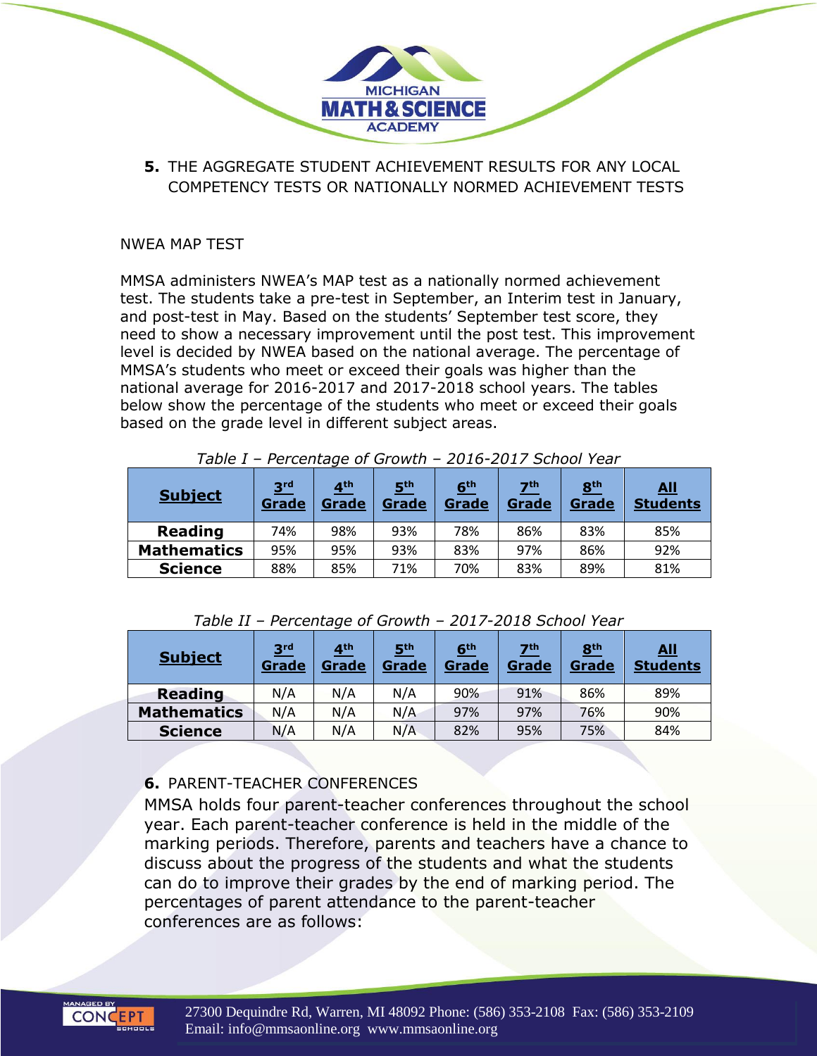**5.** THE AGGREGATE STUDENT ACHIEVEMENT RESULTS FOR ANY LOCAL COMPETENCY TESTS OR NATIONALLY NORMED ACHIEVEMENT TESTS

NWEA MAP TEST

MMSA administers NWEA's MAP test as a nationally normed achievement test. The students take a pre-test in September, an Interim test in January, and post-test in May. Based on the students' September test score, they need to show a necessary improvement until the post test. This improvement level is decided by NWEA based on the national average. The percentage of MMSA's students who meet or exceed their goals was higher than the national average for 2016-2017 and 2017-2018 school years. The tables below show the percentage of the students who meet or exceed their goals based on the grade level in different subject areas.

*Table I – Percentage of Growth – 2016-2017 School Year*

| Subject | 3rd Grade | 4th Grade | 5th Grade | 6th Grade | 7th Grade | 8th Grade | All Students |
|---|---|---|---|---|---|---|---|
| **Reading** | 74% | 98% | 93% | 78% | 86% | 83% | 85% |
| **Mathematics** | 95% | 95% | 93% | 83% | 97% | 86% | 92% |
| **Science** | 88% | 85% | 71% | 70% | 83% | 89% | 81% |

*Table II – Percentage of Growth – 2017-2018 School Year*

| Subject | 3rd Grade | 4th Grade | 5th Grade | 6th Grade | 7th Grade | 8th Grade | All Students |
|---|---|---|---|---|---|---|---|
| **Reading** | N/A | N/A | N/A | 90% | 91% | 86% | 89% |
| **Mathematics** | N/A | N/A | N/A | 97% | 97% | 76% | 90% |
| **Science** | N/A | N/A | N/A | 82% | 95% | 75% | 84% |

**6.** PARENT-TEACHER CONFERENCES

MMSA holds four parent-teacher conferences throughout the school year. Each parent-teacher conference is held in the middle of the marking periods. Therefore, parents and teachers have a chance to discuss about the progress of the students and what the students can do to improve their grades by the end of marking period. The percentages of parent attendance to the parent-teacher conferences are as follows: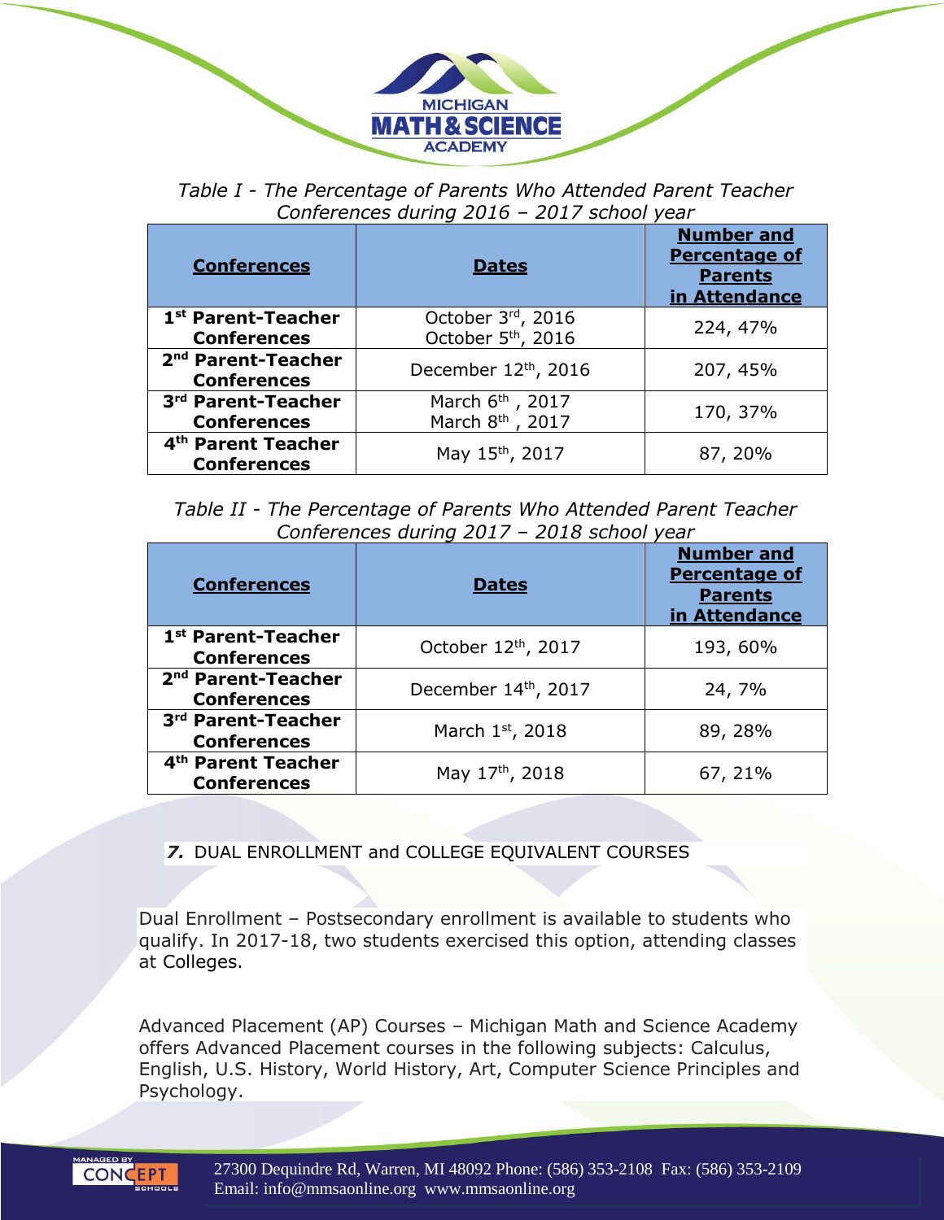*Table I - The Percentage of Parents Who Attended Parent Teacher Conferences during 2016 – 2017 school year*

| Conferences | Dates | Number and Percentage of Parents in Attendance |
|---|---|---|
| **1st Parent-Teacher Conferences** | October 3rd, 2016<br>October 5th, 2016 | 224, 47% |
| **2nd Parent-Teacher Conferences** | December 12th, 2016 | 207, 45% |
| **3rd Parent-Teacher Conferences** | March 6th , 2017<br>March 8th , 2017 | 170, 37% |
| **4th Parent Teacher Conferences** | May 15th, 2017 | 87, 20% |

*Table II - The Percentage of Parents Who Attended Parent Teacher Conferences during 2017 – 2018 school year*

| Conferences | Dates | Number and Percentage of Parents in Attendance |
|---|---|---|
| **1st Parent-Teacher Conferences** | October 12th, 2017 | 193, 60% |
| **2nd Parent-Teacher Conferences** | December 14th, 2017 | 24, 7% |
| **3rd Parent-Teacher Conferences** | March 1st, 2018 | 89, 28% |
| **4th Parent Teacher Conferences** | May 17th, 2018 | 67, 21% |

## *7.* DUAL ENROLLMENT and COLLEGE EQUIVALENT COURSES

Dual Enrollment – Postsecondary enrollment is available to students who qualify. In 2017-18, two students exercised this option, attending classes at Colleges.

Advanced Placement (AP) Courses – Michigan Math and Science Academy offers Advanced Placement courses in the following subjects: Calculus, English, U.S. History, World History, Art, Computer Science Principles and Psychology.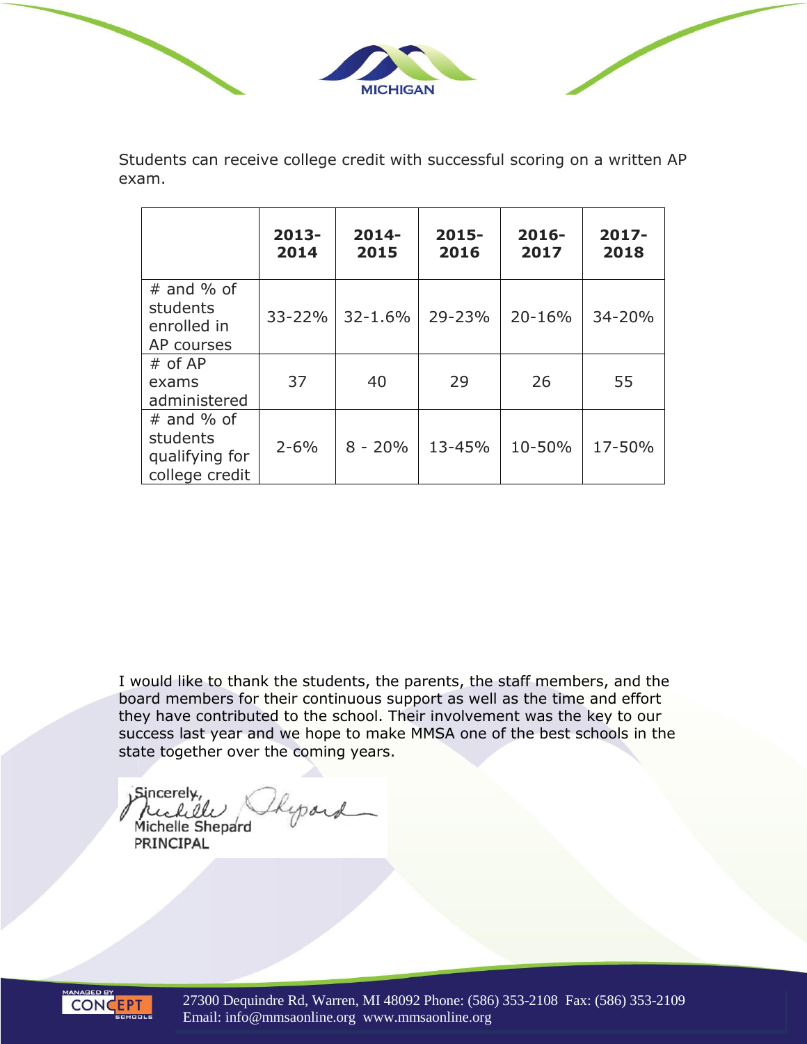Students can receive college credit with successful scoring on a written AP exam.

| | 2013-2014 | 2014-2015 | 2015-2016 | 2016-2017 | 2017-2018 |
|---|---|---|---|---|---|
| # and % of students enrolled in AP courses | 33-22% | 32-1.6% | 29-23% | 20-16% | 34-20% |
| # of AP exams administered | 37 | 40 | 29 | 26 | 55 |
| # and % of students qualifying for college credit | 2-6% | 8 - 20% | 13-45% | 10-50% | 17-50% |

I would like to thank the students, the parents, the staff members, and the board members for their continuous support as well as the time and effort they have contributed to the school. Their involvement was the key to our success last year and we hope to make MMSA one of the best schools in the state together over the coming years.

Sincerely,

Michelle Shepard
PRINCIPAL

27300 Dequindre Rd, Warren, MI 48092 Phone: (586) 353-2108 Fax: (586) 353-2109
Email: info@mmsaonline.org www.mmsaonline.org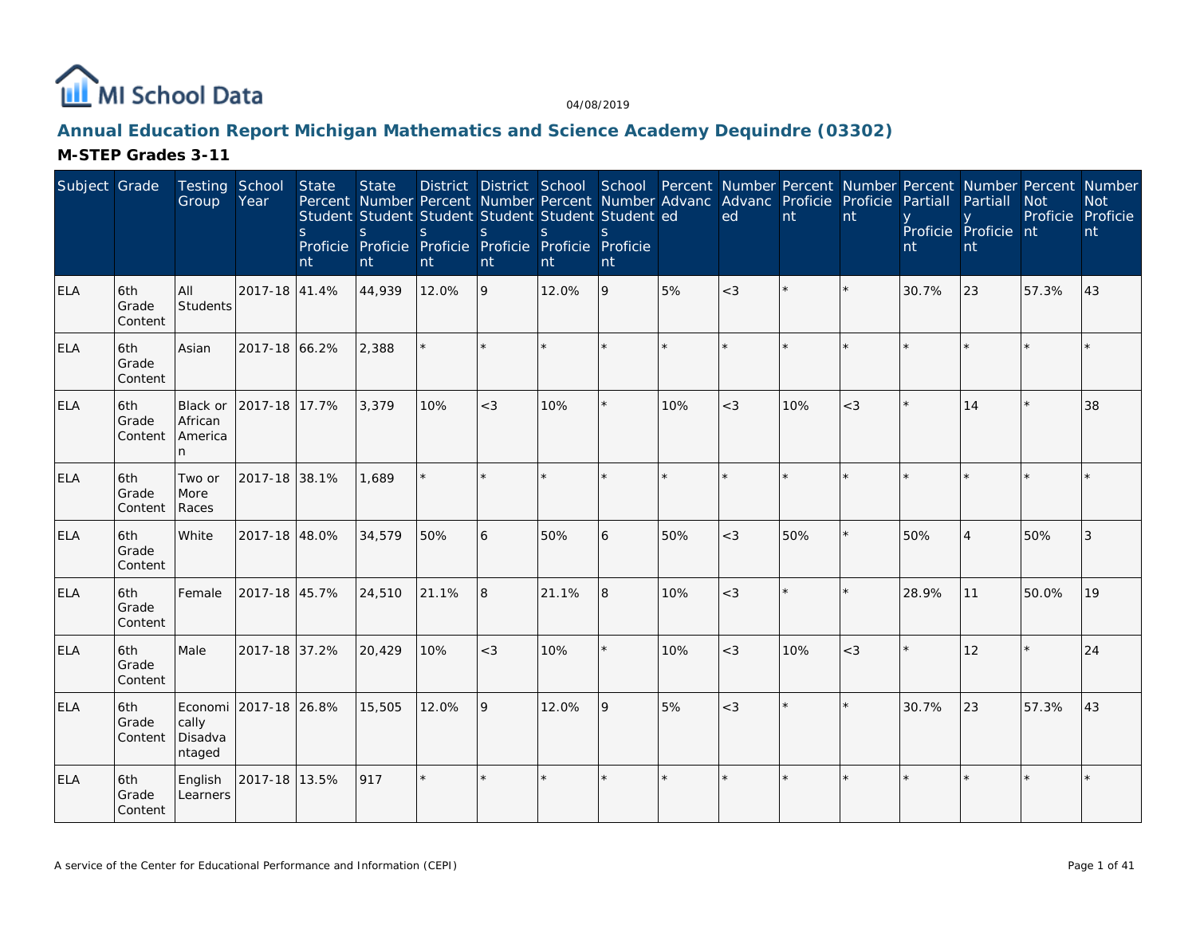MI School Data

04/08/2019

## Annual Education Report Michigan Mathematics and Science Academy Dequindre (03302)

### M-STEP Grades 3-11

| Subject | Grade | Testing Group | School Year | State Percent Students Proficient | State Number Students Proficient | District Percent Students Proficient | District Number Students Proficient | School Percent Students Proficient | School Number Students Proficient | Percent Advanced | Number Advanced | Percent Proficient | Number Proficient | Percent Partially Proficient | Number Partially Proficient | Percent Not Proficient | Number Not Proficient |
|---|---|---|---|---|---|---|---|---|---|---|---|---|---|---|---|---|---|
| ELA | 6th Grade Content | All Students | 2017-18 | 41.4% | 44,939 | 12.0% | 9 | 12.0% | 9 | 5% | <3 | * | * | 30.7% | 23 | 57.3% | 43 |
| ELA | 6th Grade Content | Asian | 2017-18 | 66.2% | 2,388 | * | * | * | * | * | * | * | * | * | * | * | * |
| ELA | 6th Grade Content | Black or African American | 2017-18 | 17.7% | 3,379 | 10% | <3 | 10% | * | 10% | <3 | 10% | <3 | * | 14 | * | 38 |
| ELA | 6th Grade Content | Two or More Races | 2017-18 | 38.1% | 1,689 | * | * | * | * | * | * | * | * | * | * | * | * |
| ELA | 6th Grade Content | White | 2017-18 | 48.0% | 34,579 | 50% | 6 | 50% | 6 | 50% | <3 | 50% | * | 50% | 4 | 50% | 3 |
| ELA | 6th Grade Content | Female | 2017-18 | 45.7% | 24,510 | 21.1% | 8 | 21.1% | 8 | 10% | <3 | * | * | 28.9% | 11 | 50.0% | 19 |
| ELA | 6th Grade Content | Male | 2017-18 | 37.2% | 20,429 | 10% | <3 | 10% | * | 10% | <3 | 10% | <3 | * | 12 | * | 24 |
| ELA | 6th Grade Content | Economically Disadvantaged | 2017-18 | 26.8% | 15,505 | 12.0% | 9 | 12.0% | 9 | 5% | <3 | * | * | 30.7% | 23 | 57.3% | 43 |
| ELA | 6th Grade Content | English Learners | 2017-18 | 13.5% | 917 | * | * | * | * | * | * | * | * | * | * | * | * |

A service of the Center for Educational Performance and Information (CEPI)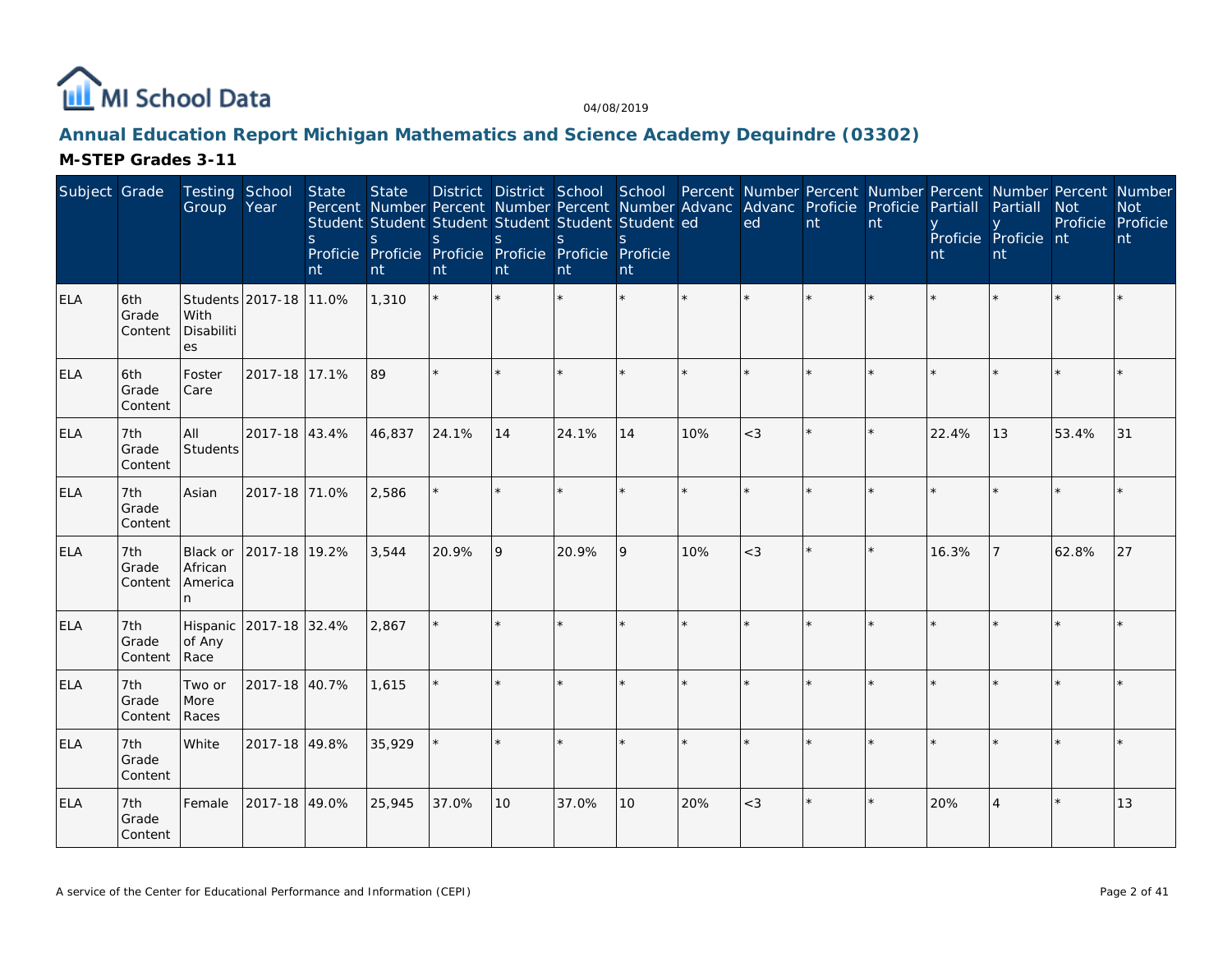# Annual Education Report Michigan Mathematics and Science Academy Dequindre (03302)

## M-STEP Grades 3-11

| Subject | Grade | Testing Group | School Year | State Percent Students Proficient | State Number Students Proficient | District Percent Students Proficient | District Number Students Proficient | School Percent Students Proficient | School Number Students Proficient | Percent Advanced | Number Advanced | Percent Proficient | Number Proficient | Percent Partially Proficient | Number Partially Proficient | Percent Not Proficient | Number Not Proficient |
|---|---|---|---|---|---|---|---|---|---|---|---|---|---|---|---|---|---|
| ELA | 6th Grade Content | Students With Disabilities | 2017-18 | 11.0% | 1,310 | * | * | * | * | * | * | * | * | * | * | * | * |
| ELA | 6th Grade Content | Foster Care | 2017-18 | 17.1% | 89 | * | * | * | * | * | * | * | * | * | * | * | * |
| ELA | 7th Grade Content | All Students | 2017-18 | 43.4% | 46,837 | 24.1% | 14 | 24.1% | 14 | 10% | <3 | * | * | 22.4% | 13 | 53.4% | 31 |
| ELA | 7th Grade Content | Asian | 2017-18 | 71.0% | 2,586 | * | * | * | * | * | * | * | * | * | * | * | * |
| ELA | 7th Grade Content | Black or African American | 2017-18 | 19.2% | 3,544 | 20.9% | 9 | 20.9% | 9 | 10% | <3 | * | * | 16.3% | 7 | 62.8% | 27 |
| ELA | 7th Grade Content | Hispanic of Any Race | 2017-18 | 32.4% | 2,867 | * | * | * | * | * | * | * | * | * | * | * | * |
| ELA | 7th Grade Content | Two or More Races | 2017-18 | 40.7% | 1,615 | * | * | * | * | * | * | * | * | * | * | * | * |
| ELA | 7th Grade Content | White | 2017-18 | 49.8% | 35,929 | * | * | * | * | * | * | * | * | * | * | * | * |
| ELA | 7th Grade Content | Female | 2017-18 | 49.0% | 25,945 | 37.0% | 10 | 37.0% | 10 | 20% | <3 | * | * | 20% | 4 | * | 13 |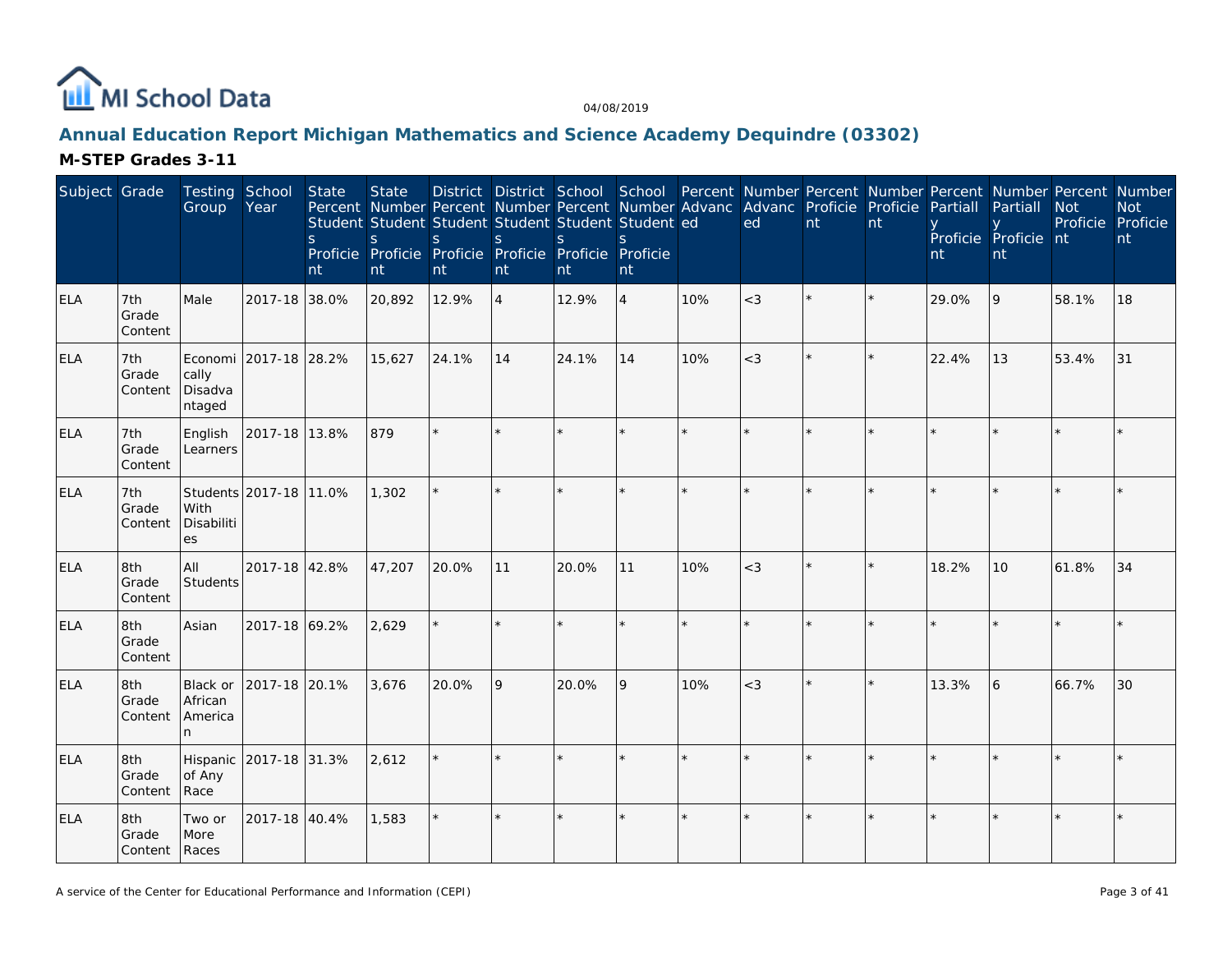# Annual Education Report Michigan Mathematics and Science Academy Dequindre (03302)

## M-STEP Grades 3-11

| Subject | Grade | Testing Group | School Year | State Percent Students Proficient | State Number Students Proficient | District Percent Students Proficient | District Number Students Proficient | School Percent Students Proficient | School Number Students Proficient | Percent Advanced | Number Advanced | Percent Proficient | Number Proficient | Percent Partially Proficient | Number Partially Proficient | Percent Not Proficient | Number Not Proficient |
|---|---|---|---|---|---|---|---|---|---|---|---|---|---|---|---|---|---|
| ELA | 7th Grade Content | Male | 2017-18 | 38.0% | 20,892 | 12.9% | 4 | 12.9% | 4 | 10% | <3 | * | * | 29.0% | 9 | 58.1% | 18 |
| ELA | 7th Grade Content | Economically Disadvantaged | 2017-18 | 28.2% | 15,627 | 24.1% | 14 | 24.1% | 14 | 10% | <3 | * | * | 22.4% | 13 | 53.4% | 31 |
| ELA | 7th Grade Content | English Learners | 2017-18 | 13.8% | 879 | * | * | * | * | * | * | * | * | * | * | * | * |
| ELA | 7th Grade Content | Students With Disabilities | 2017-18 | 11.0% | 1,302 | * | * | * | * | * | * | * | * | * | * | * | * |
| ELA | 8th Grade Content | All Students | 2017-18 | 42.8% | 47,207 | 20.0% | 11 | 20.0% | 11 | 10% | <3 | * | * | 18.2% | 10 | 61.8% | 34 |
| ELA | 8th Grade Content | Asian | 2017-18 | 69.2% | 2,629 | * | * | * | * | * | * | * | * | * | * | * | * |
| ELA | 8th Grade Content | Black or African American | 2017-18 | 20.1% | 3,676 | 20.0% | 9 | 20.0% | 9 | 10% | <3 | * | * | 13.3% | 6 | 66.7% | 30 |
| ELA | 8th Grade Content | Hispanic of Any Race | 2017-18 | 31.3% | 2,612 | * | * | * | * | * | * | * | * | * | * | * | * |
| ELA | 8th Grade Content | Two or More Races | 2017-18 | 40.4% | 1,583 | * | * | * | * | * | * | * | * | * | * | * | * |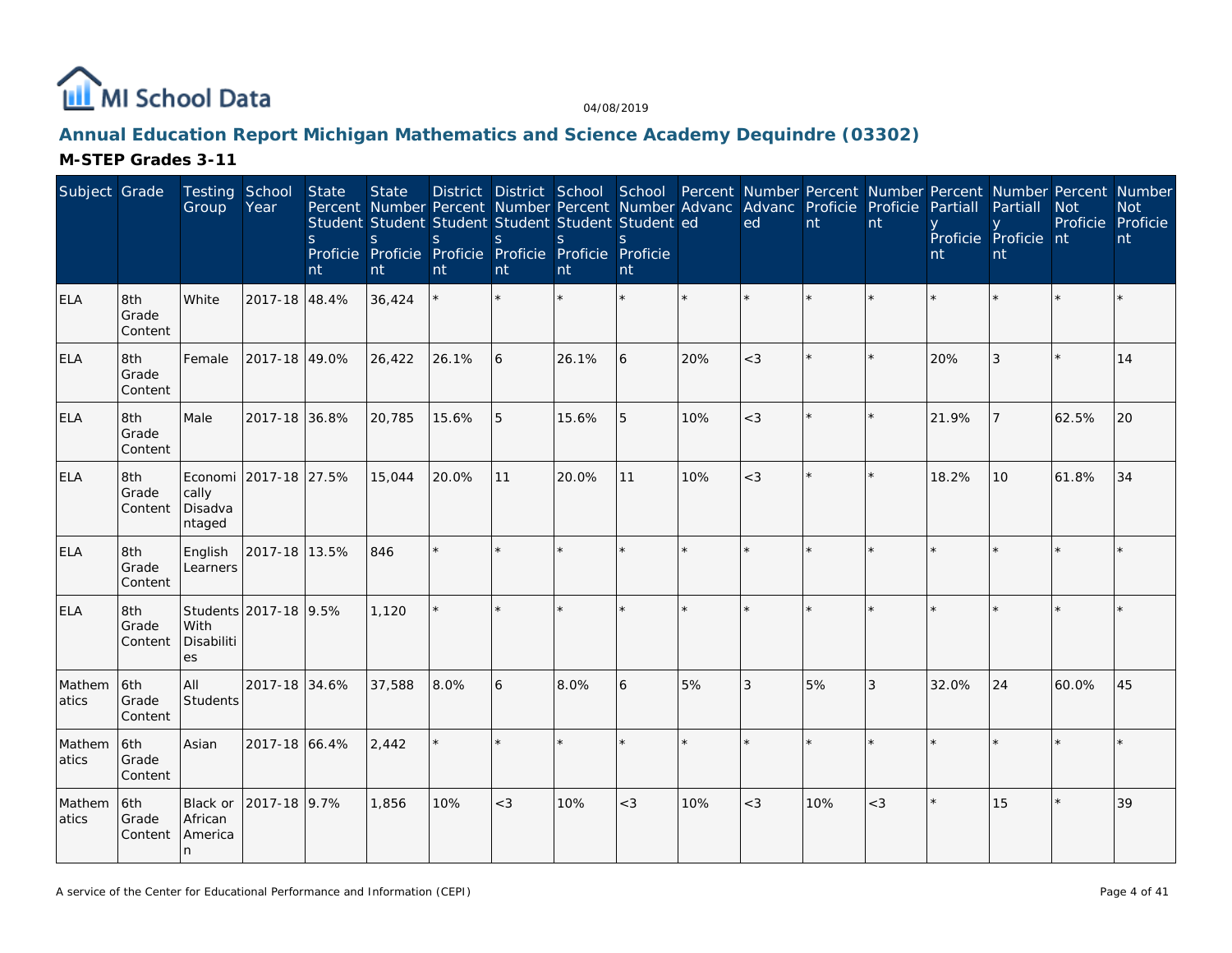MI School Data

04/08/2019

## Annual Education Report Michigan Mathematics and Science Academy Dequindre (03302)

### M-STEP Grades 3-11

| Subject | Grade | Testing Group | School Year | State Percent Students Proficient | State Number Students Proficient | District Percent Students Proficient | District Number Students Proficient | School Percent Students Proficient | School Number Students Proficient | Percent Advanced | Number Advanced | Percent Proficient | Number Proficient | Percent Partially Proficient | Number Partially Proficient | Percent Not Proficient | Number Not Proficient |
|---|---|---|---|---|---|---|---|---|---|---|---|---|---|---|---|---|---|
| ELA | 8th Grade Content | White | 2017-18 | 48.4% | 36,424 | * | * | * | * | * | * | * | * | * | * | * | * |
| ELA | 8th Grade Content | Female | 2017-18 | 49.0% | 26,422 | 26.1% | 6 | 26.1% | 6 | 20% | <3 | * | * | 20% | 3 | * | 14 |
| ELA | 8th Grade Content | Male | 2017-18 | 36.8% | 20,785 | 15.6% | 5 | 15.6% | 5 | 10% | <3 | * | * | 21.9% | 7 | 62.5% | 20 |
| ELA | 8th Grade Content | Economically Disadvantaged | 2017-18 | 27.5% | 15,044 | 20.0% | 11 | 20.0% | 11 | 10% | <3 | * | * | 18.2% | 10 | 61.8% | 34 |
| ELA | 8th Grade Content | English Learners | 2017-18 | 13.5% | 846 | * | * | * | * | * | * | * | * | * | * | * | * |
| ELA | 8th Grade Content | Students With Disabilities | 2017-18 | 9.5% | 1,120 | * | * | * | * | * | * | * | * | * | * | * | * |
| Mathematics | 6th Grade Content | All Students | 2017-18 | 34.6% | 37,588 | 8.0% | 6 | 8.0% | 6 | 5% | 3 | 5% | 3 | 32.0% | 24 | 60.0% | 45 |
| Mathematics | 6th Grade Content | Asian | 2017-18 | 66.4% | 2,442 | * | * | * | * | * | * | * | * | * | * | * | * |
| Mathematics | 6th Grade Content | Black or African American | 2017-18 | 9.7% | 1,856 | 10% | <3 | 10% | <3 | 10% | <3 | 10% | <3 | * | 15 | * | 39 |

A service of the Center for Educational Performance and Information (CEPI)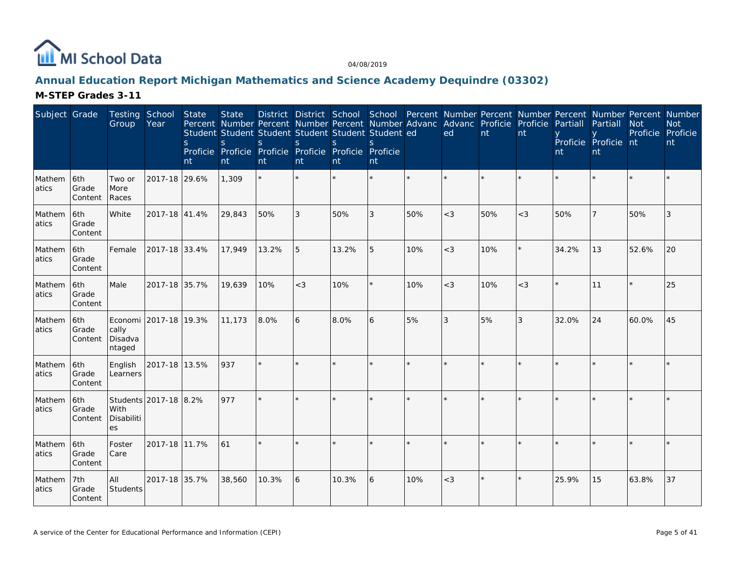# Annual Education Report Michigan Mathematics and Science Academy Dequindre (03302)

## M-STEP Grades 3-11

| Subject | Grade | Testing Group | School Year | State Percent Students Proficient | State Number Students Proficient | District Percent Students Proficient | District Number Students Proficient | School Percent Students Proficient | School Number Students Proficient | Percent Advanced | Number Advanced | Percent Proficient | Number Proficient | Percent Partially Proficient | Number Partially Proficient | Percent Not Proficient | Number Not Proficient |
|---|---|---|---|---|---|---|---|---|---|---|---|---|---|---|---|---|---|
| Mathematics | 6th Grade Content | Two or More Races | 2017-18 | 29.6% | 1,309 | * | * | * | * | * | * | * | * | * | * | * | * |
| Mathematics | 6th Grade Content | White | 2017-18 | 41.4% | 29,843 | 50% | 3 | 50% | 3 | 50% | <3 | 50% | <3 | 50% | 7 | 50% | 3 |
| Mathematics | 6th Grade Content | Female | 2017-18 | 33.4% | 17,949 | 13.2% | 5 | 13.2% | 5 | 10% | <3 | 10% | * | 34.2% | 13 | 52.6% | 20 |
| Mathematics | 6th Grade Content | Male | 2017-18 | 35.7% | 19,639 | 10% | <3 | 10% | * | 10% | <3 | 10% | <3 | * | 11 | * | 25 |
| Mathematics | 6th Grade Content | Economically Disadvantaged | 2017-18 | 19.3% | 11,173 | 8.0% | 6 | 8.0% | 6 | 5% | 3 | 5% | 3 | 32.0% | 24 | 60.0% | 45 |
| Mathematics | 6th Grade Content | English Learners | 2017-18 | 13.5% | 937 | * | * | * | * | * | * | * | * | * | * | * | * |
| Mathematics | 6th Grade Content | Students With Disabilities | 2017-18 | 8.2% | 977 | * | * | * | * | * | * | * | * | * | * | * | * |
| Mathematics | 6th Grade Content | Foster Care | 2017-18 | 11.7% | 61 | * | * | * | * | * | * | * | * | * | * | * | * |
| Mathematics | 7th Grade Content | All Students | 2017-18 | 35.7% | 38,560 | 10.3% | 6 | 10.3% | 6 | 10% | <3 | * | * | 25.9% | 15 | 63.8% | 37 |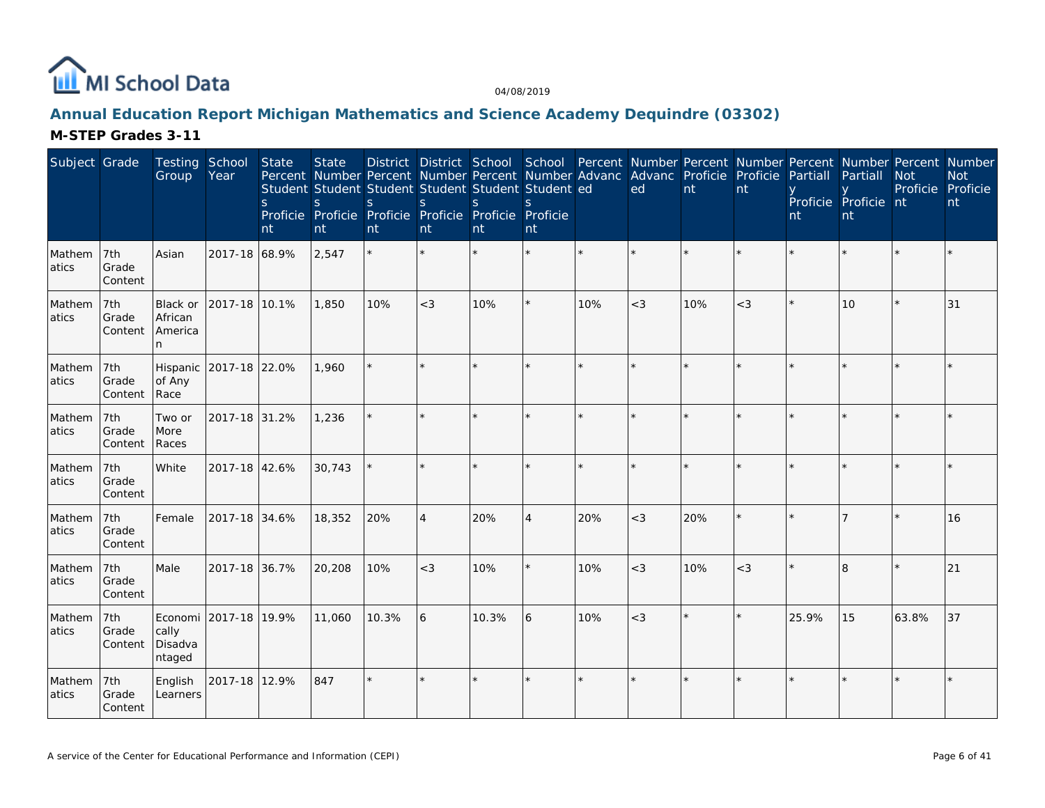# Annual Education Report Michigan Mathematics and Science Academy Dequindre (03302)

## M-STEP Grades 3-11

| Subject | Grade | Testing Group | School Year | State Percent Students Proficient | State Number Students Proficient | District Percent Students Proficient | District Number Students Proficient | School Percent Students Proficient | School Number Students Proficient | Percent Advanced | Number Advanced | Percent Proficient | Number Proficient | Percent Partially Proficient | Number Partially Proficient | Percent Not Proficient | Number Not Proficient |
|---|---|---|---|---|---|---|---|---|---|---|---|---|---|---|---|---|---|
| Mathematics | 7th Grade Content | Asian | 2017-18 | 68.9% | 2,547 | * | * | * | * | * | * | * | * | * | * | * | * |
| Mathematics | 7th Grade Content | Black or African American | 2017-18 | 10.1% | 1,850 | 10% | <3 | 10% | * | 10% | <3 | 10% | <3 | * | 10 | * | 31 |
| Mathematics | 7th Grade Content | Hispanic of Any Race | 2017-18 | 22.0% | 1,960 | * | * | * | * | * | * | * | * | * | * | * | * |
| Mathematics | 7th Grade Content | Two or More Races | 2017-18 | 31.2% | 1,236 | * | * | * | * | * | * | * | * | * | * | * | * |
| Mathematics | 7th Grade Content | White | 2017-18 | 42.6% | 30,743 | * | * | * | * | * | * | * | * | * | * | * | * |
| Mathematics | 7th Grade Content | Female | 2017-18 | 34.6% | 18,352 | 20% | 4 | 20% | 4 | 20% | <3 | 20% | * | * | 7 | * | 16 |
| Mathematics | 7th Grade Content | Male | 2017-18 | 36.7% | 20,208 | 10% | <3 | 10% | * | 10% | <3 | 10% | <3 | * | 8 | * | 21 |
| Mathematics | 7th Grade Content | Economically Disadvantaged | 2017-18 | 19.9% | 11,060 | 10.3% | 6 | 10.3% | 6 | 10% | <3 | * | * | 25.9% | 15 | 63.8% | 37 |
| Mathematics | 7th Grade Content | English Learners | 2017-18 | 12.9% | 847 | * | * | * | * | * | * | * | * | * | * | * | * |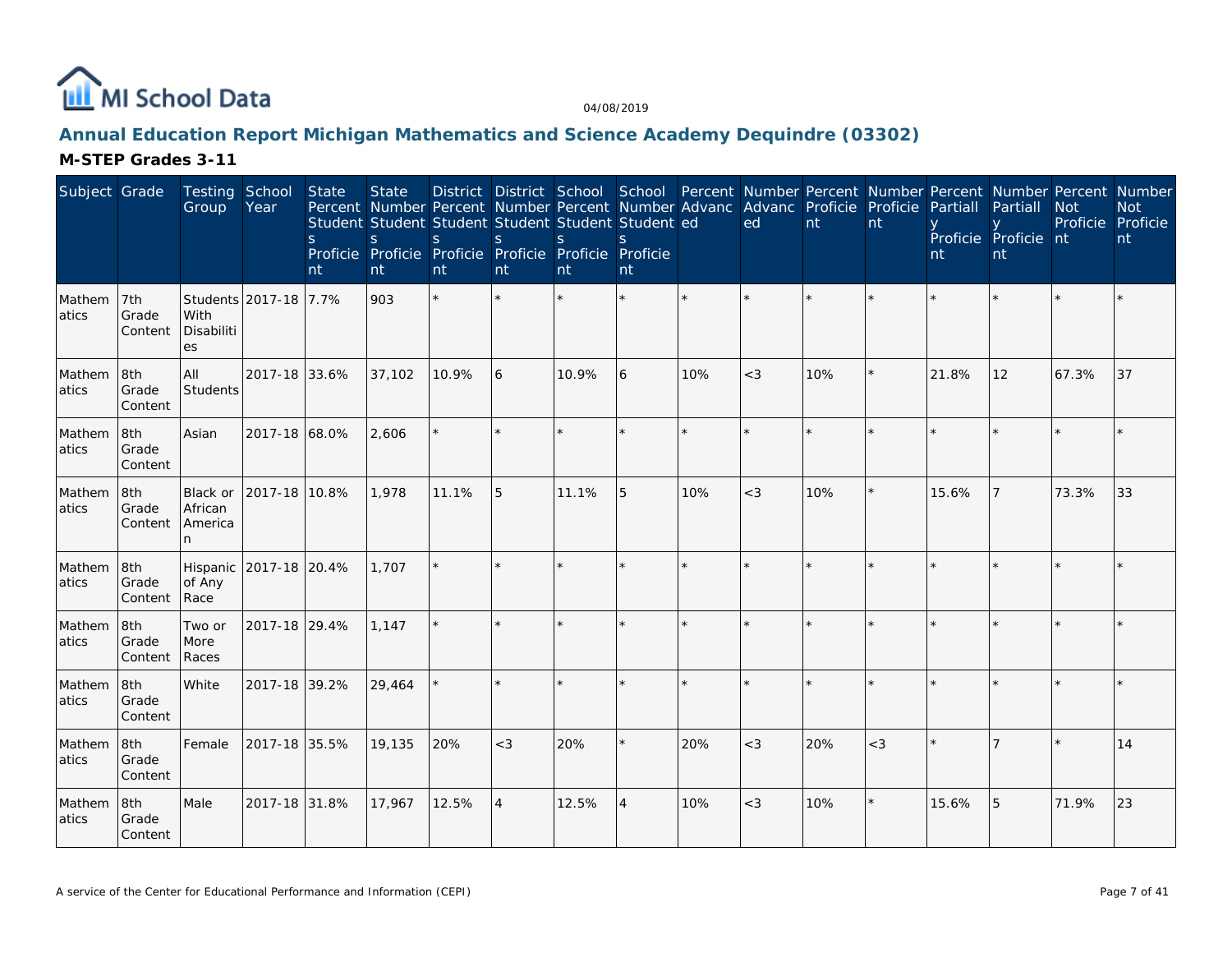# Annual Education Report Michigan Mathematics and Science Academy Dequindre (03302)

## M-STEP Grades 3-11

| Subject | Grade | Testing Group | School Year | State Percent Students Proficient | State Number Students Proficient | District Percent Students Proficient | District Number Students Proficient | School Percent Students Proficient | School Number Students Proficient | Percent Advanced | Number Advanced | Percent Proficient | Number Proficient | Percent Partially Proficient | Number Partially Proficient | Percent Not Proficient | Number Not Proficient |
|---|---|---|---|---|---|---|---|---|---|---|---|---|---|---|---|---|---|
| Mathematics | 7th Grade Content | Students With Disabilities | 2017-18 | 7.7% | 903 | * | * | * | * | * | * | * | * | * | * | * | * |
| Mathematics | 8th Grade Content | All Students | 2017-18 | 33.6% | 37,102 | 10.9% | 6 | 10.9% | 6 | 10% | <3 | 10% | * | 21.8% | 12 | 67.3% | 37 |
| Mathematics | 8th Grade Content | Asian | 2017-18 | 68.0% | 2,606 | * | * | * | * | * | * | * | * | * | * | * | * |
| Mathematics | 8th Grade Content | Black or African American | 2017-18 | 10.8% | 1,978 | 11.1% | 5 | 11.1% | 5 | 10% | <3 | 10% | * | 15.6% | 7 | 73.3% | 33 |
| Mathematics | 8th Grade Content | Hispanic of Any Race | 2017-18 | 20.4% | 1,707 | * | * | * | * | * | * | * | * | * | * | * | * |
| Mathematics | 8th Grade Content | Two or More Races | 2017-18 | 29.4% | 1,147 | * | * | * | * | * | * | * | * | * | * | * | * |
| Mathematics | 8th Grade Content | White | 2017-18 | 39.2% | 29,464 | * | * | * | * | * | * | * | * | * | * | * | * |
| Mathematics | 8th Grade Content | Female | 2017-18 | 35.5% | 19,135 | 20% | <3 | 20% | * | 20% | <3 | 20% | <3 | * | 7 | * | 14 |
| Mathematics | 8th Grade Content | Male | 2017-18 | 31.8% | 17,967 | 12.5% | 4 | 12.5% | 4 | 10% | <3 | 10% | * | 15.6% | 5 | 71.9% | 23 |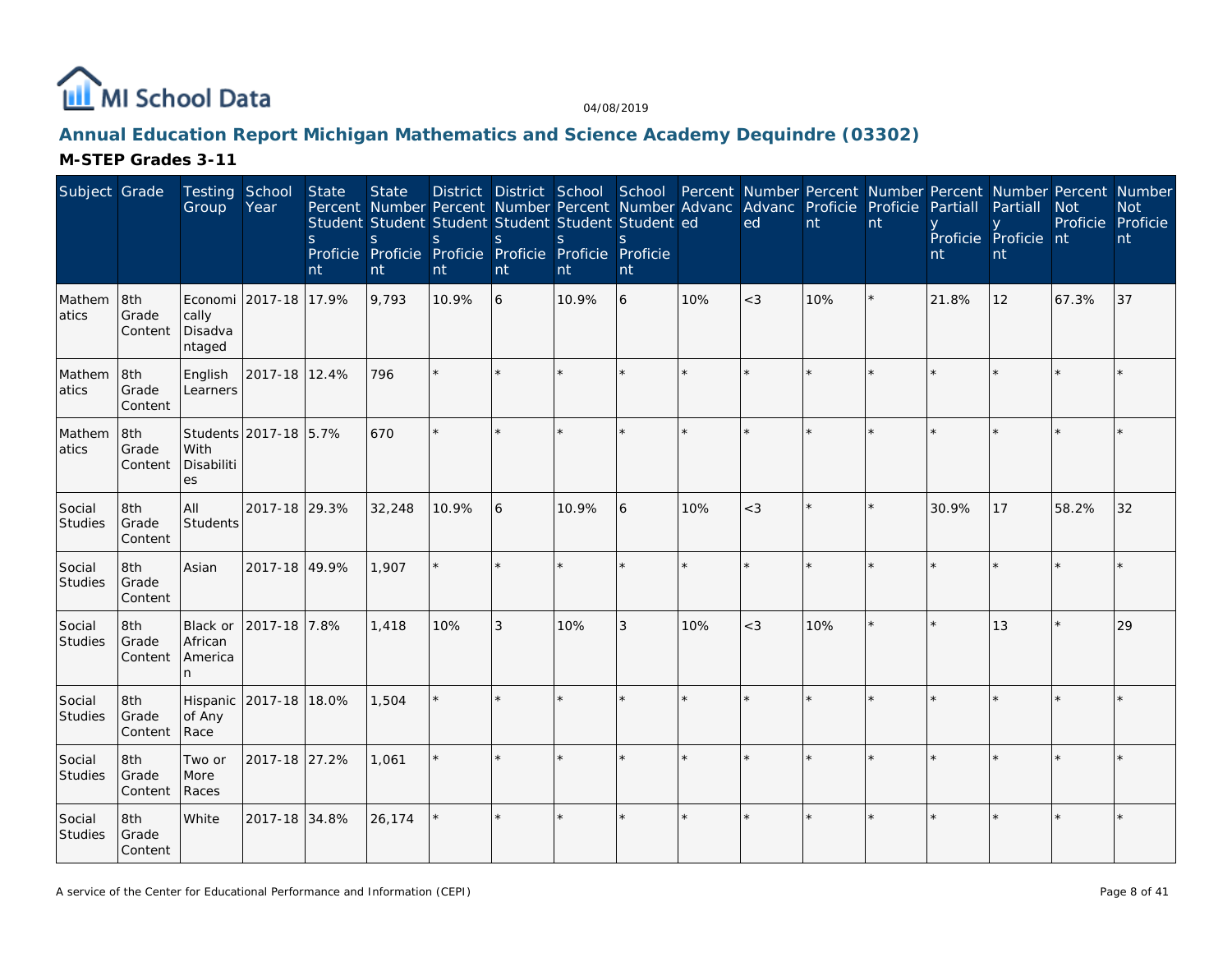# Annual Education Report Michigan Mathematics and Science Academy Dequindre (03302)

## M-STEP Grades 3-11

| Subject | Grade | Testing Group | School Year | State Percent Students Proficient | State Number Students Proficient | District Percent Students Proficient | District Number Students Proficient | School Percent Students Proficient | School Number Students Proficient | Percent Advanced | Number Advanced | Percent Proficient | Number Proficient | Percent Partially Proficient | Number Partially Proficient | Percent Not Proficient | Number Not Proficient |
|---|---|---|---|---|---|---|---|---|---|---|---|---|---|---|---|---|---|
| Mathematics | 8th Grade Content | Economically Disadvantaged | 2017-18 | 17.9% | 9,793 | 10.9% | 6 | 10.9% | 6 | 10% | <3 | 10% | * | 21.8% | 12 | 67.3% | 37 |
| Mathematics | 8th Grade Content | English Learners | 2017-18 | 12.4% | 796 | * | * | * | * | * | * | * | * | * | * | * | * |
| Mathematics | 8th Grade Content | Students With Disabilities | 2017-18 | 5.7% | 670 | * | * | * | * | * | * | * | * | * | * | * | * |
| Social Studies | 8th Grade Content | All Students | 2017-18 | 29.3% | 32,248 | 10.9% | 6 | 10.9% | 6 | 10% | <3 | * | * | 30.9% | 17 | 58.2% | 32 |
| Social Studies | 8th Grade Content | Asian | 2017-18 | 49.9% | 1,907 | * | * | * | * | * | * | * | * | * | * | * | * |
| Social Studies | 8th Grade Content | Black or African American | 2017-18 | 7.8% | 1,418 | 10% | 3 | 10% | 3 | 10% | <3 | 10% | * | * | 13 | * | 29 |
| Social Studies | 8th Grade Content | Hispanic of Any Race | 2017-18 | 18.0% | 1,504 | * | * | * | * | * | * | * | * | * | * | * | * |
| Social Studies | 8th Grade Content | Two or More Races | 2017-18 | 27.2% | 1,061 | * | * | * | * | * | * | * | * | * | * | * | * |
| Social Studies | 8th Grade Content | White | 2017-18 | 34.8% | 26,174 | * | * | * | * | * | * | * | * | * | * | * | * |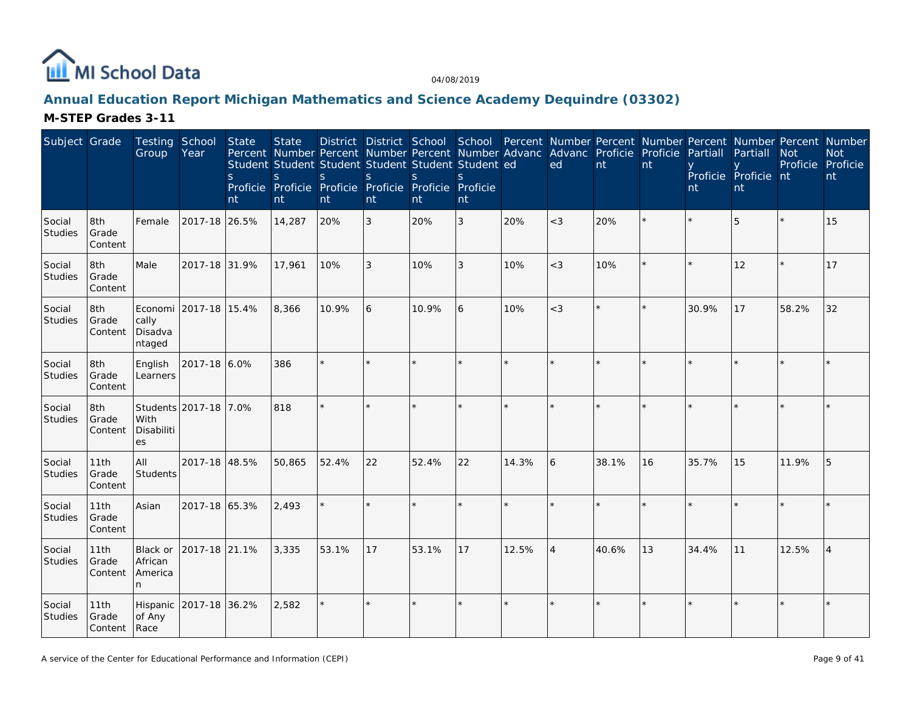# Annual Education Report Michigan Mathematics and Science Academy Dequindre (03302)

## M-STEP Grades 3-11

| Subject | Grade | Testing Group | School Year | State Percent Students Proficient | State Number Students Proficient | District Percent Students Proficient | District Number Students Proficient | School Percent Students Proficient | School Number Students Proficient | Percent Advanced | Number Advanced | Percent Proficient | Number Proficient | Percent Partially Proficient | Number Partially Proficient | Percent Not Proficient | Number Not Proficient |
|---|---|---|---|---|---|---|---|---|---|---|---|---|---|---|---|---|---|
| Social Studies | 8th Grade Content | Female | 2017-18 | 26.5% | 14,287 | 20% | 3 | 20% | 3 | 20% | <3 | 20% | * | * | 5 | * | 15 |
| Social Studies | 8th Grade Content | Male | 2017-18 | 31.9% | 17,961 | 10% | 3 | 10% | 3 | 10% | <3 | 10% | * | * | 12 | * | 17 |
| Social Studies | 8th Grade Content | Economically Disadvantaged | 2017-18 | 15.4% | 8,366 | 10.9% | 6 | 10.9% | 6 | 10% | <3 | * | * | 30.9% | 17 | 58.2% | 32 |
| Social Studies | 8th Grade Content | English Learners | 2017-18 | 6.0% | 386 | * | * | * | * | * | * | * | * | * | * | * | * |
| Social Studies | 8th Grade Content | Students With Disabilities | 2017-18 | 7.0% | 818 | * | * | * | * | * | * | * | * | * | * | * | * |
| Social Studies | 11th Grade Content | All Students | 2017-18 | 48.5% | 50,865 | 52.4% | 22 | 52.4% | 22 | 14.3% | 6 | 38.1% | 16 | 35.7% | 15 | 11.9% | 5 |
| Social Studies | 11th Grade Content | Asian | 2017-18 | 65.3% | 2,493 | * | * | * | * | * | * | * | * | * | * | * | * |
| Social Studies | 11th Grade Content | Black or African American | 2017-18 | 21.1% | 3,335 | 53.1% | 17 | 53.1% | 17 | 12.5% | 4 | 40.6% | 13 | 34.4% | 11 | 12.5% | 4 |
| Social Studies | 11th Grade Content | Hispanic of Any Race | 2017-18 | 36.2% | 2,582 | * | * | * | * | * | * | * | * | * | * | * | * |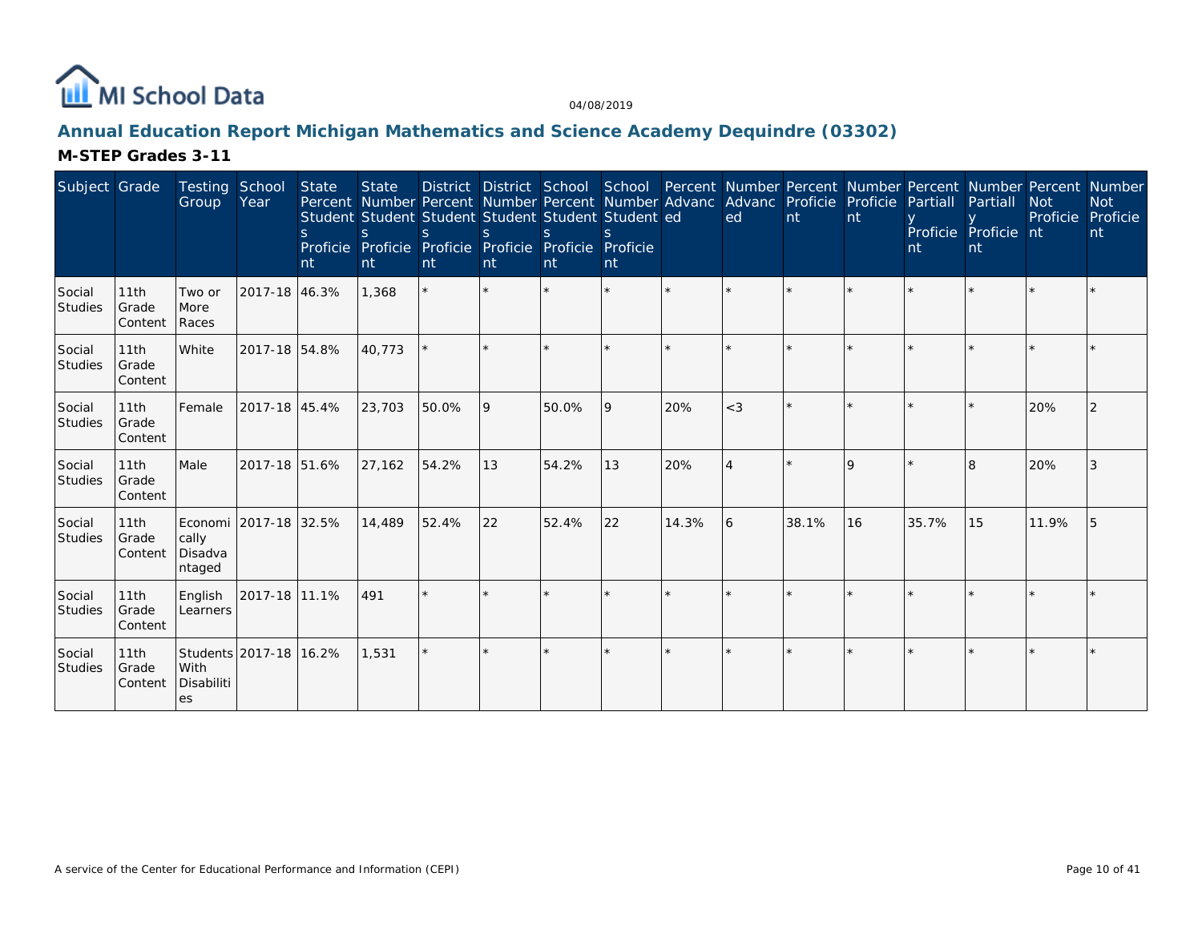MI School Data

04/08/2019

## Annual Education Report Michigan Mathematics and Science Academy Dequindre (03302)

### M-STEP Grades 3-11

| Subject | Grade | Testing Group | School Year | State Percent Students Proficient | State Number Students Proficient | District Percent Students Proficient | District Number Students Proficient | School Percent Students Proficient | School Number Students Proficient | Percent Advanced | Number Advanced | Percent Proficient | Number Proficient | Percent Partially Proficient | Number Partially Proficient | Percent Not Proficient | Number Not Proficient |
|---|---|---|---|---|---|---|---|---|---|---|---|---|---|---|---|---|---|
| Social Studies | 11th Grade Content | Two or More Races | 2017-18 | 46.3% | 1,368 | * | * | * | * | * | * | * | * | * | * | * | * |
| Social Studies | 11th Grade Content | White | 2017-18 | 54.8% | 40,773 | * | * | * | * | * | * | * | * | * | * | * | * |
| Social Studies | 11th Grade Content | Female | 2017-18 | 45.4% | 23,703 | 50.0% | 9 | 50.0% | 9 | 20% | <3 | * | * | * | * | 20% | 2 |
| Social Studies | 11th Grade Content | Male | 2017-18 | 51.6% | 27,162 | 54.2% | 13 | 54.2% | 13 | 20% | 4 | * | 9 | * | 8 | 20% | 3 |
| Social Studies | 11th Grade Content | Economically Disadvantaged | 2017-18 | 32.5% | 14,489 | 52.4% | 22 | 52.4% | 22 | 14.3% | 6 | 38.1% | 16 | 35.7% | 15 | 11.9% | 5 |
| Social Studies | 11th Grade Content | English Learners | 2017-18 | 11.1% | 491 | * | * | * | * | * | * | * | * | * | * | * | * |
| Social Studies | 11th Grade Content | Students With Disabilities | 2017-18 | 16.2% | 1,531 | * | * | * | * | * | * | * | * | * | * | * | * |

A service of the Center for Educational Performance and Information (CEPI)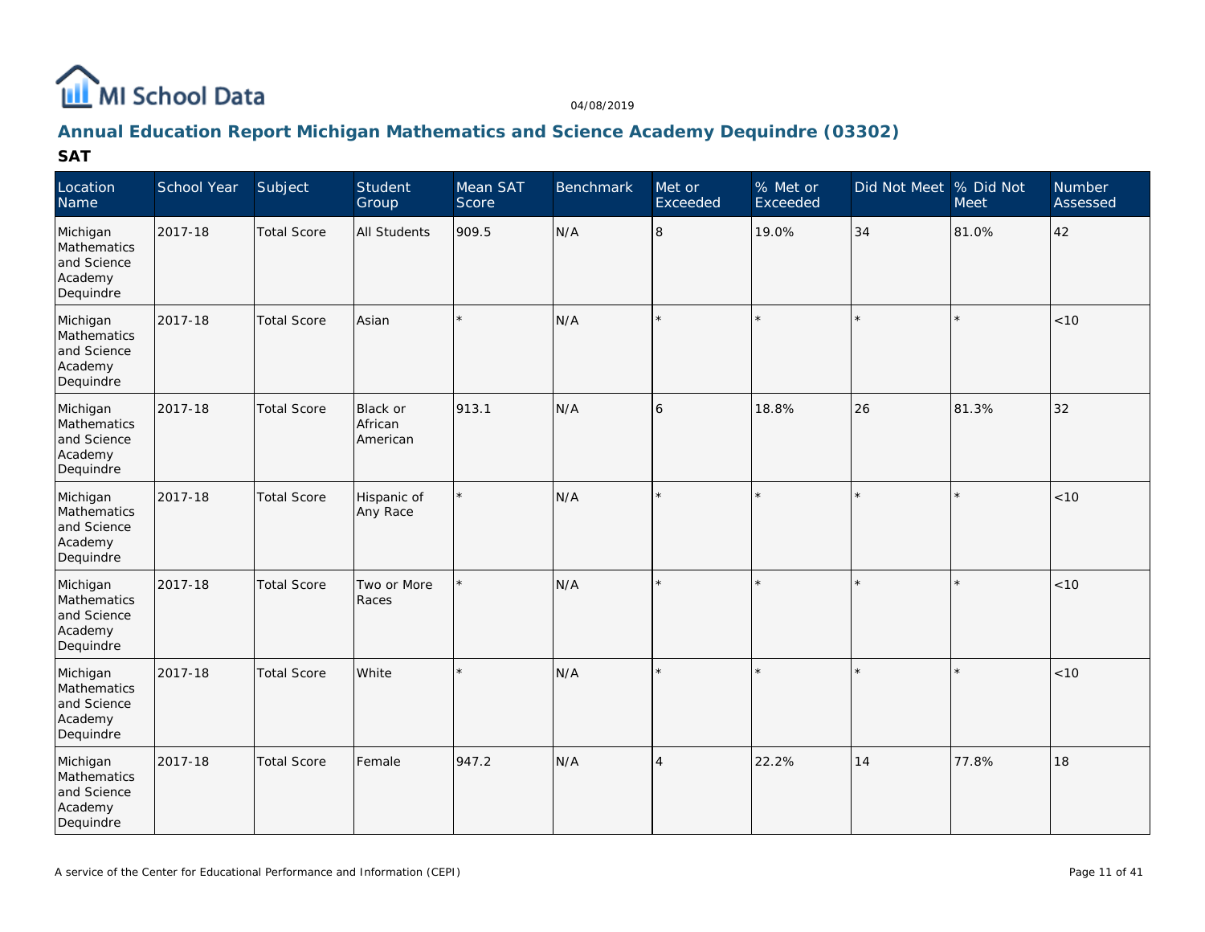## Annual Education Report Michigan Mathematics and Science Academy Dequindre (03302)

### SAT

| Location Name | School Year | Subject | Student Group | Mean SAT Score | Benchmark | Met or Exceeded | % Met or Exceeded | Did Not Meet | % Did Not Meet | Number Assessed |
|---|---|---|---|---|---|---|---|---|---|---|
| Michigan Mathematics and Science Academy Dequindre | 2017-18 | Total Score | All Students | 909.5 | N/A | 8 | 19.0% | 34 | 81.0% | 42 |
| Michigan Mathematics and Science Academy Dequindre | 2017-18 | Total Score | Asian | * | N/A | * | * | * | * | <10 |
| Michigan Mathematics and Science Academy Dequindre | 2017-18 | Total Score | Black or African American | 913.1 | N/A | 6 | 18.8% | 26 | 81.3% | 32 |
| Michigan Mathematics and Science Academy Dequindre | 2017-18 | Total Score | Hispanic of Any Race | * | N/A | * | * | * | * | <10 |
| Michigan Mathematics and Science Academy Dequindre | 2017-18 | Total Score | Two or More Races | * | N/A | * | * | * | * | <10 |
| Michigan Mathematics and Science Academy Dequindre | 2017-18 | Total Score | White | * | N/A | * | * | * | * | <10 |
| Michigan Mathematics and Science Academy Dequindre | 2017-18 | Total Score | Female | 947.2 | N/A | 4 | 22.2% | 14 | 77.8% | 18 |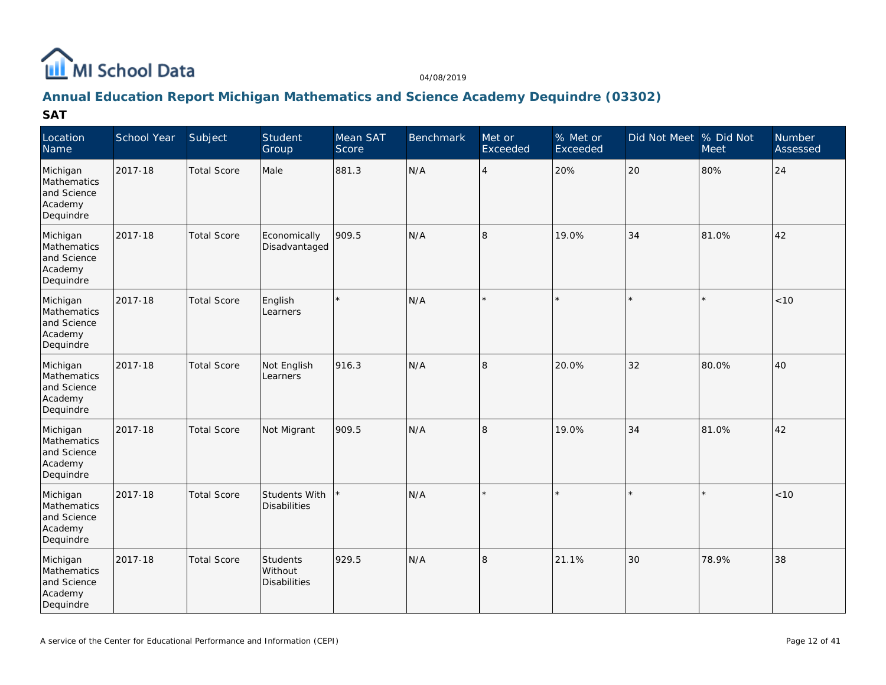# Annual Education Report Michigan Mathematics and Science Academy Dequindre (03302)

## SAT

| Location Name | School Year | Subject | Student Group | Mean SAT Score | Benchmark | Met or Exceeded | % Met or Exceeded | Did Not Meet | % Did Not Meet | Number Assessed |
|---|---|---|---|---|---|---|---|---|---|---|
| Michigan Mathematics and Science Academy Dequindre | 2017-18 | Total Score | Male | 881.3 | N/A | 4 | 20% | 20 | 80% | 24 |
| Michigan Mathematics and Science Academy Dequindre | 2017-18 | Total Score | Economically Disadvantaged | 909.5 | N/A | 8 | 19.0% | 34 | 81.0% | 42 |
| Michigan Mathematics and Science Academy Dequindre | 2017-18 | Total Score | English Learners | * | N/A | * | * | * | * | <10 |
| Michigan Mathematics and Science Academy Dequindre | 2017-18 | Total Score | Not English Learners | 916.3 | N/A | 8 | 20.0% | 32 | 80.0% | 40 |
| Michigan Mathematics and Science Academy Dequindre | 2017-18 | Total Score | Not Migrant | 909.5 | N/A | 8 | 19.0% | 34 | 81.0% | 42 |
| Michigan Mathematics and Science Academy Dequindre | 2017-18 | Total Score | Students With Disabilities | * | N/A | * | * | * | * | <10 |
| Michigan Mathematics and Science Academy Dequindre | 2017-18 | Total Score | Students Without Disabilities | 929.5 | N/A | 8 | 21.1% | 30 | 78.9% | 38 |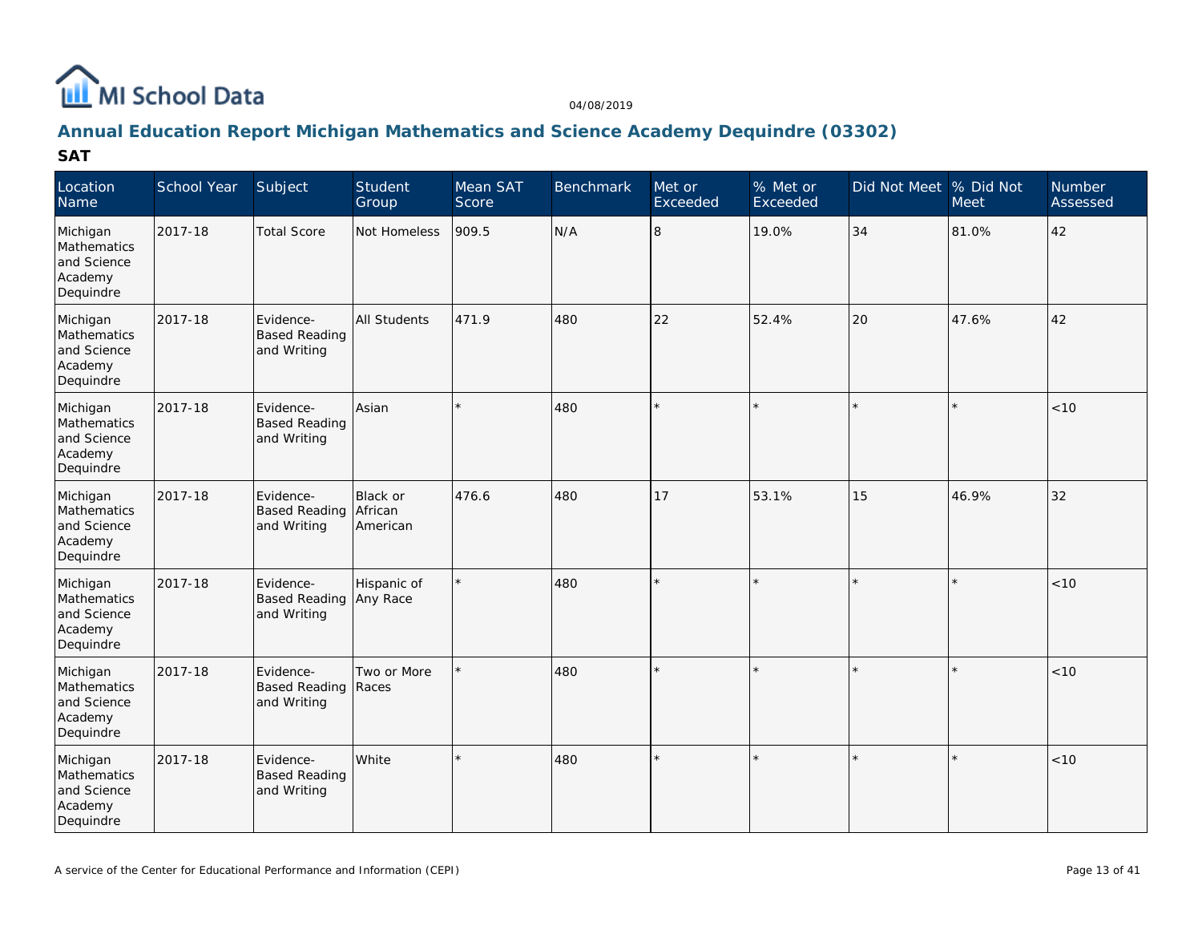# Annual Education Report Michigan Mathematics and Science Academy Dequindre (03302)

## SAT

| Location Name | School Year | Subject | Student Group | Mean SAT Score | Benchmark | Met or Exceeded | % Met or Exceeded | Did Not Meet | % Did Not Meet | Number Assessed |
|---|---|---|---|---|---|---|---|---|---|---|
| Michigan Mathematics and Science Academy Dequindre | 2017-18 | Total Score | Not Homeless | 909.5 | N/A | 8 | 19.0% | 34 | 81.0% | 42 |
| Michigan Mathematics and Science Academy Dequindre | 2017-18 | Evidence-Based Reading and Writing | All Students | 471.9 | 480 | 22 | 52.4% | 20 | 47.6% | 42 |
| Michigan Mathematics and Science Academy Dequindre | 2017-18 | Evidence-Based Reading and Writing | Asian | * | 480 | * | * | * | * | <10 |
| Michigan Mathematics and Science Academy Dequindre | 2017-18 | Evidence-Based Reading and Writing | Black or African American | 476.6 | 480 | 17 | 53.1% | 15 | 46.9% | 32 |
| Michigan Mathematics and Science Academy Dequindre | 2017-18 | Evidence-Based Reading and Writing | Hispanic of Any Race | * | 480 | * | * | * | * | <10 |
| Michigan Mathematics and Science Academy Dequindre | 2017-18 | Evidence-Based Reading and Writing | Two or More Races | * | 480 | * | * | * | * | <10 |
| Michigan Mathematics and Science Academy Dequindre | 2017-18 | Evidence-Based Reading and Writing | White | * | 480 | * | * | * | * | <10 |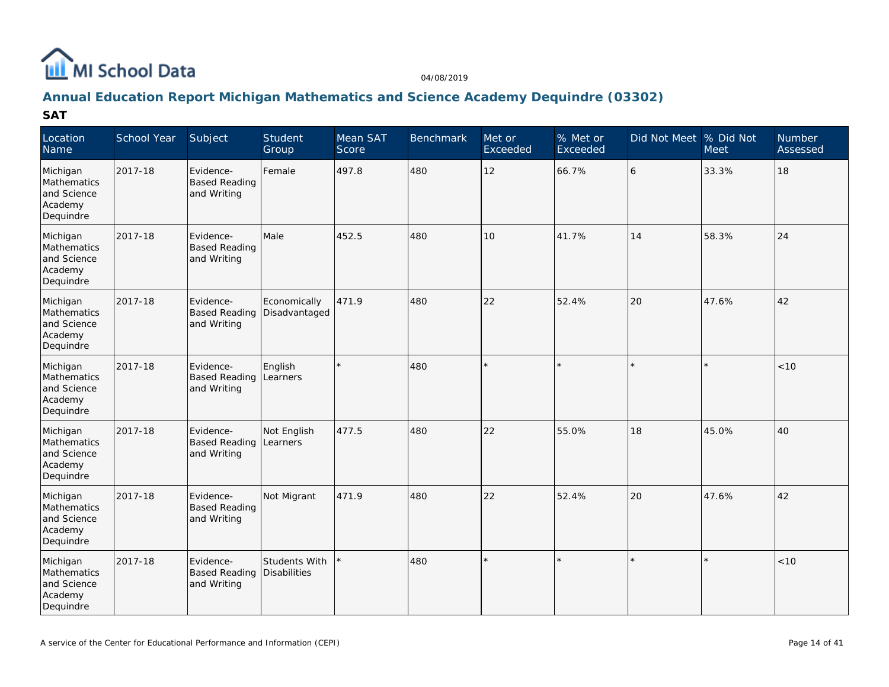# Annual Education Report Michigan Mathematics and Science Academy Dequindre (03302)

## SAT

| Location Name | School Year | Subject | Student Group | Mean SAT Score | Benchmark | Met or Exceeded | % Met or Exceeded | Did Not Meet | % Did Not Meet | Number Assessed |
|---|---|---|---|---|---|---|---|---|---|---|
| Michigan Mathematics and Science Academy Dequindre | 2017-18 | Evidence-Based Reading and Writing | Female | 497.8 | 480 | 12 | 66.7% | 6 | 33.3% | 18 |
| Michigan Mathematics and Science Academy Dequindre | 2017-18 | Evidence-Based Reading and Writing | Male | 452.5 | 480 | 10 | 41.7% | 14 | 58.3% | 24 |
| Michigan Mathematics and Science Academy Dequindre | 2017-18 | Evidence-Based Reading and Writing | Economically Disadvantaged | 471.9 | 480 | 22 | 52.4% | 20 | 47.6% | 42 |
| Michigan Mathematics and Science Academy Dequindre | 2017-18 | Evidence-Based Reading and Writing | English Learners | * | 480 | * | * | * | * | <10 |
| Michigan Mathematics and Science Academy Dequindre | 2017-18 | Evidence-Based Reading and Writing | Not English Learners | 477.5 | 480 | 22 | 55.0% | 18 | 45.0% | 40 |
| Michigan Mathematics and Science Academy Dequindre | 2017-18 | Evidence-Based Reading and Writing | Not Migrant | 471.9 | 480 | 22 | 52.4% | 20 | 47.6% | 42 |
| Michigan Mathematics and Science Academy Dequindre | 2017-18 | Evidence-Based Reading and Writing | Students With Disabilities | * | 480 | * | * | * | * | <10 |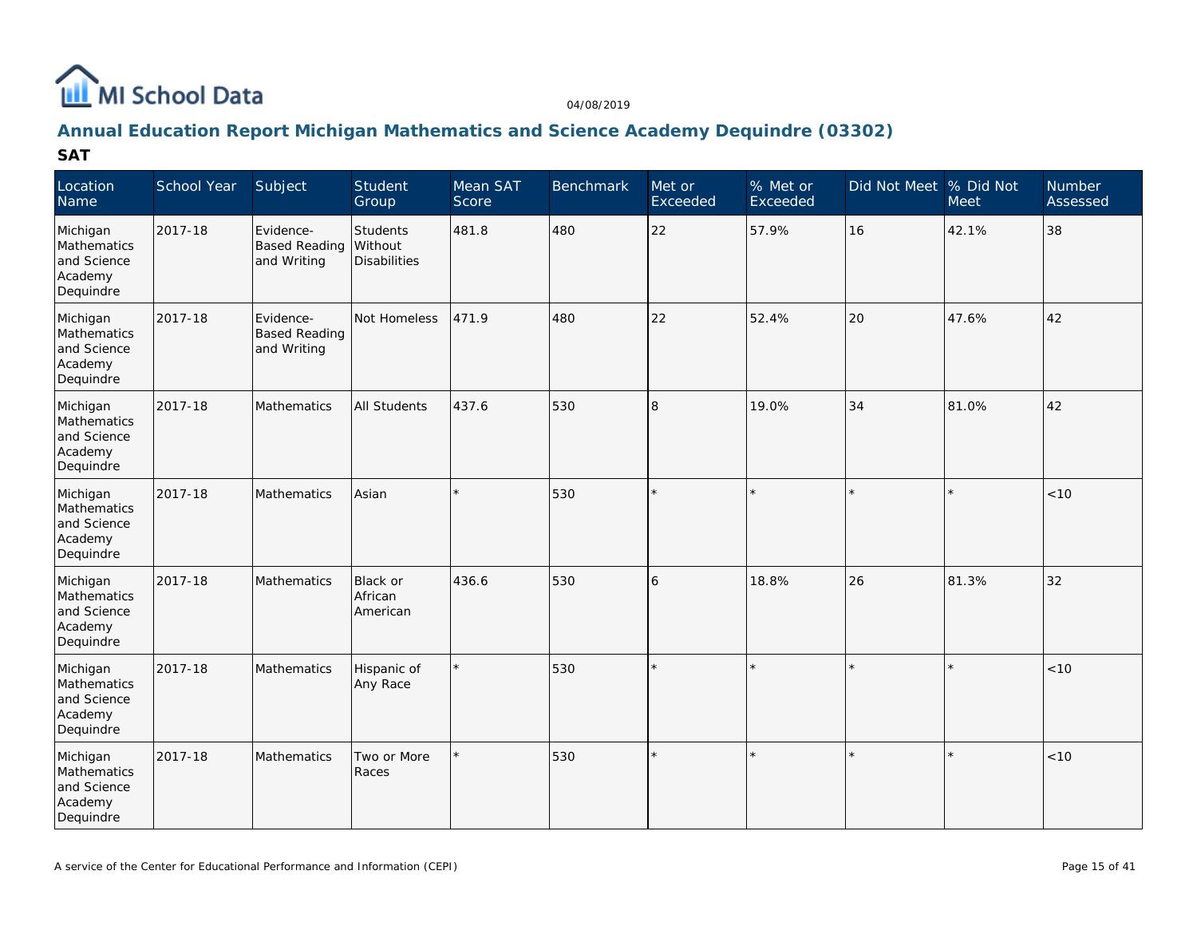MI School Data

04/08/2019

## Annual Education Report Michigan Mathematics and Science Academy Dequindre (03302)

### SAT

| Location Name | School Year | Subject | Student Group | Mean SAT Score | Benchmark | Met or Exceeded | % Met or Exceeded | Did Not Meet | % Did Not Meet | Number Assessed |
|---|---|---|---|---|---|---|---|---|---|---|
| Michigan Mathematics and Science Academy Dequindre | 2017-18 | Evidence-Based Reading and Writing | Students Without Disabilities | 481.8 | 480 | 22 | 57.9% | 16 | 42.1% | 38 |
| Michigan Mathematics and Science Academy Dequindre | 2017-18 | Evidence-Based Reading and Writing | Not Homeless | 471.9 | 480 | 22 | 52.4% | 20 | 47.6% | 42 |
| Michigan Mathematics and Science Academy Dequindre | 2017-18 | Mathematics | All Students | 437.6 | 530 | 8 | 19.0% | 34 | 81.0% | 42 |
| Michigan Mathematics and Science Academy Dequindre | 2017-18 | Mathematics | Asian | * | 530 | * | * | * | * | <10 |
| Michigan Mathematics and Science Academy Dequindre | 2017-18 | Mathematics | Black or African American | 436.6 | 530 | 6 | 18.8% | 26 | 81.3% | 32 |
| Michigan Mathematics and Science Academy Dequindre | 2017-18 | Mathematics | Hispanic of Any Race | * | 530 | * | * | * | * | <10 |
| Michigan Mathematics and Science Academy Dequindre | 2017-18 | Mathematics | Two or More Races | * | 530 | * | * | * | * | <10 |

A service of the Center for Educational Performance and Information (CEPI)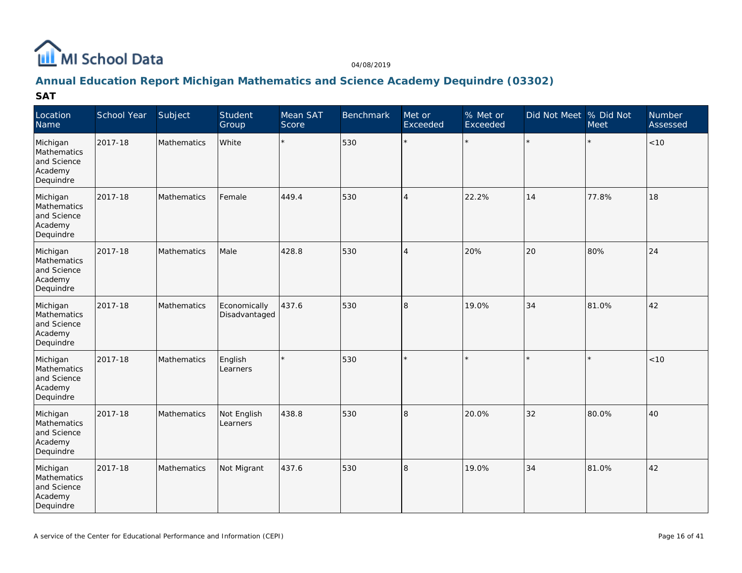# Annual Education Report Michigan Mathematics and Science Academy Dequindre (03302)

## SAT

| Location Name | School Year | Subject | Student Group | Mean SAT Score | Benchmark | Met or Exceeded | % Met or Exceeded | Did Not Meet | % Did Not Meet | Number Assessed |
|---|---|---|---|---|---|---|---|---|---|---|
| Michigan Mathematics and Science Academy Dequindre | 2017-18 | Mathematics | White | * | 530 | * | * | * | * | <10 |
| Michigan Mathematics and Science Academy Dequindre | 2017-18 | Mathematics | Female | 449.4 | 530 | 4 | 22.2% | 14 | 77.8% | 18 |
| Michigan Mathematics and Science Academy Dequindre | 2017-18 | Mathematics | Male | 428.8 | 530 | 4 | 20% | 20 | 80% | 24 |
| Michigan Mathematics and Science Academy Dequindre | 2017-18 | Mathematics | Economically Disadvantaged | 437.6 | 530 | 8 | 19.0% | 34 | 81.0% | 42 |
| Michigan Mathematics and Science Academy Dequindre | 2017-18 | Mathematics | English Learners | * | 530 | * | * | * | * | <10 |
| Michigan Mathematics and Science Academy Dequindre | 2017-18 | Mathematics | Not English Learners | 438.8 | 530 | 8 | 20.0% | 32 | 80.0% | 40 |
| Michigan Mathematics and Science Academy Dequindre | 2017-18 | Mathematics | Not Migrant | 437.6 | 530 | 8 | 19.0% | 34 | 81.0% | 42 |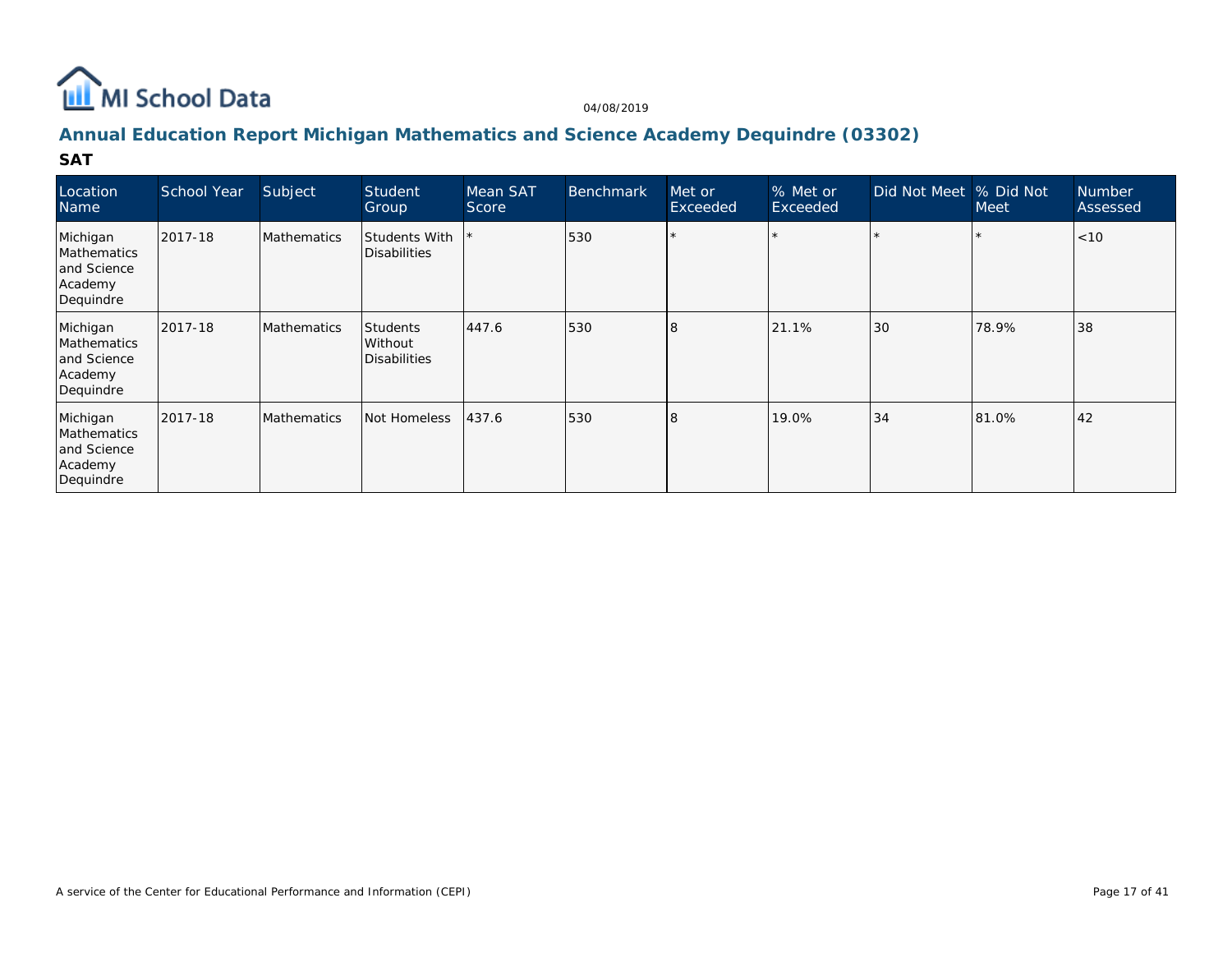## Annual Education Report Michigan Mathematics and Science Academy Dequindre (03302)

### SAT

| Location Name | School Year | Subject | Student Group | Mean SAT Score | Benchmark | Met or Exceeded | % Met or Exceeded | Did Not Meet | % Did Not Meet | Number Assessed |
| --- | --- | --- | --- | --- | --- | --- | --- | --- | --- | --- |
| Michigan Mathematics and Science Academy Dequindre | 2017-18 | Mathematics | Students With Disabilities | * | 530 | * | * | * | * | <10 |
| Michigan Mathematics and Science Academy Dequindre | 2017-18 | Mathematics | Students Without Disabilities | 447.6 | 530 | 8 | 21.1% | 30 | 78.9% | 38 |
| Michigan Mathematics and Science Academy Dequindre | 2017-18 | Mathematics | Not Homeless | 437.6 | 530 | 8 | 19.0% | 34 | 81.0% | 42 |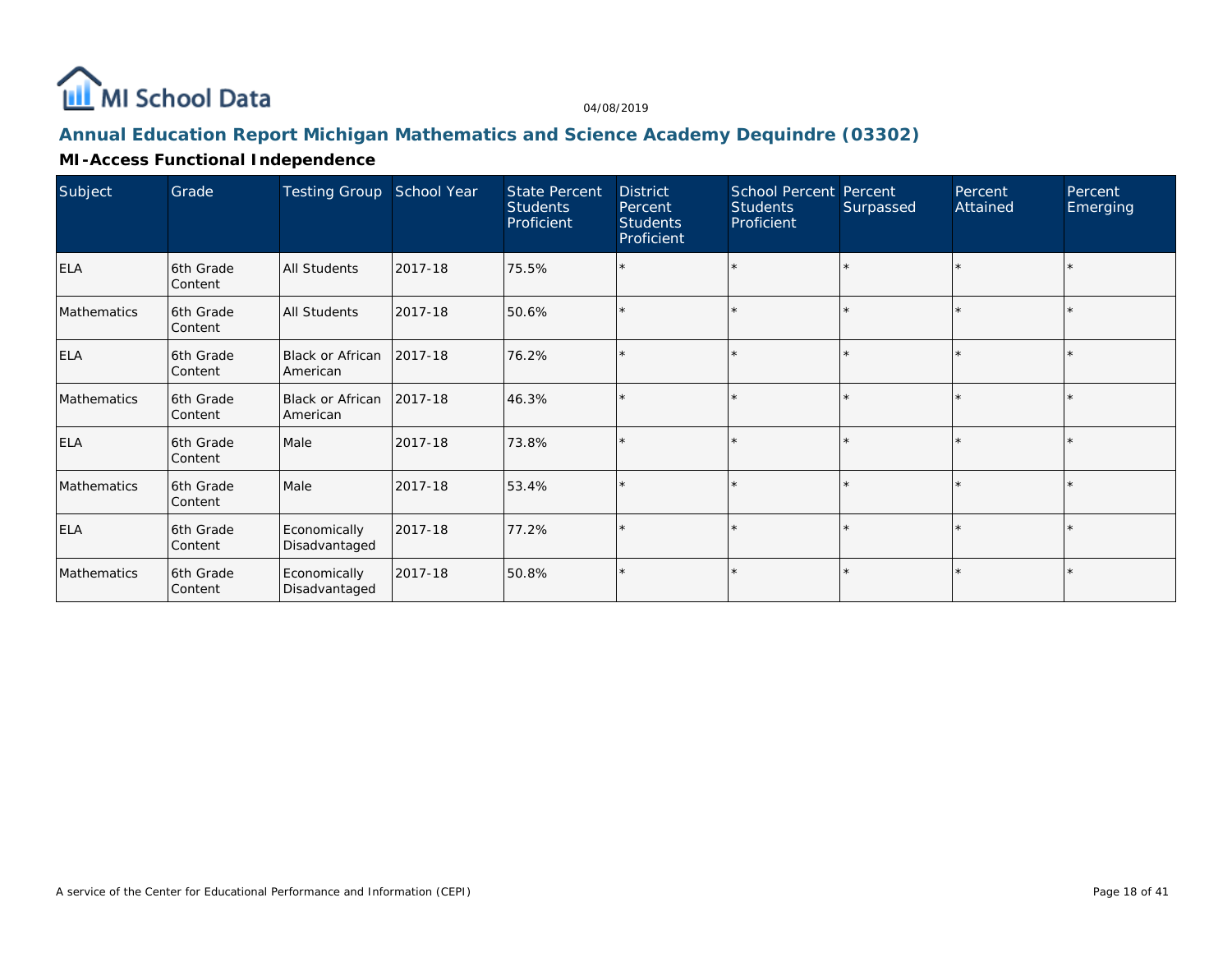MI School Data

04/08/2019

## Annual Education Report Michigan Mathematics and Science Academy Dequindre (03302)

### MI-Access Functional Independence

| Subject | Grade | Testing Group | School Year | State Percent Students Proficient | District Percent Students Proficient | School Percent Students Proficient | Percent Surpassed | Percent Attained | Percent Emerging |
|---|---|---|---|---|---|---|---|---|---|
| ELA | 6th Grade Content | All Students | 2017-18 | 75.5% | * | * | * | * | * |
| Mathematics | 6th Grade Content | All Students | 2017-18 | 50.6% | * | * | * | * | * |
| ELA | 6th Grade Content | Black or African American | 2017-18 | 76.2% | * | * | * | * | * |
| Mathematics | 6th Grade Content | Black or African American | 2017-18 | 46.3% | * | * | * | * | * |
| ELA | 6th Grade Content | Male | 2017-18 | 73.8% | * | * | * | * | * |
| Mathematics | 6th Grade Content | Male | 2017-18 | 53.4% | * | * | * | * | * |
| ELA | 6th Grade Content | Economically Disadvantaged | 2017-18 | 77.2% | * | * | * | * | * |
| Mathematics | 6th Grade Content | Economically Disadvantaged | 2017-18 | 50.8% | * | * | * | * | * |

A service of the Center for Educational Performance and Information (CEPI)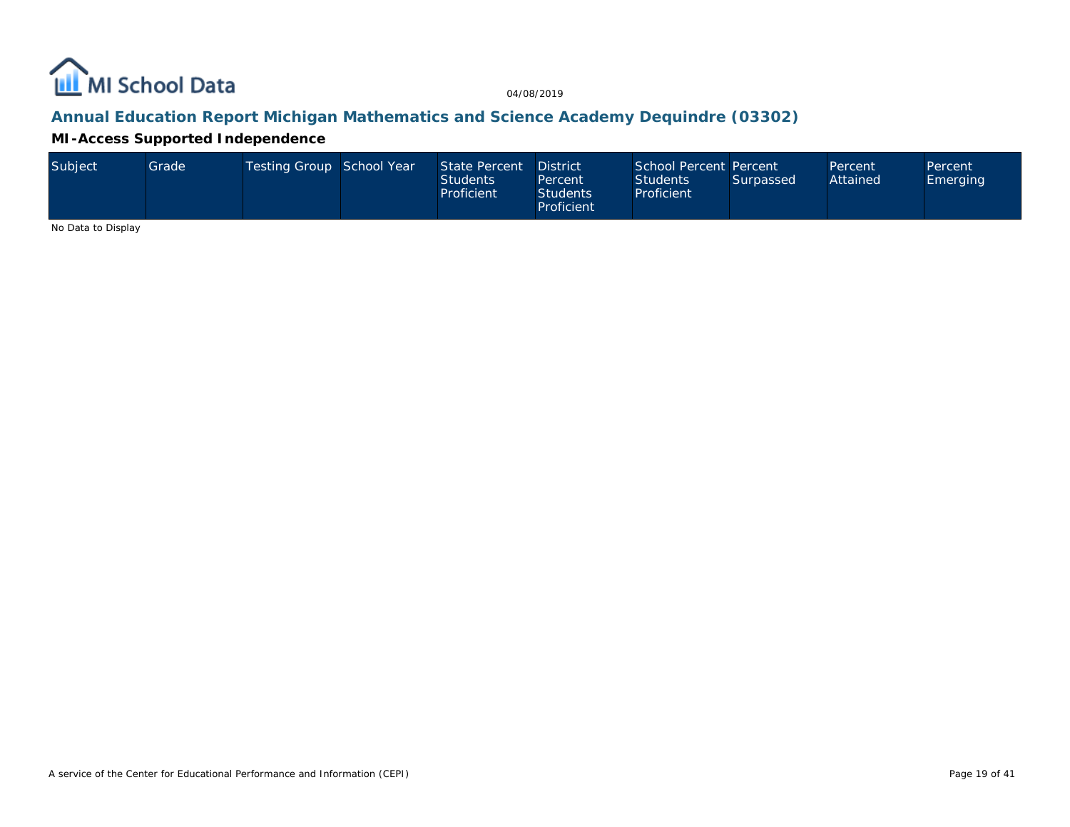## Annual Education Report Michigan Mathematics and Science Academy Dequindre (03302)

### MI-Access Supported Independence

| Subject | Grade | Testing Group | School Year | State Percent Students Proficient | District Percent Students Proficient | School Percent Students Proficient | Percent Surpassed | Percent Attained | Percent Emerging |
|---|---|---|---|---|---|---|---|---|---|

No Data to Display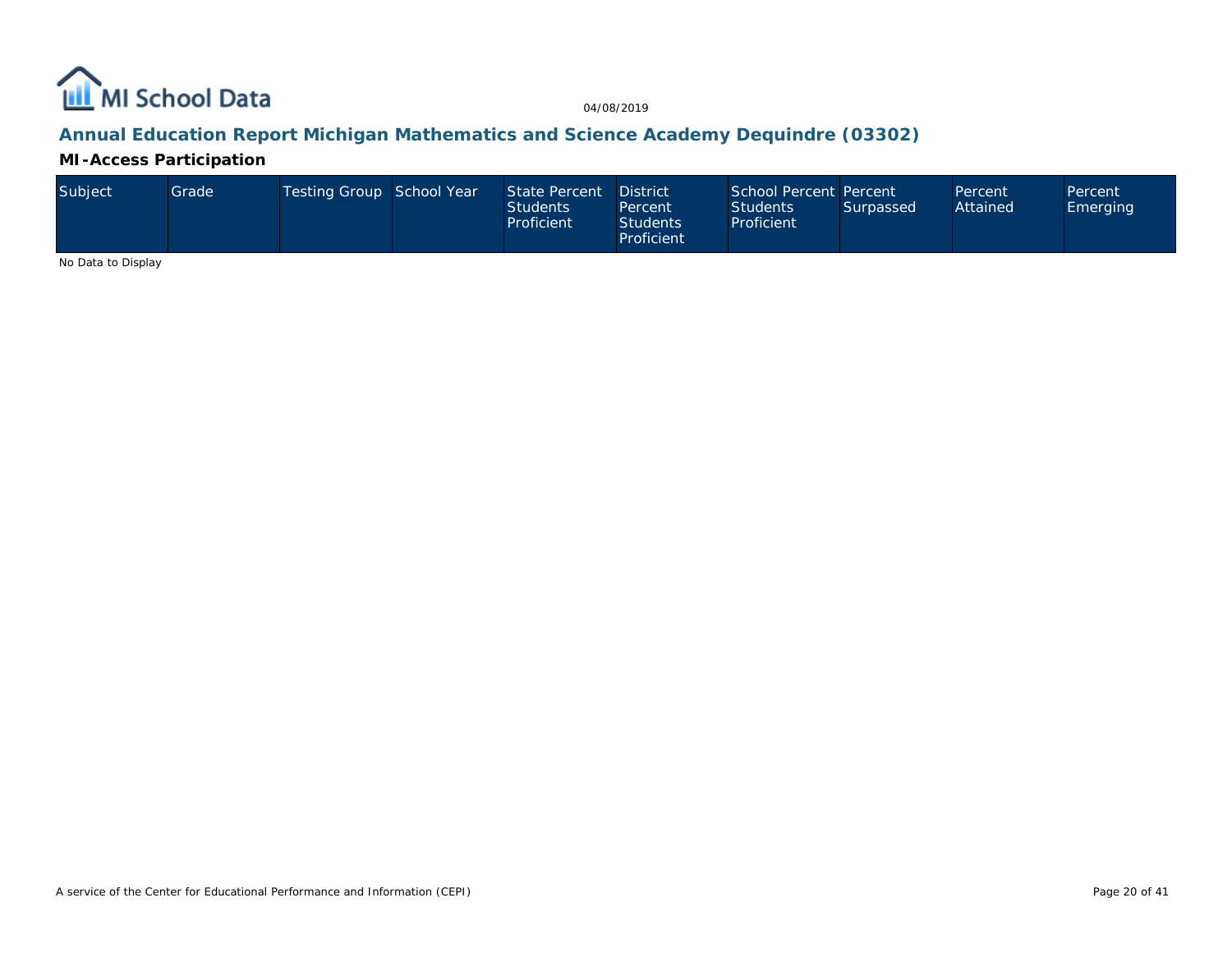## Annual Education Report Michigan Mathematics and Science Academy Dequindre (03302)

### MI-Access Participation

| Subject | Grade | Testing Group | School Year | State Percent Students Proficient | District Percent Students Proficient | School Percent Students Proficient | Percent Surpassed | Percent Attained | Percent Emerging |
|---|---|---|---|---|---|---|---|---|---|

No Data to Display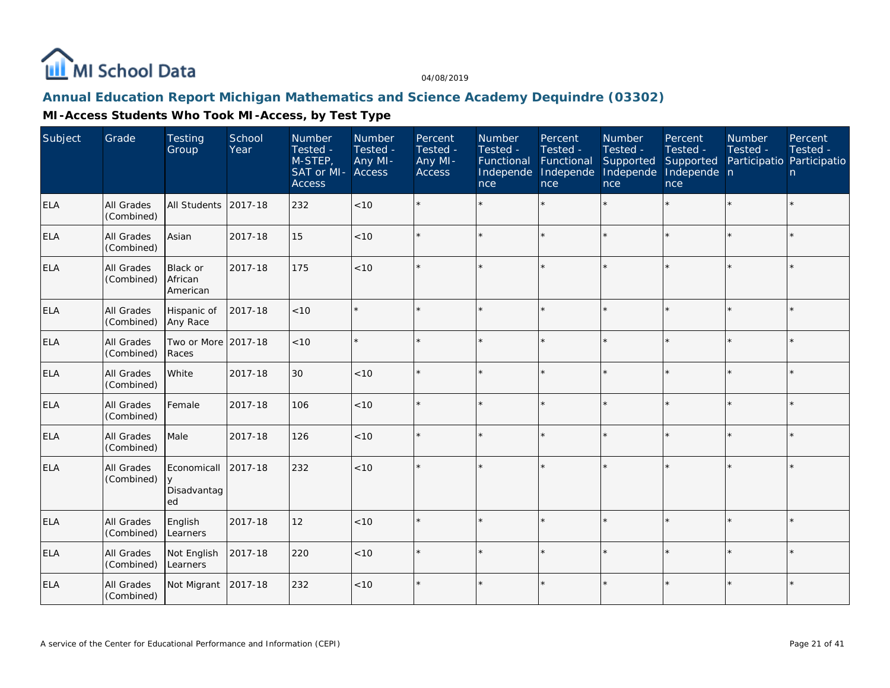# Annual Education Report Michigan Mathematics and Science Academy Dequindre (03302)

## MI-Access Students Who Took MI-Access, by Test Type

| Subject | Grade | Testing Group | School Year | Number Tested - M-STEP, SAT or MI-Access | Number Tested - Any MI-Access | Percent Tested - Any MI-Access | Number Tested - Functional Independence | Percent Tested - Functional Independence | Number Tested - Supported Independence | Percent Tested - Supported Independence | Number Tested - Participation | Percent Tested - Participation |
|---|---|---|---|---|---|---|---|---|---|---|---|---|
| ELA | All Grades (Combined) | All Students | 2017-18 | 232 | <10 | * | * | * | * | * | * | * |
| ELA | All Grades (Combined) | Asian | 2017-18 | 15 | <10 | * | * | * | * | * | * | * |
| ELA | All Grades (Combined) | Black or African American | 2017-18 | 175 | <10 | * | * | * | * | * | * | * |
| ELA | All Grades (Combined) | Hispanic of Any Race | 2017-18 | <10 | * | * | * | * | * | * | * | * |
| ELA | All Grades (Combined) | Two or More Races | 2017-18 | <10 | * | * | * | * | * | * | * | * |
| ELA | All Grades (Combined) | White | 2017-18 | 30 | <10 | * | * | * | * | * | * | * |
| ELA | All Grades (Combined) | Female | 2017-18 | 106 | <10 | * | * | * | * | * | * | * |
| ELA | All Grades (Combined) | Male | 2017-18 | 126 | <10 | * | * | * | * | * | * | * |
| ELA | All Grades (Combined) | Economically Disadvantaged | 2017-18 | 232 | <10 | * | * | * | * | * | * | * |
| ELA | All Grades (Combined) | English Learners | 2017-18 | 12 | <10 | * | * | * | * | * | * | * |
| ELA | All Grades (Combined) | Not English Learners | 2017-18 | 220 | <10 | * | * | * | * | * | * | * |
| ELA | All Grades (Combined) | Not Migrant | 2017-18 | 232 | <10 | * | * | * | * | * | * | * |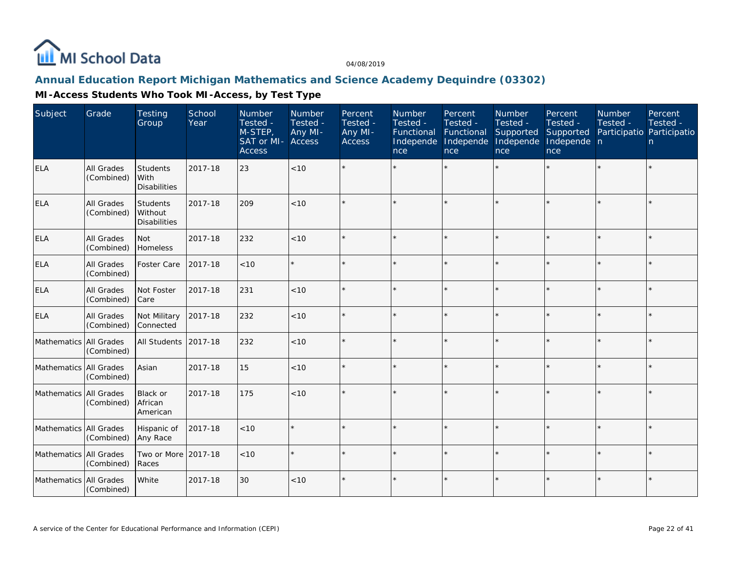## Annual Education Report Michigan Mathematics and Science Academy Dequindre (03302)

### MI-Access Students Who Took MI-Access, by Test Type

| Subject | Grade | Testing Group | School Year | Number Tested - M-STEP, SAT or MI-Access | Number Tested - Any MI-Access | Percent Tested - Any MI-Access | Number Tested - Functional Independence | Percent Tested - Functional Independence | Number Tested - Supported Independence | Percent Tested - Supported Independence | Number Tested - Participation | Percent Tested - Participation |
|---|---|---|---|---|---|---|---|---|---|---|---|---|
| ELA | All Grades (Combined) | Students With Disabilities | 2017-18 | 23 | <10 | * | * | * | * | * | * | * |
| ELA | All Grades (Combined) | Students Without Disabilities | 2017-18 | 209 | <10 | * | * | * | * | * | * | * |
| ELA | All Grades (Combined) | Not Homeless | 2017-18 | 232 | <10 | * | * | * | * | * | * | * |
| ELA | All Grades (Combined) | Foster Care | 2017-18 | <10 | * | * | * | * | * | * | * | * |
| ELA | All Grades (Combined) | Not Foster Care | 2017-18 | 231 | <10 | * | * | * | * | * | * | * |
| ELA | All Grades (Combined) | Not Military Connected | 2017-18 | 232 | <10 | * | * | * | * | * | * | * |
| Mathematics | All Grades (Combined) | All Students | 2017-18 | 232 | <10 | * | * | * | * | * | * | * |
| Mathematics | All Grades (Combined) | Asian | 2017-18 | 15 | <10 | * | * | * | * | * | * | * |
| Mathematics | All Grades (Combined) | Black or African American | 2017-18 | 175 | <10 | * | * | * | * | * | * | * |
| Mathematics | All Grades (Combined) | Hispanic of Any Race | 2017-18 | <10 | * | * | * | * | * | * | * | * |
| Mathematics | All Grades (Combined) | Two or More Races | 2017-18 | <10 | * | * | * | * | * | * | * | * |
| Mathematics | All Grades (Combined) | White | 2017-18 | 30 | <10 | * | * | * | * | * | * | * |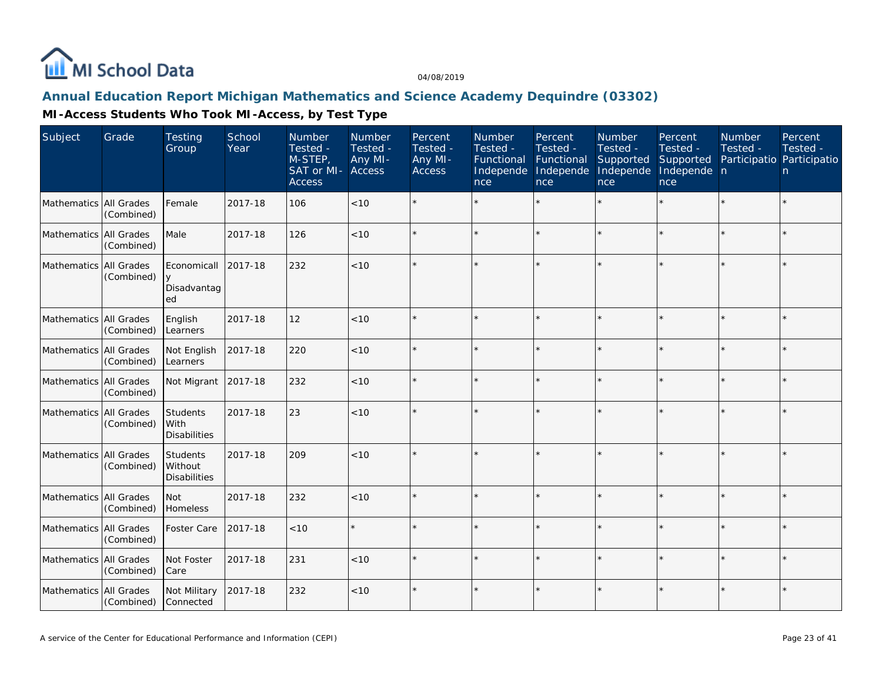# Annual Education Report Michigan Mathematics and Science Academy Dequindre (03302)

## MI-Access Students Who Took MI-Access, by Test Type

| Subject | Grade | Testing Group | School Year | Number Tested - M-STEP, SAT or MI-Access | Number Tested - Any MI-Access | Percent Tested - Any MI-Access | Number Tested - Functional Independence | Percent Tested - Functional Independence | Number Tested - Supported Independence | Percent Tested - Supported Independence | Number Tested - Participation | Percent Tested - Participation |
|---|---|---|---|---|---|---|---|---|---|---|---|---|
| Mathematics | All Grades (Combined) | Female | 2017-18 | 106 | <10 | * | * | * | * | * | * | * |
| Mathematics | All Grades (Combined) | Male | 2017-18 | 126 | <10 | * | * | * | * | * | * | * |
| Mathematics | All Grades (Combined) | Economically Disadvantaged | 2017-18 | 232 | <10 | * | * | * | * | * | * | * |
| Mathematics | All Grades (Combined) | English Learners | 2017-18 | 12 | <10 | * | * | * | * | * | * | * |
| Mathematics | All Grades (Combined) | Not English Learners | 2017-18 | 220 | <10 | * | * | * | * | * | * | * |
| Mathematics | All Grades (Combined) | Not Migrant | 2017-18 | 232 | <10 | * | * | * | * | * | * | * |
| Mathematics | All Grades (Combined) | Students With Disabilities | 2017-18 | 23 | <10 | * | * | * | * | * | * | * |
| Mathematics | All Grades (Combined) | Students Without Disabilities | 2017-18 | 209 | <10 | * | * | * | * | * | * | * |
| Mathematics | All Grades (Combined) | Not Homeless | 2017-18 | 232 | <10 | * | * | * | * | * | * | * |
| Mathematics | All Grades (Combined) | Foster Care | 2017-18 | <10 | * | * | * | * | * | * | * | * |
| Mathematics | All Grades (Combined) | Not Foster Care | 2017-18 | 231 | <10 | * | * | * | * | * | * | * |
| Mathematics | All Grades (Combined) | Not Military Connected | 2017-18 | 232 | <10 | * | * | * | * | * | * | * |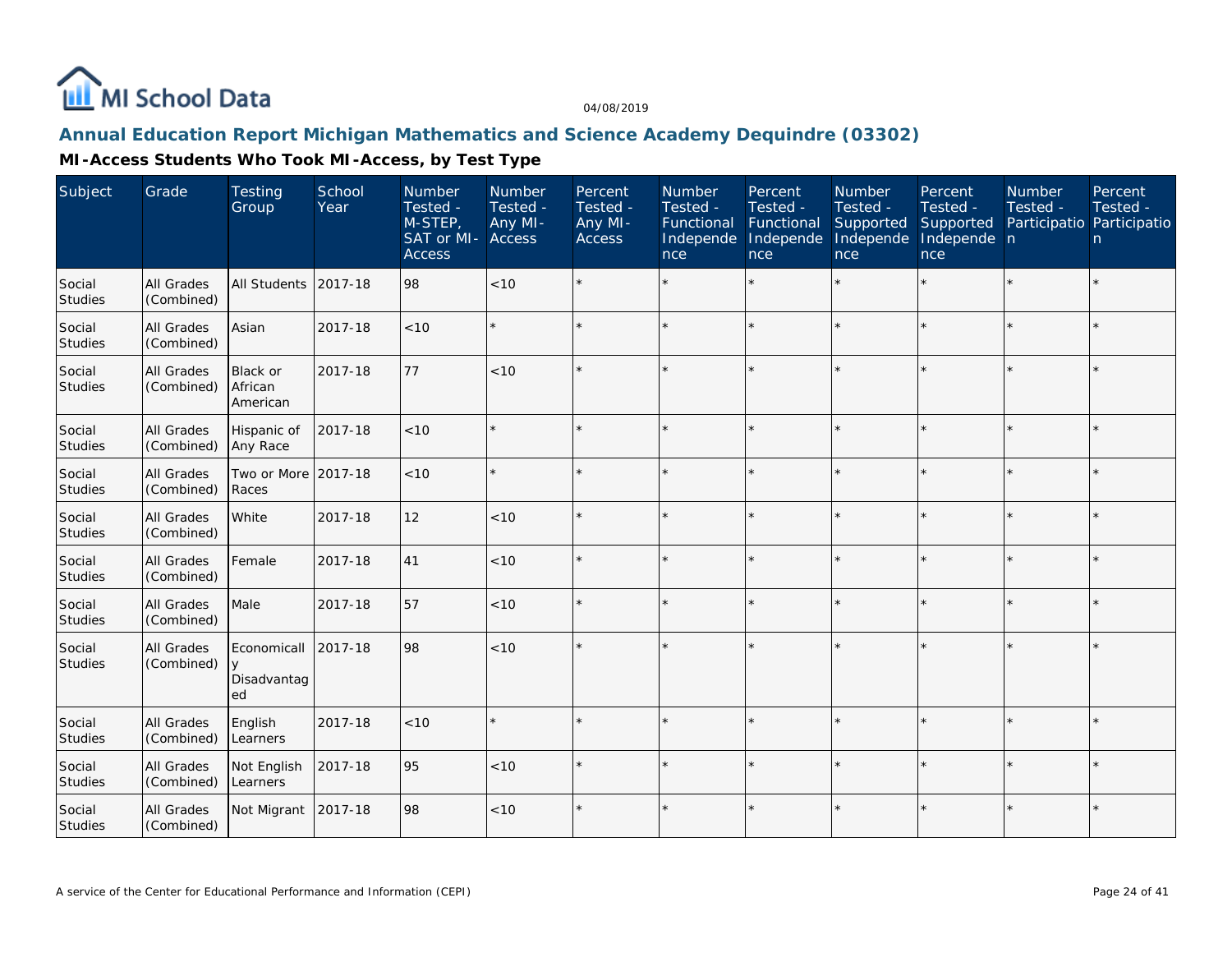## Annual Education Report Michigan Mathematics and Science Academy Dequindre (03302)

### MI-Access Students Who Took MI-Access, by Test Type

| Subject | Grade | Testing Group | School Year | Number Tested - M-STEP, SAT or MI-Access | Number Tested - Any MI-Access | Percent Tested - Any MI-Access | Number Tested - Functional Independence | Percent Tested - Functional Independence | Number Tested - Supported Independence | Percent Tested - Supported Independence | Number Tested - Participation | Percent Tested - Participation |
|---|---|---|---|---|---|---|---|---|---|---|---|---|
| Social Studies | All Grades (Combined) | All Students | 2017-18 | 98 | <10 | * | * | * | * | * | * | * |
| Social Studies | All Grades (Combined) | Asian | 2017-18 | <10 | * | * | * | * | * | * | * | * |
| Social Studies | All Grades (Combined) | Black or African American | 2017-18 | 77 | <10 | * | * | * | * | * | * | * |
| Social Studies | All Grades (Combined) | Hispanic of Any Race | 2017-18 | <10 | * | * | * | * | * | * | * | * |
| Social Studies | All Grades (Combined) | Two or More Races | 2017-18 | <10 | * | * | * | * | * | * | * | * |
| Social Studies | All Grades (Combined) | White | 2017-18 | 12 | <10 | * | * | * | * | * | * | * |
| Social Studies | All Grades (Combined) | Female | 2017-18 | 41 | <10 | * | * | * | * | * | * | * |
| Social Studies | All Grades (Combined) | Male | 2017-18 | 57 | <10 | * | * | * | * | * | * | * |
| Social Studies | All Grades (Combined) | Economically Disadvantaged | 2017-18 | 98 | <10 | * | * | * | * | * | * | * |
| Social Studies | All Grades (Combined) | English Learners | 2017-18 | <10 | * | * | * | * | * | * | * | * |
| Social Studies | All Grades (Combined) | Not English Learners | 2017-18 | 95 | <10 | * | * | * | * | * | * | * |
| Social Studies | All Grades (Combined) | Not Migrant | 2017-18 | 98 | <10 | * | * | * | * | * | * | * |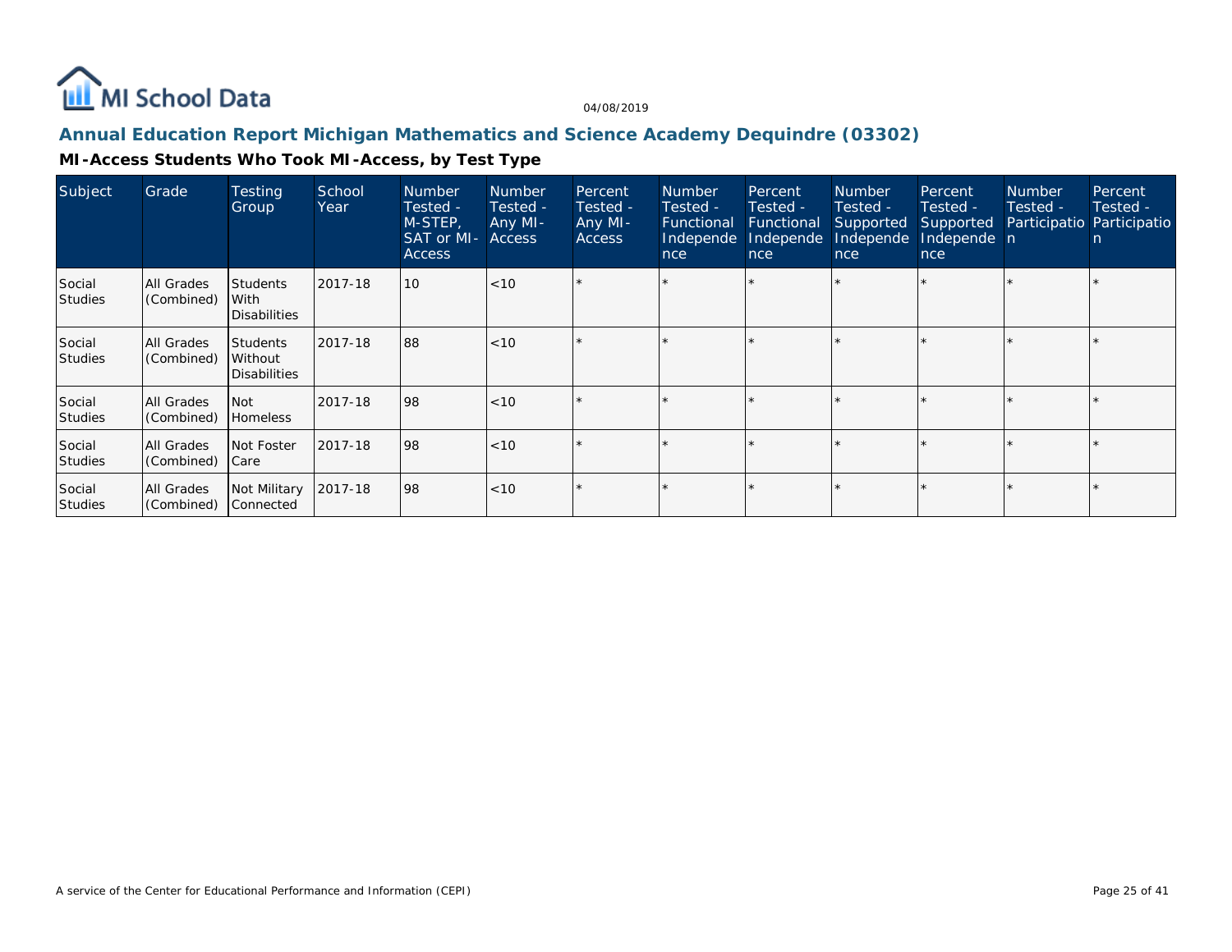## Annual Education Report Michigan Mathematics and Science Academy Dequindre (03302)

### MI-Access Students Who Took MI-Access, by Test Type

| Subject | Grade | Testing Group | School Year | Number Tested - M-STEP, SAT or MI-Access | Number Tested - Any MI-Access | Percent Tested - Any MI-Access | Number Tested - Functional Independence | Percent Tested - Functional Independence | Number Tested - Supported Independence | Percent Tested - Supported Independence | Number Tested - Participation | Percent Tested - Participation |
|---|---|---|---|---|---|---|---|---|---|---|---|---|
| Social Studies | All Grades (Combined) | Students With Disabilities | 2017-18 | 10 | <10 | * | * | * | * | * | * | * |
| Social Studies | All Grades (Combined) | Students Without Disabilities | 2017-18 | 88 | <10 | * | * | * | * | * | * | * |
| Social Studies | All Grades (Combined) | Not Homeless | 2017-18 | 98 | <10 | * | * | * | * | * | * | * |
| Social Studies | All Grades (Combined) | Not Foster Care | 2017-18 | 98 | <10 | * | * | * | * | * | * | * |
| Social Studies | All Grades (Combined) | Not Military Connected | 2017-18 | 98 | <10 | * | * | * | * | * | * | * |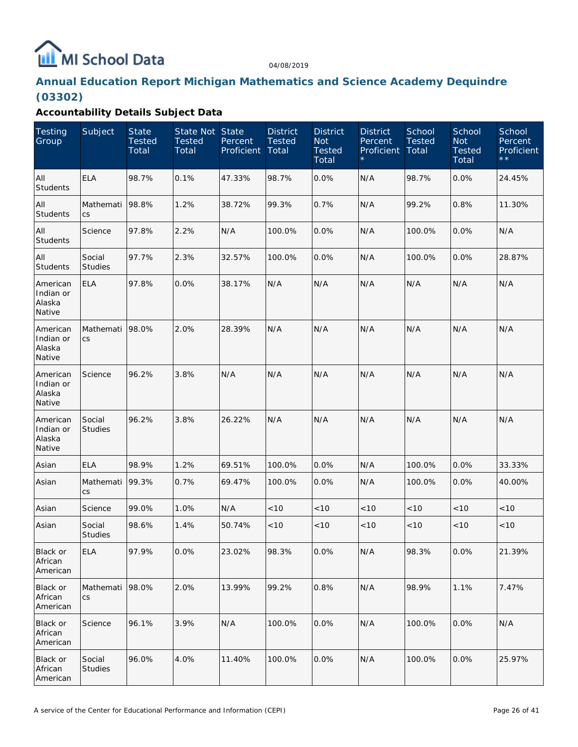MI School Data

04/08/2019

# Annual Education Report Michigan Mathematics and Science Academy Dequindre (03302)

## Accountability Details Subject Data

| Testing Group | Subject | State Tested Total | State Not Tested Total | State Percent Proficient | District Tested Total | District Not Tested Total | District Percent Proficient * | School Tested Total | School Not Tested Total | School Percent Proficient ** |
|---|---|---|---|---|---|---|---|---|---|---|
| All Students | ELA | 98.7% | 0.1% | 47.33% | 98.7% | 0.0% | N/A | 98.7% | 0.0% | 24.45% |
| All Students | Mathematics | 98.8% | 1.2% | 38.72% | 99.3% | 0.7% | N/A | 99.2% | 0.8% | 11.30% |
| All Students | Science | 97.8% | 2.2% | N/A | 100.0% | 0.0% | N/A | 100.0% | 0.0% | N/A |
| All Students | Social Studies | 97.7% | 2.3% | 32.57% | 100.0% | 0.0% | N/A | 100.0% | 0.0% | 28.87% |
| American Indian or Alaska Native | ELA | 97.8% | 0.0% | 38.17% | N/A | N/A | N/A | N/A | N/A | N/A |
| American Indian or Alaska Native | Mathematics | 98.0% | 2.0% | 28.39% | N/A | N/A | N/A | N/A | N/A | N/A |
| American Indian or Alaska Native | Science | 96.2% | 3.8% | N/A | N/A | N/A | N/A | N/A | N/A | N/A |
| American Indian or Alaska Native | Social Studies | 96.2% | 3.8% | 26.22% | N/A | N/A | N/A | N/A | N/A | N/A |
| Asian | ELA | 98.9% | 1.2% | 69.51% | 100.0% | 0.0% | N/A | 100.0% | 0.0% | 33.33% |
| Asian | Mathematics | 99.3% | 0.7% | 69.47% | 100.0% | 0.0% | N/A | 100.0% | 0.0% | 40.00% |
| Asian | Science | 99.0% | 1.0% | N/A | <10 | <10 | <10 | <10 | <10 | <10 |
| Asian | Social Studies | 98.6% | 1.4% | 50.74% | <10 | <10 | <10 | <10 | <10 | <10 |
| Black or African American | ELA | 97.9% | 0.0% | 23.02% | 98.3% | 0.0% | N/A | 98.3% | 0.0% | 21.39% |
| Black or African American | Mathematics | 98.0% | 2.0% | 13.99% | 99.2% | 0.8% | N/A | 98.9% | 1.1% | 7.47% |
| Black or African American | Science | 96.1% | 3.9% | N/A | 100.0% | 0.0% | N/A | 100.0% | 0.0% | N/A |
| Black or African American | Social Studies | 96.0% | 4.0% | 11.40% | 100.0% | 0.0% | N/A | 100.0% | 0.0% | 25.97% |

A service of the Center for Educational Performance and Information (CEPI)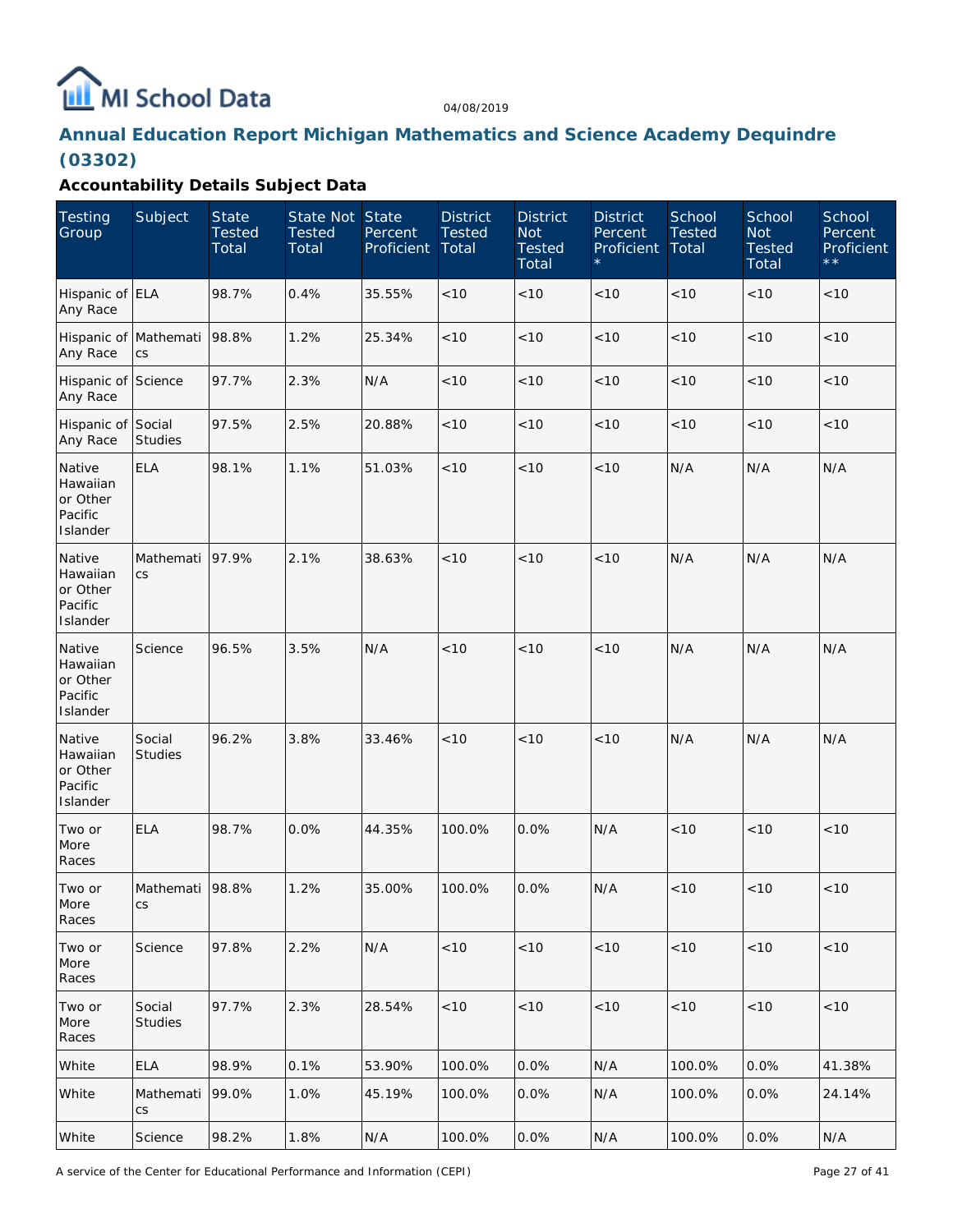## Annual Education Report Michigan Mathematics and Science Academy Dequindre (03302)

### Accountability Details Subject Data

| Testing Group | Subject | State Tested Total | State Not Tested Total | State Percent Proficient | District Tested Total | District Not Tested Total | District Percent Proficient * | School Tested Total | School Not Tested Total | School Percent Proficient ** |
|---|---|---|---|---|---|---|---|---|---|---|
| Hispanic of Any Race | ELA | 98.7% | 0.4% | 35.55% | <10 | <10 | <10 | <10 | <10 | <10 |
| Hispanic of Any Race | Mathematics | 98.8% | 1.2% | 25.34% | <10 | <10 | <10 | <10 | <10 | <10 |
| Hispanic of Any Race | Science | 97.7% | 2.3% | N/A | <10 | <10 | <10 | <10 | <10 | <10 |
| Hispanic of Any Race | Social Studies | 97.5% | 2.5% | 20.88% | <10 | <10 | <10 | <10 | <10 | <10 |
| Native Hawaiian or Other Pacific Islander | ELA | 98.1% | 1.1% | 51.03% | <10 | <10 | <10 | N/A | N/A | N/A |
| Native Hawaiian or Other Pacific Islander | Mathematics | 97.9% | 2.1% | 38.63% | <10 | <10 | <10 | N/A | N/A | N/A |
| Native Hawaiian or Other Pacific Islander | Science | 96.5% | 3.5% | N/A | <10 | <10 | <10 | N/A | N/A | N/A |
| Native Hawaiian or Other Pacific Islander | Social Studies | 96.2% | 3.8% | 33.46% | <10 | <10 | <10 | N/A | N/A | N/A |
| Two or More Races | ELA | 98.7% | 0.0% | 44.35% | 100.0% | 0.0% | N/A | <10 | <10 | <10 |
| Two or More Races | Mathematics | 98.8% | 1.2% | 35.00% | 100.0% | 0.0% | N/A | <10 | <10 | <10 |
| Two or More Races | Science | 97.8% | 2.2% | N/A | <10 | <10 | <10 | <10 | <10 | <10 |
| Two or More Races | Social Studies | 97.7% | 2.3% | 28.54% | <10 | <10 | <10 | <10 | <10 | <10 |
| White | ELA | 98.9% | 0.1% | 53.90% | 100.0% | 0.0% | N/A | 100.0% | 0.0% | 41.38% |
| White | Mathematics | 99.0% | 1.0% | 45.19% | 100.0% | 0.0% | N/A | 100.0% | 0.0% | 24.14% |
| White | Science | 98.2% | 1.8% | N/A | 100.0% | 0.0% | N/A | 100.0% | 0.0% | N/A |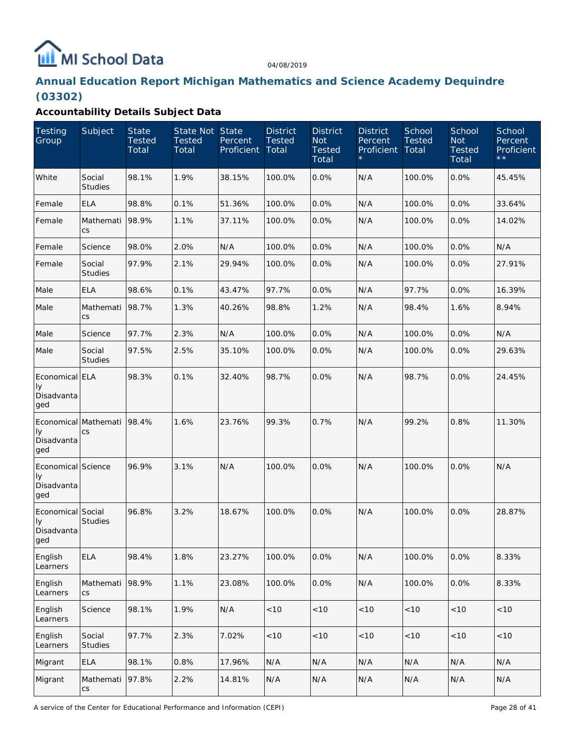# Annual Education Report Michigan Mathematics and Science Academy Dequindre (03302)

04/08/2019

### Accountability Details Subject Data

| Testing Group | Subject | State Tested Total | State Not Tested Total | State Percent Proficient | District Tested Total | District Not Tested Total | District Percent Proficient * | School Tested Total | School Not Tested Total | School Percent Proficient ** |
|---|---|---|---|---|---|---|---|---|---|---|
| White | Social Studies | 98.1% | 1.9% | 38.15% | 100.0% | 0.0% | N/A | 100.0% | 0.0% | 45.45% |
| Female | ELA | 98.8% | 0.1% | 51.36% | 100.0% | 0.0% | N/A | 100.0% | 0.0% | 33.64% |
| Female | Mathematics | 98.9% | 1.1% | 37.11% | 100.0% | 0.0% | N/A | 100.0% | 0.0% | 14.02% |
| Female | Science | 98.0% | 2.0% | N/A | 100.0% | 0.0% | N/A | 100.0% | 0.0% | N/A |
| Female | Social Studies | 97.9% | 2.1% | 29.94% | 100.0% | 0.0% | N/A | 100.0% | 0.0% | 27.91% |
| Male | ELA | 98.6% | 0.1% | 43.47% | 97.7% | 0.0% | N/A | 97.7% | 0.0% | 16.39% |
| Male | Mathematics | 98.7% | 1.3% | 40.26% | 98.8% | 1.2% | N/A | 98.4% | 1.6% | 8.94% |
| Male | Science | 97.7% | 2.3% | N/A | 100.0% | 0.0% | N/A | 100.0% | 0.0% | N/A |
| Male | Social Studies | 97.5% | 2.5% | 35.10% | 100.0% | 0.0% | N/A | 100.0% | 0.0% | 29.63% |
| Economically Disadvantaged | ELA | 98.3% | 0.1% | 32.40% | 98.7% | 0.0% | N/A | 98.7% | 0.0% | 24.45% |
| Economically Disadvantaged | Mathematics | 98.4% | 1.6% | 23.76% | 99.3% | 0.7% | N/A | 99.2% | 0.8% | 11.30% |
| Economically Disadvantaged | Science | 96.9% | 3.1% | N/A | 100.0% | 0.0% | N/A | 100.0% | 0.0% | N/A |
| Economically Disadvantaged | Social Studies | 96.8% | 3.2% | 18.67% | 100.0% | 0.0% | N/A | 100.0% | 0.0% | 28.87% |
| English Learners | ELA | 98.4% | 1.8% | 23.27% | 100.0% | 0.0% | N/A | 100.0% | 0.0% | 8.33% |
| English Learners | Mathematics | 98.9% | 1.1% | 23.08% | 100.0% | 0.0% | N/A | 100.0% | 0.0% | 8.33% |
| English Learners | Science | 98.1% | 1.9% | N/A | <10 | <10 | <10 | <10 | <10 | <10 |
| English Learners | Social Studies | 97.7% | 2.3% | 7.02% | <10 | <10 | <10 | <10 | <10 | <10 |
| Migrant | ELA | 98.1% | 0.8% | 17.96% | N/A | N/A | N/A | N/A | N/A | N/A |
| Migrant | Mathematics | 97.8% | 2.2% | 14.81% | N/A | N/A | N/A | N/A | N/A | N/A |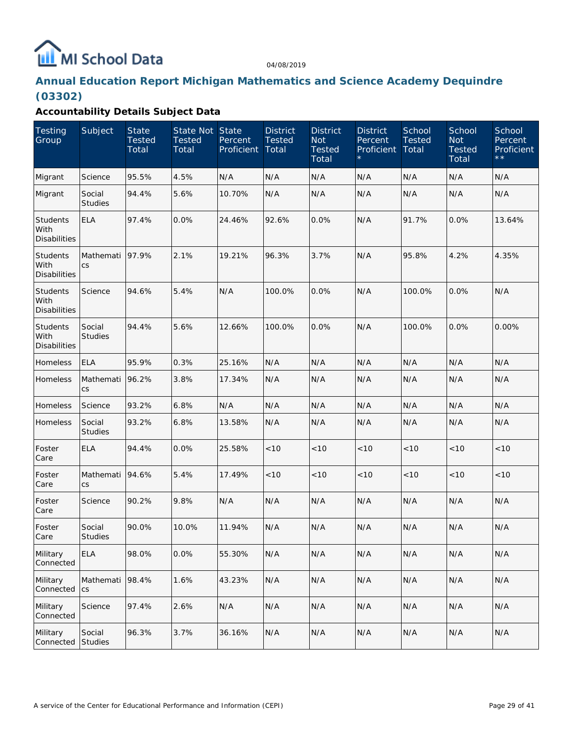# Annual Education Report Michigan Mathematics and Science Academy Dequindre (03302)

### Accountability Details Subject Data

| Testing Group | Subject | State Tested Total | State Not Tested Total | State Percent Proficient | District Tested Total | District Not Tested Total | District Percent Proficient * | School Tested Total | School Not Tested Total | School Percent Proficient ** |
|---|---|---|---|---|---|---|---|---|---|---|
| Migrant | Science | 95.5% | 4.5% | N/A | N/A | N/A | N/A | N/A | N/A | N/A |
| Migrant | Social Studies | 94.4% | 5.6% | 10.70% | N/A | N/A | N/A | N/A | N/A | N/A |
| Students With Disabilities | ELA | 97.4% | 0.0% | 24.46% | 92.6% | 0.0% | N/A | 91.7% | 0.0% | 13.64% |
| Students With Disabilities | Mathematics | 97.9% | 2.1% | 19.21% | 96.3% | 3.7% | N/A | 95.8% | 4.2% | 4.35% |
| Students With Disabilities | Science | 94.6% | 5.4% | N/A | 100.0% | 0.0% | N/A | 100.0% | 0.0% | N/A |
| Students With Disabilities | Social Studies | 94.4% | 5.6% | 12.66% | 100.0% | 0.0% | N/A | 100.0% | 0.0% | 0.00% |
| Homeless | ELA | 95.9% | 0.3% | 25.16% | N/A | N/A | N/A | N/A | N/A | N/A |
| Homeless | Mathematics | 96.2% | 3.8% | 17.34% | N/A | N/A | N/A | N/A | N/A | N/A |
| Homeless | Science | 93.2% | 6.8% | N/A | N/A | N/A | N/A | N/A | N/A | N/A |
| Homeless | Social Studies | 93.2% | 6.8% | 13.58% | N/A | N/A | N/A | N/A | N/A | N/A |
| Foster Care | ELA | 94.4% | 0.0% | 25.58% | <10 | <10 | <10 | <10 | <10 | <10 |
| Foster Care | Mathematics | 94.6% | 5.4% | 17.49% | <10 | <10 | <10 | <10 | <10 | <10 |
| Foster Care | Science | 90.2% | 9.8% | N/A | N/A | N/A | N/A | N/A | N/A | N/A |
| Foster Care | Social Studies | 90.0% | 10.0% | 11.94% | N/A | N/A | N/A | N/A | N/A | N/A |
| Military Connected | ELA | 98.0% | 0.0% | 55.30% | N/A | N/A | N/A | N/A | N/A | N/A |
| Military Connected | Mathematics | 98.4% | 1.6% | 43.23% | N/A | N/A | N/A | N/A | N/A | N/A |
| Military Connected | Science | 97.4% | 2.6% | N/A | N/A | N/A | N/A | N/A | N/A | N/A |
| Military Connected | Social Studies | 96.3% | 3.7% | 36.16% | N/A | N/A | N/A | N/A | N/A | N/A |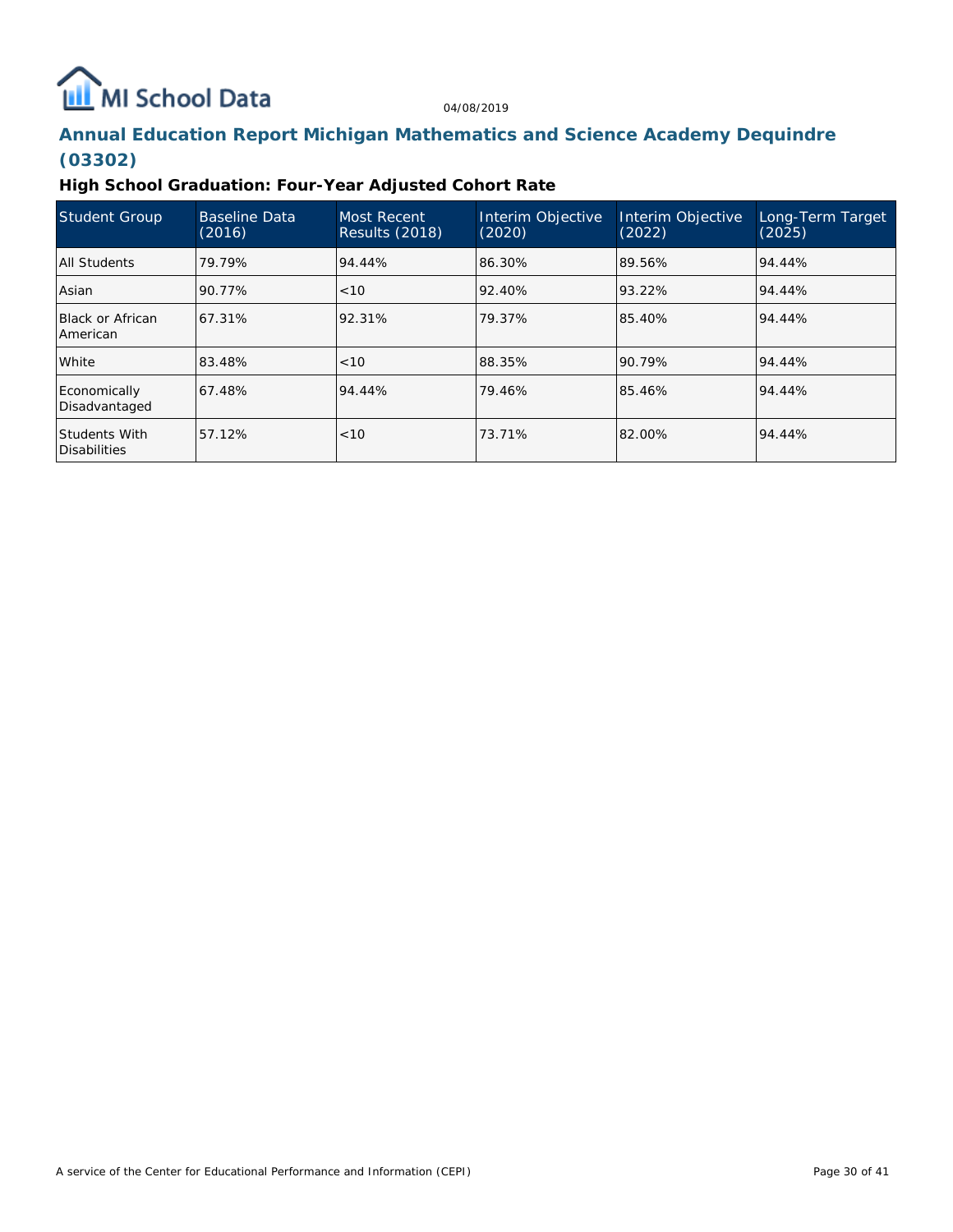## Annual Education Report Michigan Mathematics and Science Academy Dequindre (03302)

### High School Graduation: Four-Year Adjusted Cohort Rate

| Student Group | Baseline Data (2016) | Most Recent Results (2018) | Interim Objective (2020) | Interim Objective (2022) | Long-Term Target (2025) |
|---|---|---|---|---|---|
| All Students | 79.79% | 94.44% | 86.30% | 89.56% | 94.44% |
| Asian | 90.77% | <10 | 92.40% | 93.22% | 94.44% |
| Black or African American | 67.31% | 92.31% | 79.37% | 85.40% | 94.44% |
| White | 83.48% | <10 | 88.35% | 90.79% | 94.44% |
| Economically Disadvantaged | 67.48% | 94.44% | 79.46% | 85.46% | 94.44% |
| Students With Disabilities | 57.12% | <10 | 73.71% | 82.00% | 94.44% |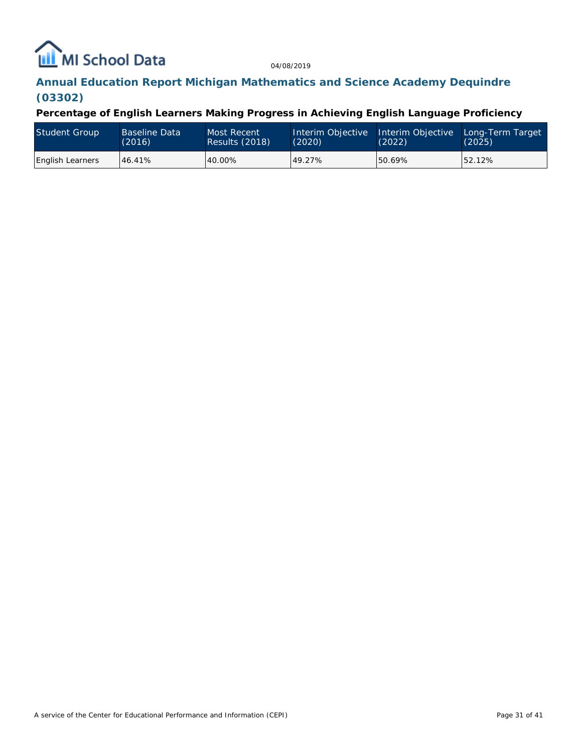## Annual Education Report Michigan Mathematics and Science Academy Dequindre (03302)

### Percentage of English Learners Making Progress in Achieving English Language Proficiency

| Student Group | Baseline Data (2016) | Most Recent Results (2018) | Interim Objective (2020) | Interim Objective (2022) | Long-Term Target (2025) |
|---|---|---|---|---|---|
| English Learners | 46.41% | 40.00% | 49.27% | 50.69% | 52.12% |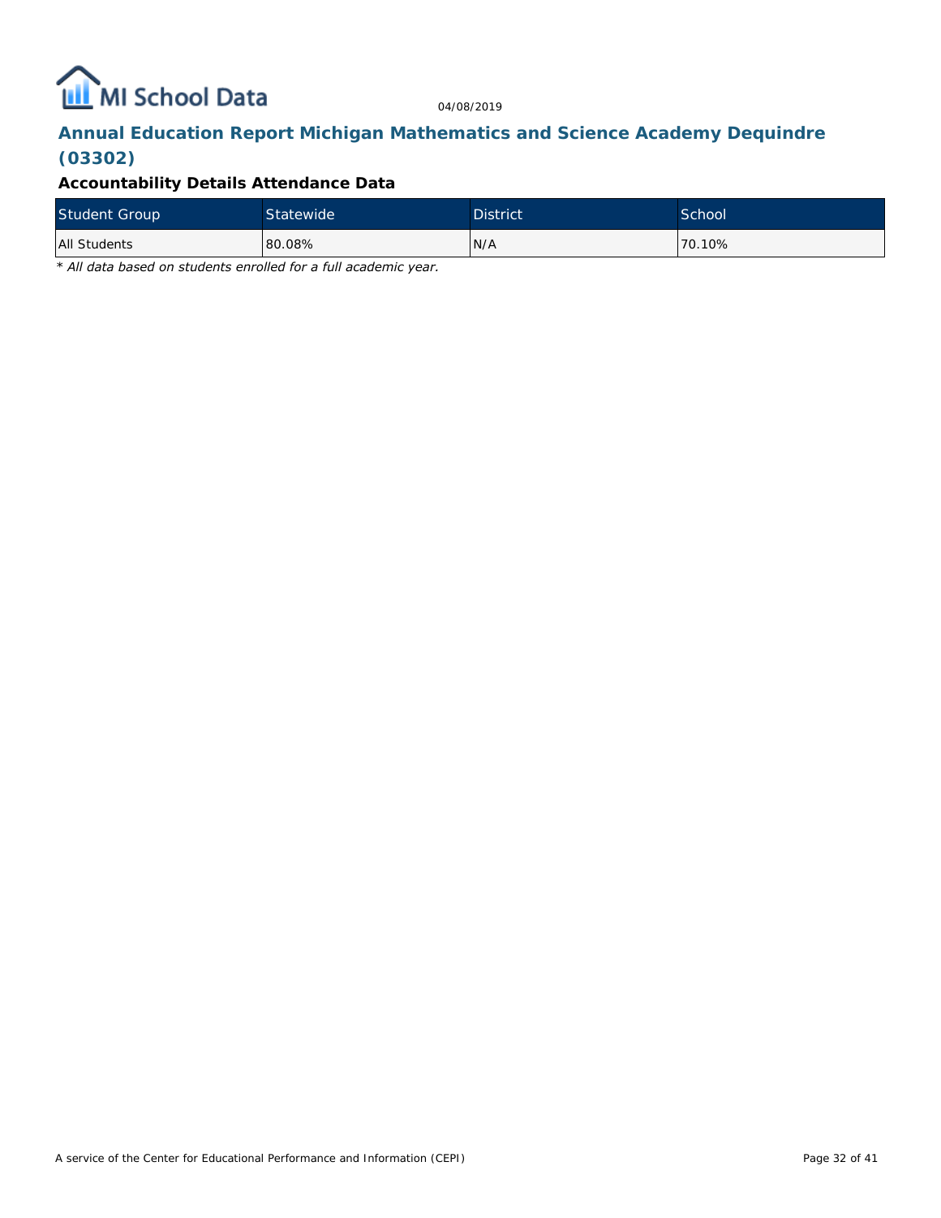## Annual Education Report Michigan Mathematics and Science Academy Dequindre (03302)

### Accountability Details Attendance Data

| Student Group | Statewide | District | School |
|---|---|---|---|
| All Students | 80.08% | N/A | 70.10% |

*\* All data based on students enrolled for a full academic year.*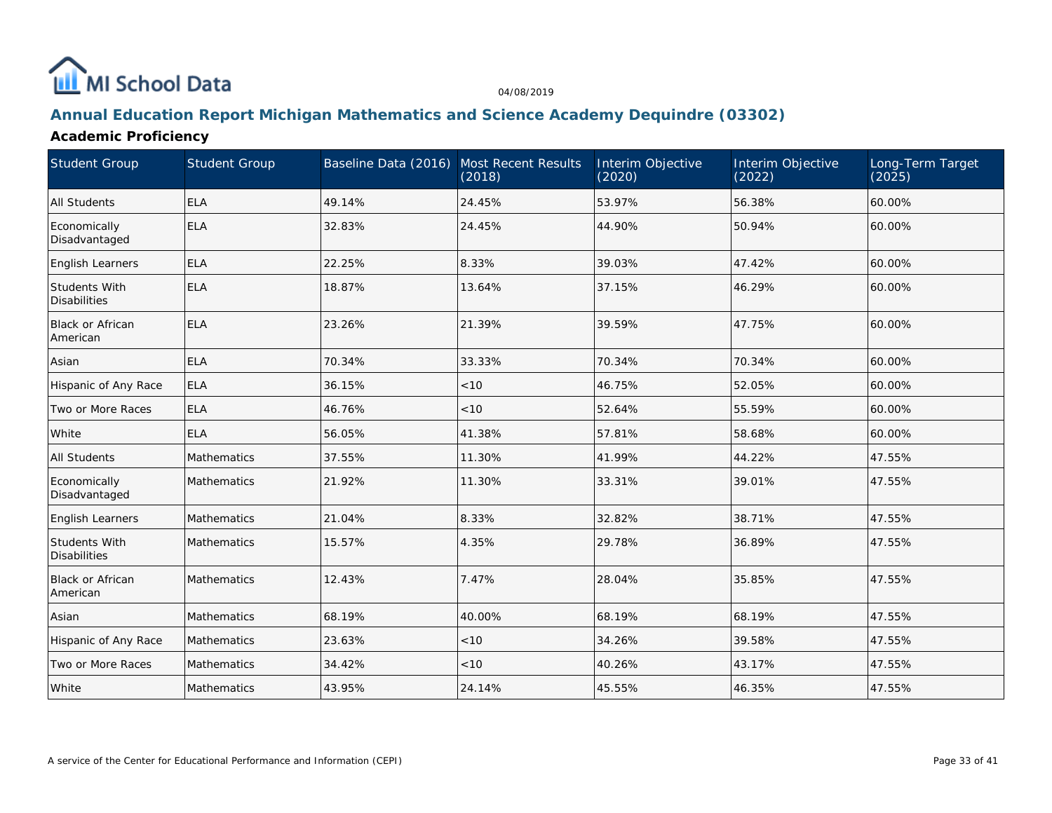# Annual Education Report Michigan Mathematics and Science Academy Dequindre (03302)

## Academic Proficiency

| Student Group | Student Group | Baseline Data (2016) | Most Recent Results (2018) | Interim Objective (2020) | Interim Objective (2022) | Long-Term Target (2025) |
|---|---|---|---|---|---|---|
| All Students | ELA | 49.14% | 24.45% | 53.97% | 56.38% | 60.00% |
| Economically Disadvantaged | ELA | 32.83% | 24.45% | 44.90% | 50.94% | 60.00% |
| English Learners | ELA | 22.25% | 8.33% | 39.03% | 47.42% | 60.00% |
| Students With Disabilities | ELA | 18.87% | 13.64% | 37.15% | 46.29% | 60.00% |
| Black or African American | ELA | 23.26% | 21.39% | 39.59% | 47.75% | 60.00% |
| Asian | ELA | 70.34% | 33.33% | 70.34% | 70.34% | 60.00% |
| Hispanic of Any Race | ELA | 36.15% | <10 | 46.75% | 52.05% | 60.00% |
| Two or More Races | ELA | 46.76% | <10 | 52.64% | 55.59% | 60.00% |
| White | ELA | 56.05% | 41.38% | 57.81% | 58.68% | 60.00% |
| All Students | Mathematics | 37.55% | 11.30% | 41.99% | 44.22% | 47.55% |
| Economically Disadvantaged | Mathematics | 21.92% | 11.30% | 33.31% | 39.01% | 47.55% |
| English Learners | Mathematics | 21.04% | 8.33% | 32.82% | 38.71% | 47.55% |
| Students With Disabilities | Mathematics | 15.57% | 4.35% | 29.78% | 36.89% | 47.55% |
| Black or African American | Mathematics | 12.43% | 7.47% | 28.04% | 35.85% | 47.55% |
| Asian | Mathematics | 68.19% | 40.00% | 68.19% | 68.19% | 47.55% |
| Hispanic of Any Race | Mathematics | 23.63% | <10 | 34.26% | 39.58% | 47.55% |
| Two or More Races | Mathematics | 34.42% | <10 | 40.26% | 43.17% | 47.55% |
| White | Mathematics | 43.95% | 24.14% | 45.55% | 46.35% | 47.55% |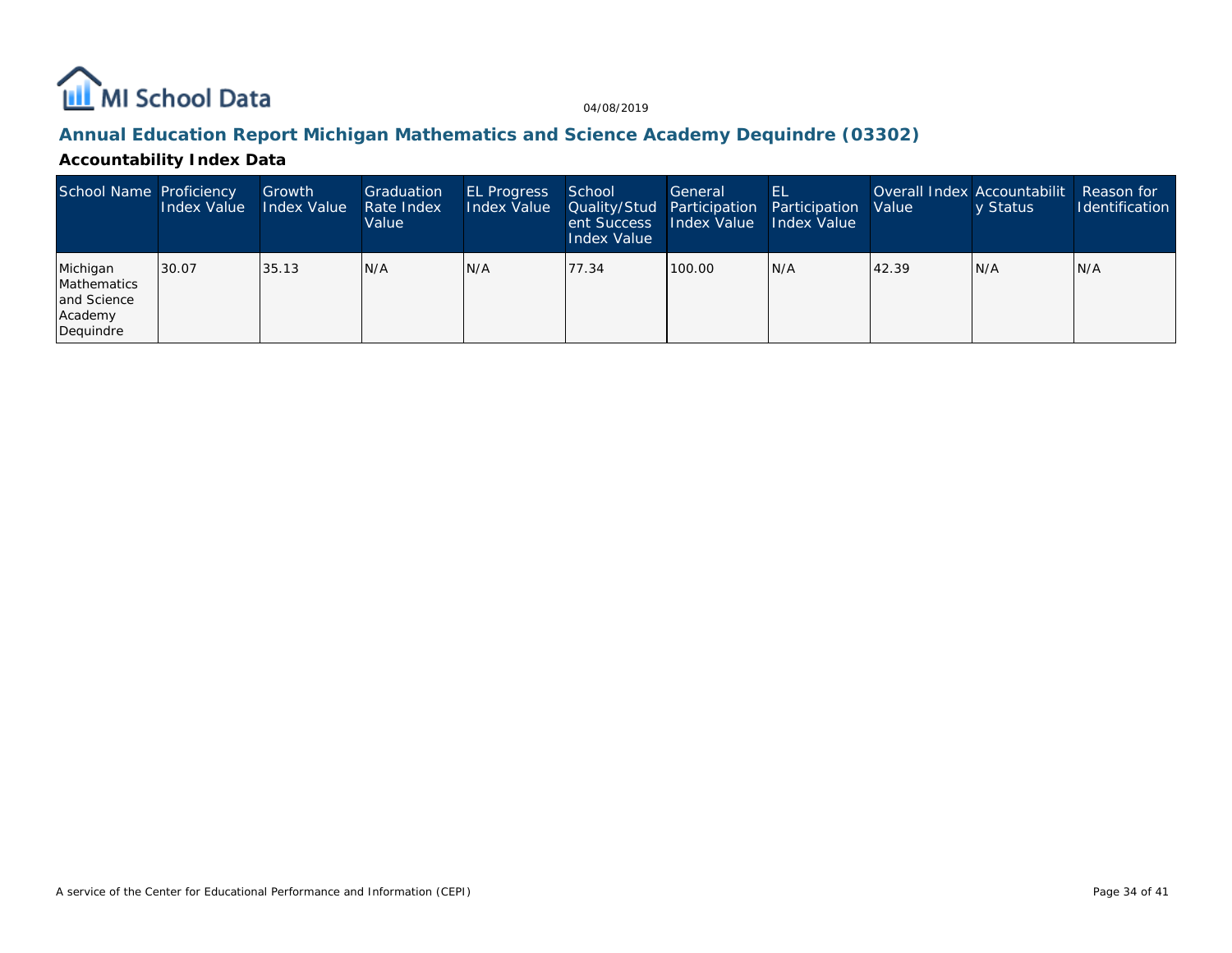MI School Data

04/08/2019

## Annual Education Report Michigan Mathematics and Science Academy Dequindre (03302)

### Accountability Index Data

| School Name | Proficiency Index Value | Growth Index Value | Graduation Rate Index Value | EL Progress Index Value | School Quality/Student Success Index Value | General Participation Index Value | EL Participation Index Value | Overall Index Value | Accountability Status | Reason for Identification |
|---|---|---|---|---|---|---|---|---|---|---|
| Michigan Mathematics and Science Academy Dequindre | 30.07 | 35.13 | N/A | N/A | 77.34 | 100.00 | N/A | 42.39 | N/A | N/A |

A service of the Center for Educational Performance and Information (CEPI)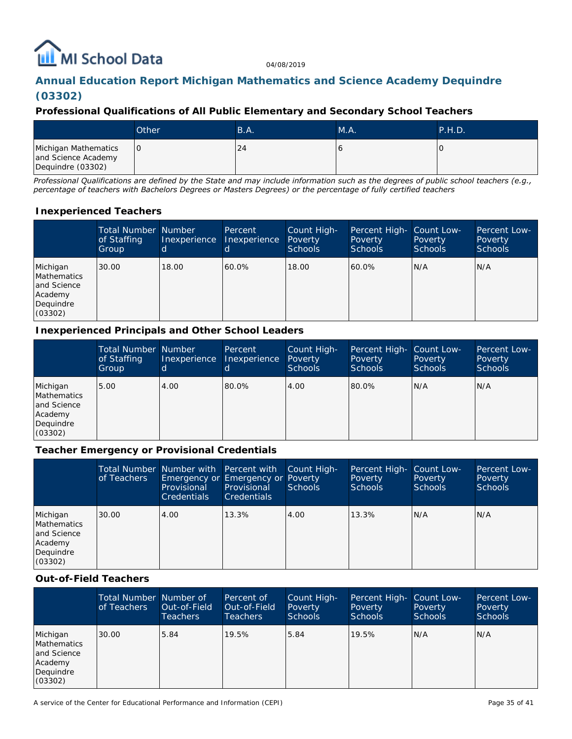# Annual Education Report Michigan Mathematics and Science Academy Dequindre (03302)

04/08/2019

### Professional Qualifications of All Public Elementary and Secondary School Teachers

| | Other | B.A. | M.A. | P.H.D. |
|---|---|---|---|---|
| Michigan Mathematics and Science Academy Dequindre (03302) | 0 | 24 | 6 | 0 |

*Professional Qualifications are defined by the State and may include information such as the degrees of public school teachers (e.g., percentage of teachers with Bachelors Degrees or Masters Degrees) or the percentage of fully certified teachers*

### Inexperienced Teachers

| | Total Number of Staffing Group | Number Inexperienced | Percent Inexperienced | Count High-Poverty Schools | Percent High-Poverty Schools | Count Low-Poverty Schools | Percent Low-Poverty Schools |
|---|---|---|---|---|---|---|---|
| Michigan Mathematics and Science Academy Dequindre (03302) | 30.00 | 18.00 | 60.0% | 18.00 | 60.0% | N/A | N/A |

### Inexperienced Principals and Other School Leaders

| | Total Number of Staffing Group | Number Inexperienced | Percent Inexperienced | Count High-Poverty Schools | Percent High-Poverty Schools | Count Low-Poverty Schools | Percent Low-Poverty Schools |
|---|---|---|---|---|---|---|---|
| Michigan Mathematics and Science Academy Dequindre (03302) | 5.00 | 4.00 | 80.0% | 4.00 | 80.0% | N/A | N/A |

### Teacher Emergency or Provisional Credentials

| | Total Number of Teachers | Number with Emergency or Provisional Credentials | Percent with Emergency or Provisional Credentials | Count High-Poverty Schools | Percent High-Poverty Schools | Count Low-Poverty Schools | Percent Low-Poverty Schools |
|---|---|---|---|---|---|---|---|
| Michigan Mathematics and Science Academy Dequindre (03302) | 30.00 | 4.00 | 13.3% | 4.00 | 13.3% | N/A | N/A |

### Out-of-Field Teachers

| | Total Number of Teachers | Number of Out-of-Field Teachers | Percent of Out-of-Field Teachers | Count High-Poverty Schools | Percent High-Poverty Schools | Count Low-Poverty Schools | Percent Low-Poverty Schools |
|---|---|---|---|---|---|---|---|
| Michigan Mathematics and Science Academy Dequindre (03302) | 30.00 | 5.84 | 19.5% | 5.84 | 19.5% | N/A | N/A |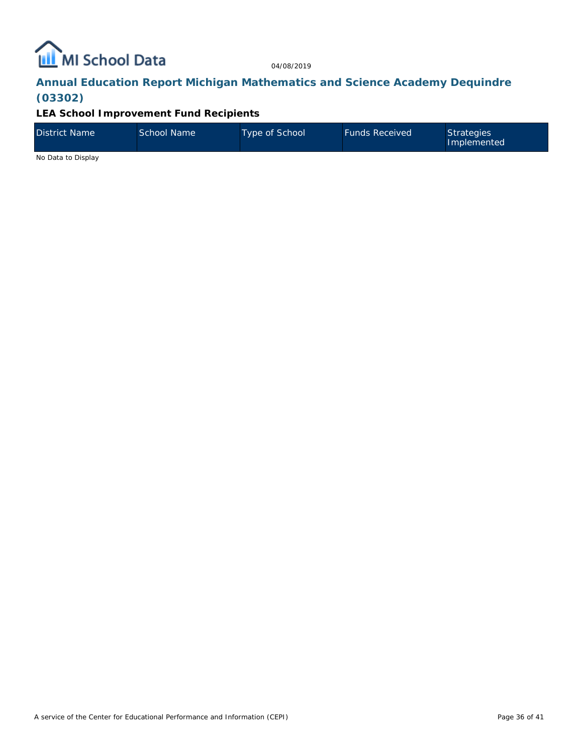## Annual Education Report Michigan Mathematics and Science Academy Dequindre (03302)

### LEA School Improvement Fund Recipients

| District Name | School Name | Type of School | Funds Received | Strategies Implemented |
|---|---|---|---|---|

No Data to Display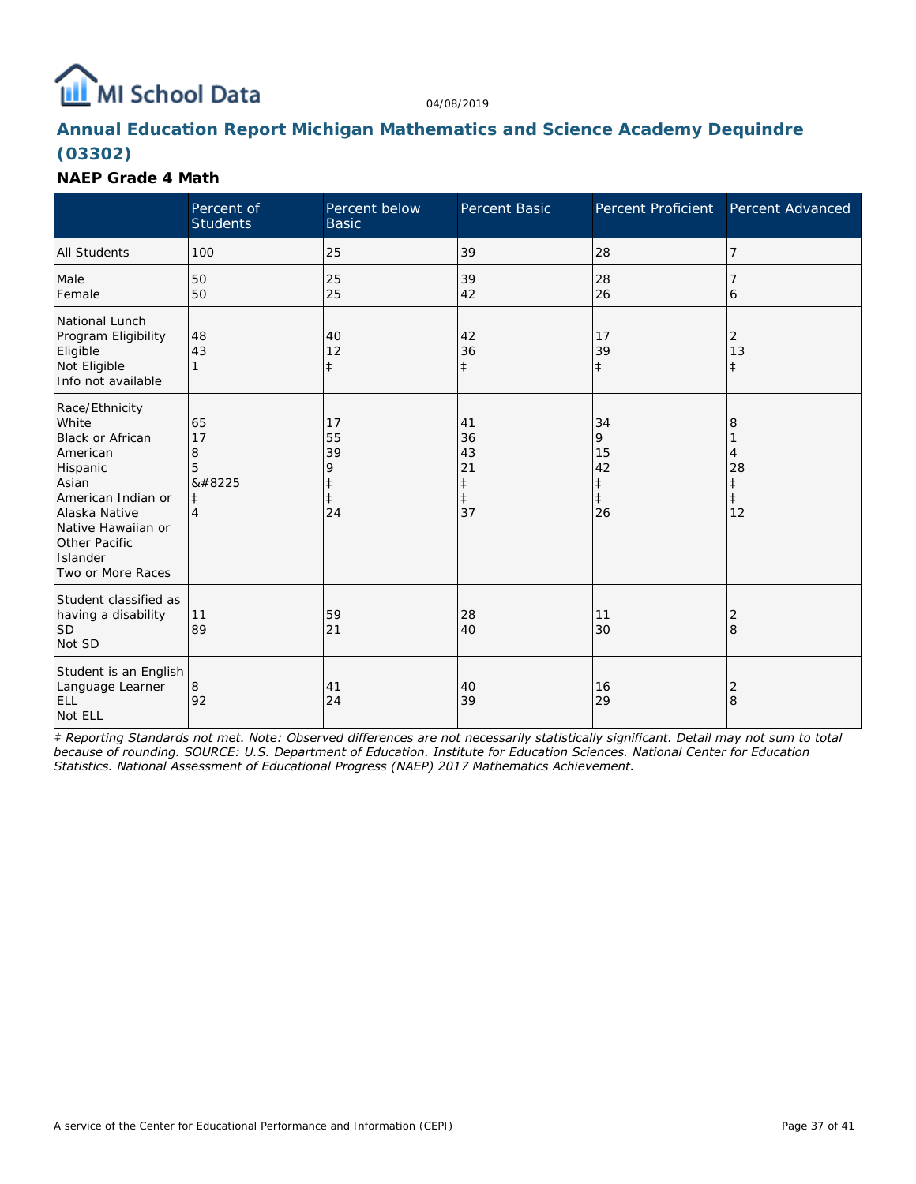04/08/2019

# Annual Education Report Michigan Mathematics and Science Academy Dequindre (03302)

### NAEP Grade 4 Math

| | Percent of Students | Percent below Basic | Percent Basic | Percent Proficient | Percent Advanced |
|---|---|---|---|---|---|
| All Students | 100 | 25 | 39 | 28 | 7 |
| Male<br>Female | 50<br>50 | 25<br>25 | 39<br>42 | 28<br>26 | 7<br>6 |
| National Lunch Program Eligibility<br>Eligible<br>Not Eligible<br>Info not available | <br>48<br>43<br>1 | <br>40<br>12<br>‡ | <br>42<br>36<br>‡ | <br>17<br>39<br>‡ | <br>2<br>13<br>‡ |
| Race/Ethnicity<br>White<br>Black or African American<br>Hispanic<br>Asian<br>American Indian or Alaska Native<br>Native Hawaiian or Other Pacific Islander<br>Two or More Races | 65<br>17<br>8<br>5<br>&#8225<br>‡<br>4 | 17<br>55<br>39<br>9<br>‡<br>‡<br>24 | 41<br>36<br>43<br>21<br>‡<br>‡<br>37 | 34<br>9<br>15<br>42<br>‡<br>‡<br>26 | 8<br>1<br>4<br>28<br>‡<br>‡<br>12 |
| Student classified as having a disability<br>SD<br>Not SD | 11<br>89 | 59<br>21 | 28<br>40 | 11<br>30 | 2<br>8 |
| Student is an English Language Learner<br>ELL<br>Not ELL | 8<br>92 | 41<br>24 | 40<br>39 | 16<br>29 | 2<br>8 |

*‡ Reporting Standards not met. Note: Observed differences are not necessarily statistically significant. Detail may not sum to total because of rounding. SOURCE: U.S. Department of Education. Institute for Education Sciences. National Center for Education Statistics. National Assessment of Educational Progress (NAEP) 2017 Mathematics Achievement.*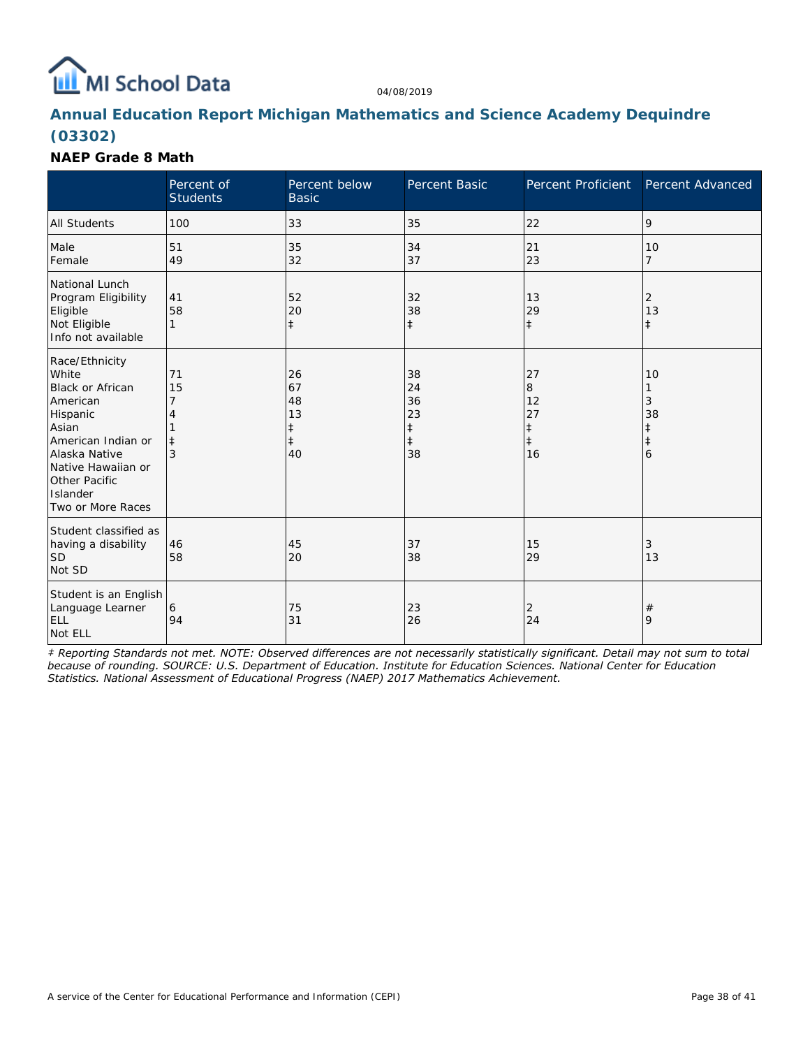# Annual Education Report Michigan Mathematics and Science Academy Dequindre (03302)

04/08/2019

### NAEP Grade 8 Math

| | Percent of Students | Percent below Basic | Percent Basic | Percent Proficient | Percent Advanced |
|---|---|---|---|---|---|
| All Students | 100 | 33 | 35 | 22 | 9 |
| Male | 51 | 35 | 34 | 21 | 10 |
| Female | 49 | 32 | 37 | 23 | 7 |
| National Lunch Program Eligibility | | | | | |
| Eligible | 41 | 52 | 32 | 13 | 2 |
| Not Eligible | 58 | 20 | 38 | 29 | 13 |
| Info not available | 1 | ‡ | ‡ | ‡ | ‡ |
| Race/Ethnicity | | | | | |
| White | 71 | 26 | 38 | 27 | 10 |
| Black or African American | 15 | 67 | 24 | 8 | 1 |
| Hispanic | 7 | 48 | 36 | 12 | 3 |
| Asian | 4 | 13 | 23 | 27 | 38 |
| American Indian or Alaska Native | 1 | ‡ | ‡ | ‡ | ‡ |
| Native Hawaiian or Other Pacific Islander | ‡ | ‡ | ‡ | ‡ | ‡ |
| Two or More Races | 3 | 40 | 38 | 16 | 6 |
| Student classified as having a disability | | | | | |
| SD | 46 | 45 | 37 | 15 | 3 |
| Not SD | 58 | 20 | 38 | 29 | 13 |
| Student is an English Language Learner | | | | | |
| ELL | 6 | 75 | 23 | 2 | # |
| Not ELL | 94 | 31 | 26 | 24 | 9 |

*‡ Reporting Standards not met. NOTE: Observed differences are not necessarily statistically significant. Detail may not sum to total because of rounding. SOURCE: U.S. Department of Education. Institute for Education Sciences. National Center for Education Statistics. National Assessment of Educational Progress (NAEP) 2017 Mathematics Achievement.*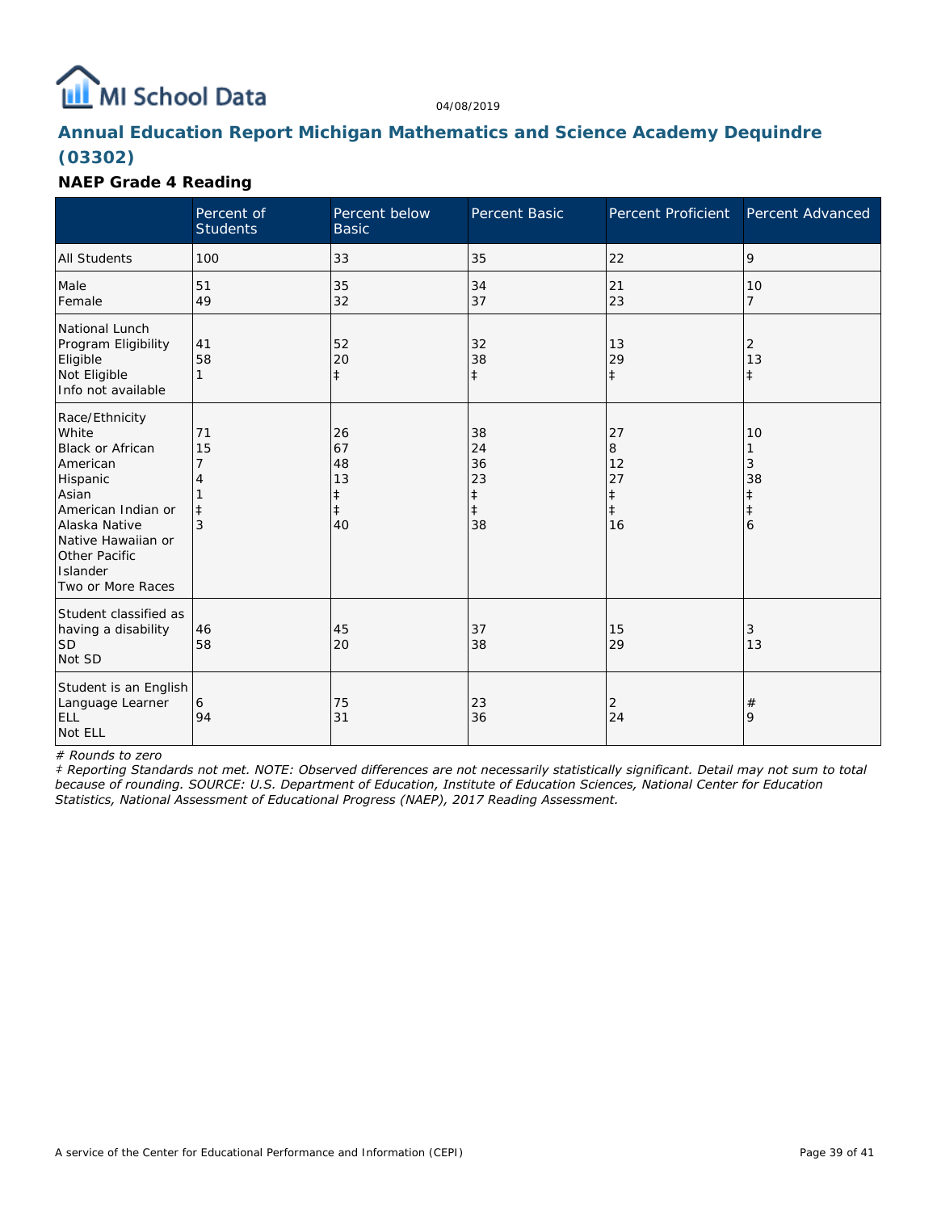04/08/2019

## Annual Education Report Michigan Mathematics and Science Academy Dequindre (03302)

### NAEP Grade 4 Reading

| | Percent of Students | Percent below Basic | Percent Basic | Percent Proficient | Percent Advanced |
|---|---|---|---|---|---|
| All Students | 100 | 33 | 35 | 22 | 9 |
| Male | 51 | 35 | 34 | 21 | 10 |
| Female | 49 | 32 | 37 | 23 | 7 |
| National Lunch Program Eligibility | | | | | |
| Eligible | 41 | 52 | 32 | 13 | 2 |
| Not Eligible | 58 | 20 | 38 | 29 | 13 |
| Info not available | 1 | ‡ | ‡ | ‡ | ‡ |
| Race/Ethnicity | | | | | |
| White | 71 | 26 | 38 | 27 | 10 |
| Black or African American | 15 | 67 | 24 | 8 | 1 |
| Hispanic | 7 | 48 | 36 | 12 | 3 |
| Asian | 4 | 13 | 23 | 27 | 38 |
| American Indian or Alaska Native | 1 | ‡ | ‡ | ‡ | ‡ |
| Native Hawaiian or Other Pacific Islander | ‡ | ‡ | ‡ | ‡ | ‡ |
| Two or More Races | 3 | 40 | 38 | 16 | 6 |
| Student classified as having a disability | | | | | |
| SD | 46 | 45 | 37 | 15 | 3 |
| Not SD | 58 | 20 | 38 | 29 | 13 |
| Student is an English Language Learner | | | | | |
| ELL | 6 | 75 | 23 | 2 | # |
| Not ELL | 94 | 31 | 36 | 24 | 9 |

*# Rounds to zero*

*‡ Reporting Standards not met. NOTE: Observed differences are not necessarily statistically significant. Detail may not sum to total because of rounding. SOURCE: U.S. Department of Education, Institute of Education Sciences, National Center for Education Statistics, National Assessment of Educational Progress (NAEP), 2017 Reading Assessment.*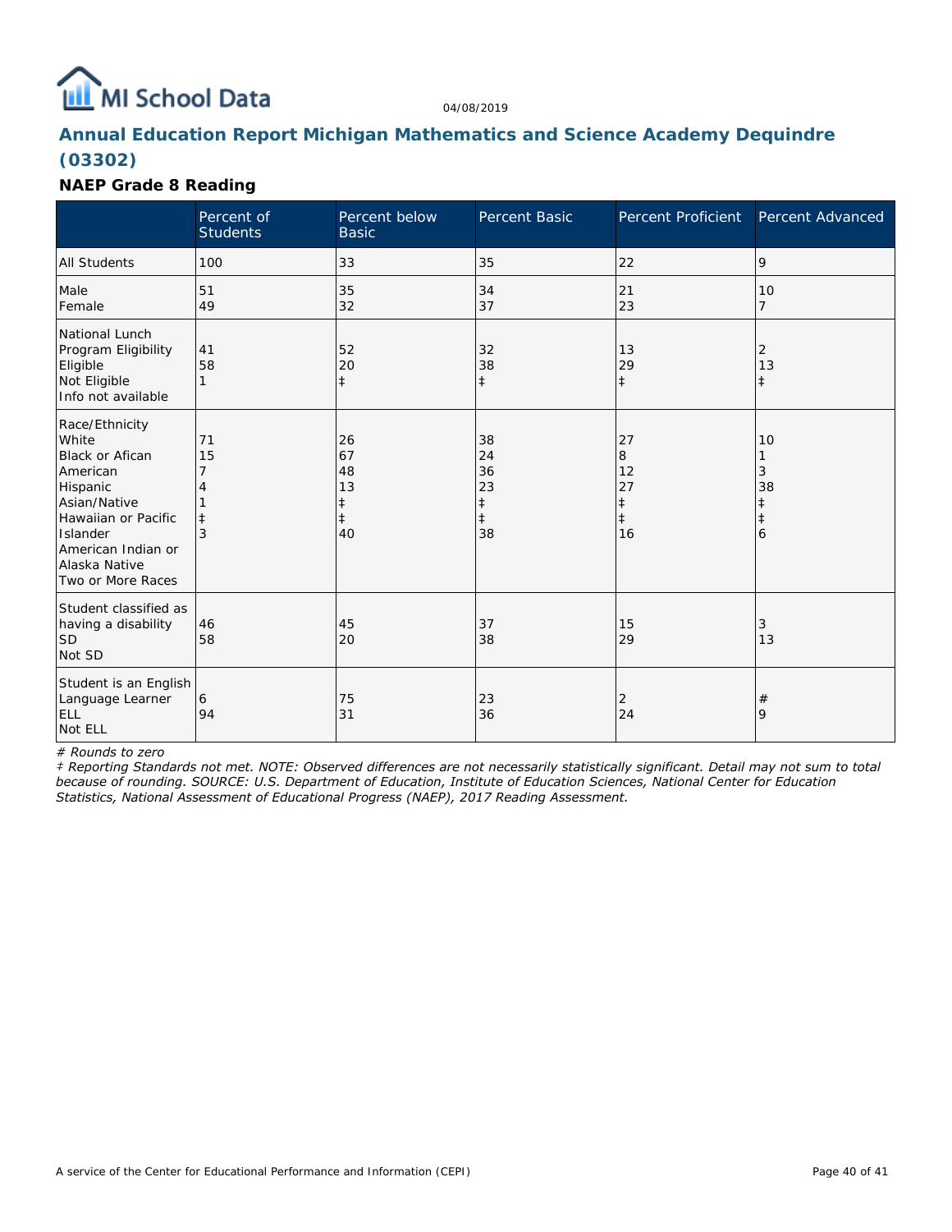# Annual Education Report Michigan Mathematics and Science Academy Dequindre (03302)

04/08/2019

## NAEP Grade 8 Reading

| | Percent of Students | Percent below Basic | Percent Basic | Percent Proficient | Percent Advanced |
|---|---|---|---|---|---|
| All Students | 100 | 33 | 35 | 22 | 9 |
| Male | 51 | 35 | 34 | 21 | 10 |
| Female | 49 | 32 | 37 | 23 | 7 |
| National Lunch Program Eligibility | | | | | |
| Eligible | 41 | 52 | 32 | 13 | 2 |
| Not Eligible | 58 | 20 | 38 | 29 | 13 |
| Info not available | 1 | ‡ | ‡ | ‡ | ‡ |
| Race/Ethnicity | | | | | |
| White | 71 | 26 | 38 | 27 | 10 |
| Black or Afican American | 15 | 67 | 24 | 8 | 1 |
| Hispanic | 7 | 48 | 36 | 12 | 3 |
| Asian/Native Hawaiian or Pacific Islander | 4 | 13 | 23 | 27 | 38 |
| American Indian or Alaska Native | 1 | ‡ | ‡ | ‡ | ‡ |
| Two or More Races | ‡ | ‡ | ‡ | ‡ | ‡ |
| | 3 | 40 | 38 | 16 | 6 |
| Student classified as having a disability | | | | | |
| SD | 46 | 45 | 37 | 15 | 3 |
| Not SD | 58 | 20 | 38 | 29 | 13 |
| Student is an English Language Learner | | | | | |
| ELL | 6 | 75 | 23 | 2 | # |
| Not ELL | 94 | 31 | 36 | 24 | 9 |

*# Rounds to zero*

*‡ Reporting Standards not met. NOTE: Observed differences are not necessarily statistically significant. Detail may not sum to total because of rounding. SOURCE: U.S. Department of Education, Institute of Education Sciences, National Center for Education Statistics, National Assessment of Educational Progress (NAEP), 2017 Reading Assessment.*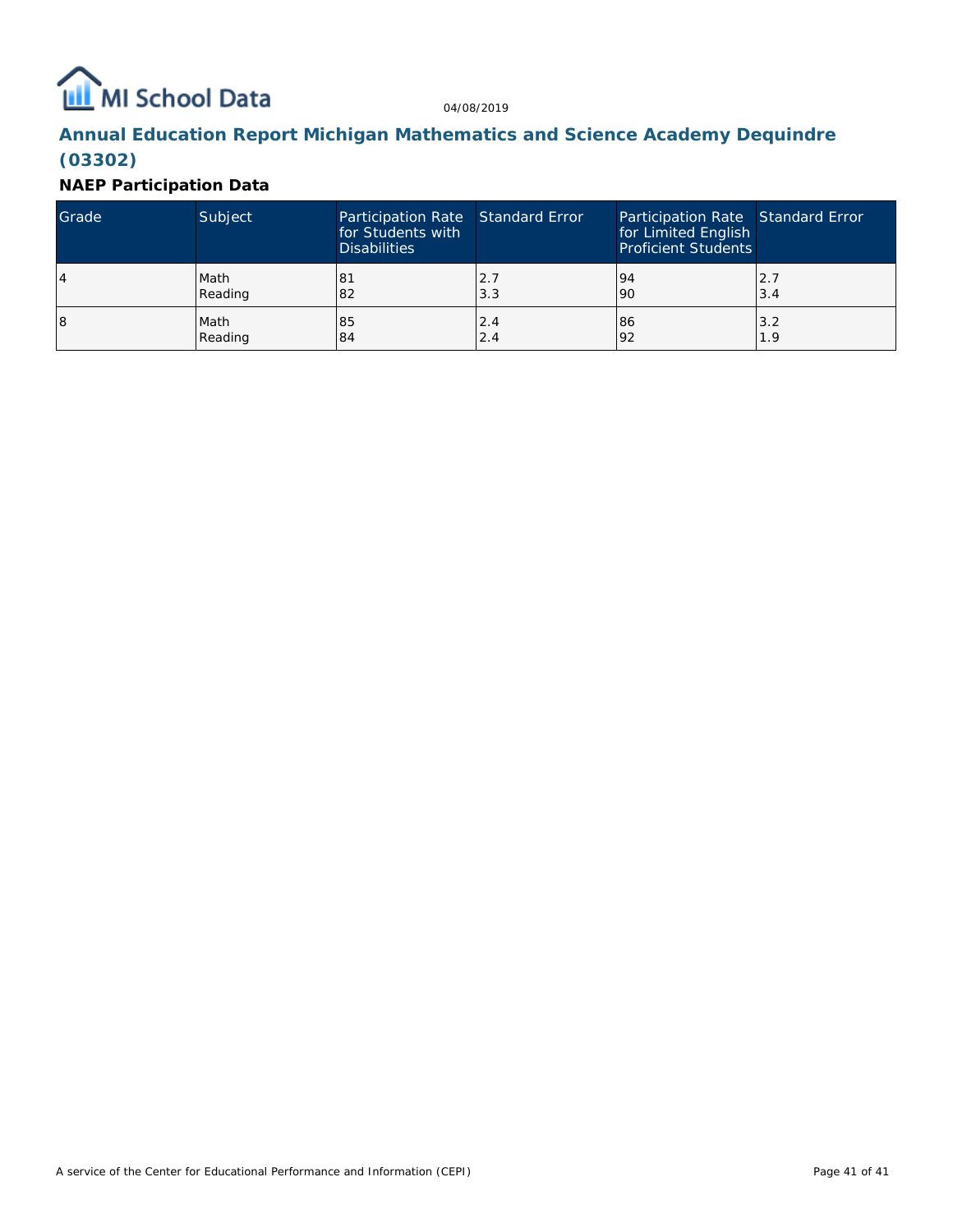# Annual Education Report Michigan Mathematics and Science Academy Dequindre (03302)

### NAEP Participation Data

| Grade | Subject | Participation Rate for Students with Disabilities | Standard Error | Participation Rate for Limited English Proficient Students | Standard Error |
|---|---|---|---|---|---|
| 4 | Math<br>Reading | 81<br>82 | 2.7<br>3.3 | 94<br>90 | 2.7<br>3.4 |
| 8 | Math<br>Reading | 85<br>84 | 2.4<br>2.4 | 86<br>92 | 3.2<br>1.9 |